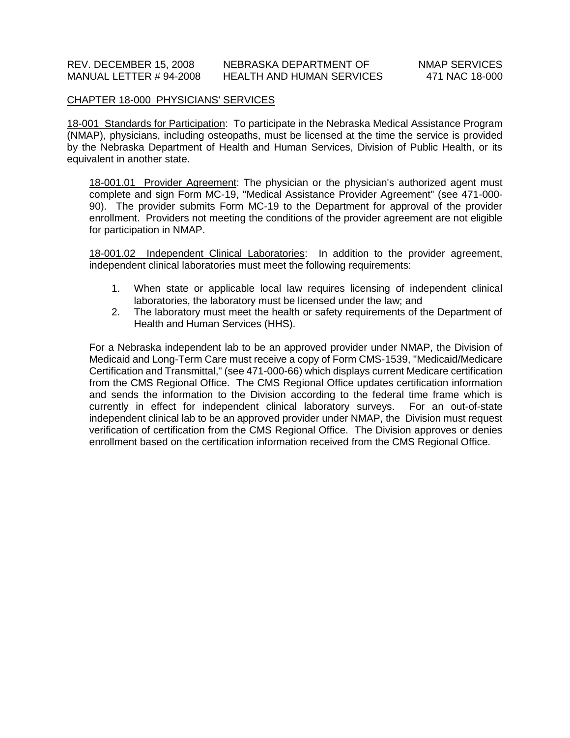## CHAPTER 18-000 PHYSICIANS' SERVICES

18-001 Standards for Participation: To participate in the Nebraska Medical Assistance Program (NMAP), physicians, including osteopaths, must be licensed at the time the service is provided by the Nebraska Department of Health and Human Services, Division of Public Health, or its equivalent in another state.

18-001.01 Provider Agreement: The physician or the physician's authorized agent must complete and sign Form MC-19, "Medical Assistance Provider Agreement" (see 471-000-90). The provider submits Form MC-19 to the Department for approval of the provider enrollment. Providers not meeting the conditions of the provider agreement are not eligible for participation in NMAP.

18-001.02 Independent Clinical Laboratories: In addition to the provider agreement, independent clinical laboratories must meet the following requirements:

1. When state or applicable local law requires licensing of independent clinical laboratories, the laboratory must be licensed under the law; and
2. The laboratory must meet the health or safety requirements of the Department of Health and Human Services (HHS).

For a Nebraska independent lab to be an approved provider under NMAP, the Division of Medicaid and Long-Term Care must receive a copy of Form CMS-1539, "Medicaid/Medicare Certification and Transmittal," (see 471-000-66) which displays current Medicare certification from the CMS Regional Office. The CMS Regional Office updates certification information and sends the information to the Division according to the federal time frame which is currently in effect for independent clinical laboratory surveys. For an out-of-state independent clinical lab to be an approved provider under NMAP, the Division must request verification of certification from the CMS Regional Office. The Division approves or denies enrollment based on the certification information received from the CMS Regional Office.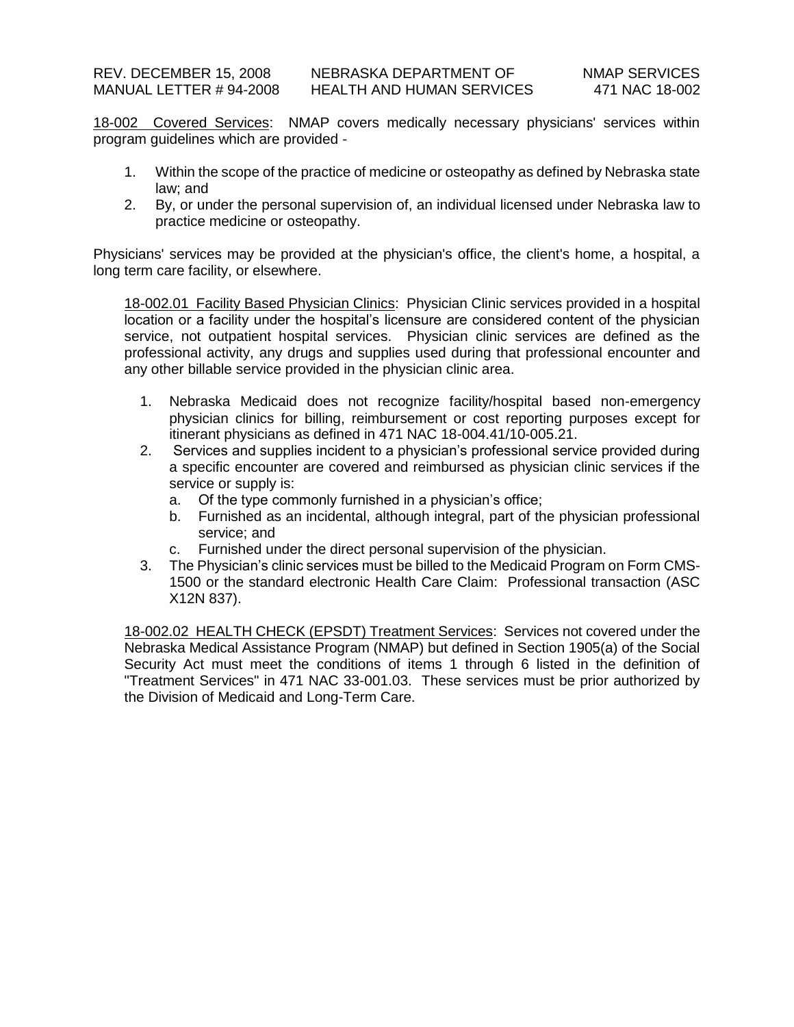18-002 Covered Services: NMAP covers medically necessary physicians' services within program guidelines which are provided -

1. Within the scope of the practice of medicine or osteopathy as defined by Nebraska state law; and
2. By, or under the personal supervision of, an individual licensed under Nebraska law to practice medicine or osteopathy.

Physicians' services may be provided at the physician's office, the client's home, a hospital, a long term care facility, or elsewhere.

18-002.01 Facility Based Physician Clinics: Physician Clinic services provided in a hospital location or a facility under the hospital's licensure are considered content of the physician service, not outpatient hospital services. Physician clinic services are defined as the professional activity, any drugs and supplies used during that professional encounter and any other billable service provided in the physician clinic area.

1. Nebraska Medicaid does not recognize facility/hospital based non-emergency physician clinics for billing, reimbursement or cost reporting purposes except for itinerant physicians as defined in 471 NAC 18-004.41/10-005.21.
2. Services and supplies incident to a physician's professional service provided during a specific encounter are covered and reimbursed as physician clinic services if the service or supply is:
   a. Of the type commonly furnished in a physician's office;
   b. Furnished as an incidental, although integral, part of the physician professional service; and
   c. Furnished under the direct personal supervision of the physician.
3. The Physician's clinic services must be billed to the Medicaid Program on Form CMS-1500 or the standard electronic Health Care Claim: Professional transaction (ASC X12N 837).

18-002.02 HEALTH CHECK (EPSDT) Treatment Services: Services not covered under the Nebraska Medical Assistance Program (NMAP) but defined in Section 1905(a) of the Social Security Act must meet the conditions of items 1 through 6 listed in the definition of "Treatment Services" in 471 NAC 33-001.03. These services must be prior authorized by the Division of Medicaid and Long-Term Care.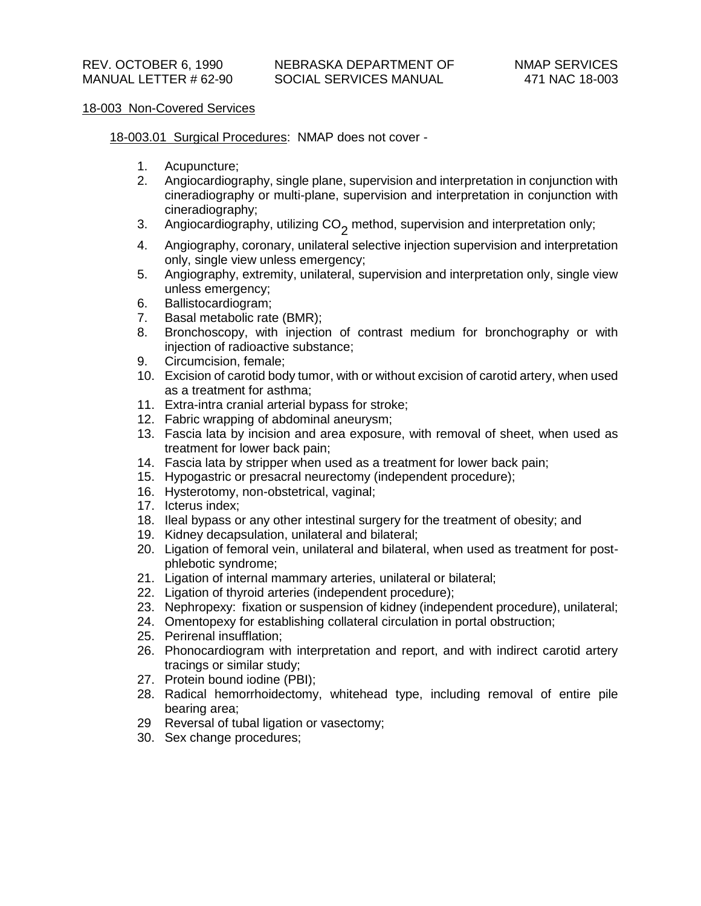## 18-003 Non-Covered Services

### 18-003.01 Surgical Procedures: NMAP does not cover -

1. Acupuncture;
2. Angiocardiography, single plane, supervision and interpretation in conjunction with cineradiography or multi-plane, supervision and interpretation in conjunction with cineradiography;
3. Angiocardiography, utilizing $CO_2$ method, supervision and interpretation only;
4. Angiography, coronary, unilateral selective injection supervision and interpretation only, single view unless emergency;
5. Angiography, extremity, unilateral, supervision and interpretation only, single view unless emergency;
6. Ballistocardiogram;
7. Basal metabolic rate (BMR);
8. Bronchoscopy, with injection of contrast medium for bronchography or with injection of radioactive substance;
9. Circumcision, female;
10. Excision of carotid body tumor, with or without excision of carotid artery, when used as a treatment for asthma;
11. Extra-intra cranial arterial bypass for stroke;
12. Fabric wrapping of abdominal aneurysm;
13. Fascia lata by incision and area exposure, with removal of sheet, when used as treatment for lower back pain;
14. Fascia lata by stripper when used as a treatment for lower back pain;
15. Hypogastric or presacral neurectomy (independent procedure);
16. Hysterotomy, non-obstetrical, vaginal;
17. Icterus index;
18. Ileal bypass or any other intestinal surgery for the treatment of obesity; and
19. Kidney decapsulation, unilateral and bilateral;
20. Ligation of femoral vein, unilateral and bilateral, when used as treatment for post-phlebotic syndrome;
21. Ligation of internal mammary arteries, unilateral or bilateral;
22. Ligation of thyroid arteries (independent procedure);
23. Nephropexy: fixation or suspension of kidney (independent procedure), unilateral;
24. Omentopexy for establishing collateral circulation in portal obstruction;
25. Perirenal insufflation;
26. Phonocardiogram with interpretation and report, and with indirect carotid artery tracings or similar study;
27. Protein bound iodine (PBI);
28. Radical hemorrhoidectomy, whitehead type, including removal of entire pile bearing area;
29. Reversal of tubal ligation or vasectomy;
30. Sex change procedures;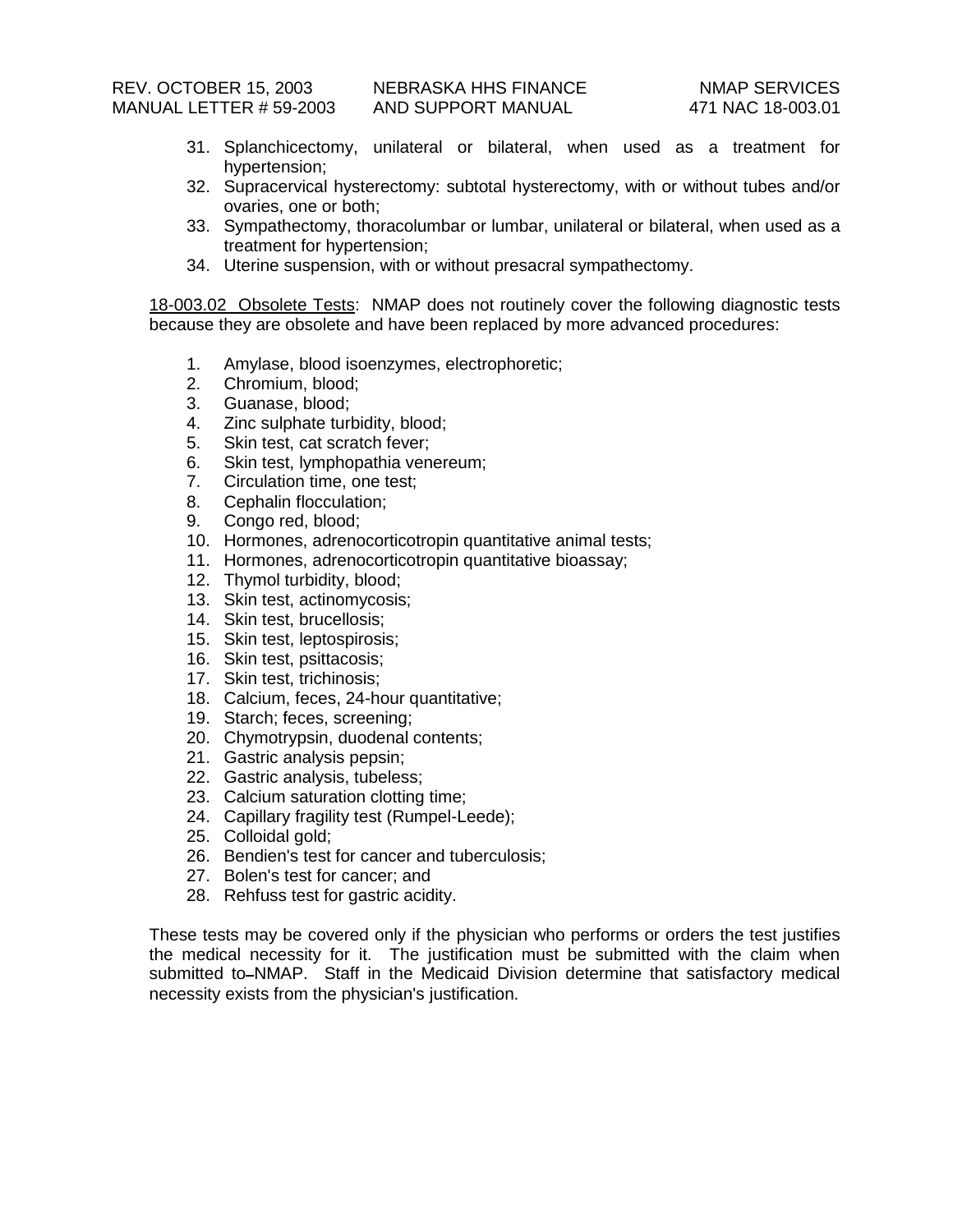31. Splanchicectomy, unilateral or bilateral, when used as a treatment for hypertension;
32. Supracervical hysterectomy: subtotal hysterectomy, with or without tubes and/or ovaries, one or both;
33. Sympathectomy, thoracolumbar or lumbar, unilateral or bilateral, when used as a treatment for hypertension;
34. Uterine suspension, with or without presacral sympathectomy.

18-003.02 Obsolete Tests: NMAP does not routinely cover the following diagnostic tests because they are obsolete and have been replaced by more advanced procedures:

1. Amylase, blood isoenzymes, electrophoretic;
2. Chromium, blood;
3. Guanase, blood;
4. Zinc sulphate turbidity, blood;
5. Skin test, cat scratch fever;
6. Skin test, lymphopathia venereum;
7. Circulation time, one test;
8. Cephalin flocculation;
9. Congo red, blood;
10. Hormones, adrenocorticotropin quantitative animal tests;
11. Hormones, adrenocorticotropin quantitative bioassay;
12. Thymol turbidity, blood;
13. Skin test, actinomycosis;
14. Skin test, brucellosis;
15. Skin test, leptospirosis;
16. Skin test, psittacosis;
17. Skin test, trichinosis;
18. Calcium, feces, 24-hour quantitative;
19. Starch; feces, screening;
20. Chymotrypsin, duodenal contents;
21. Gastric analysis pepsin;
22. Gastric analysis, tubeless;
23. Calcium saturation clotting time;
24. Capillary fragility test (Rumpel-Leede);
25. Colloidal gold;
26. Bendien's test for cancer and tuberculosis;
27. Bolen's test for cancer; and
28. Rehfuss test for gastric acidity.

These tests may be covered only if the physician who performs or orders the test justifies the medical necessity for it. The justification must be submitted with the claim when submitted to NMAP. Staff in the Medicaid Division determine that satisfactory medical necessity exists from the physician's justification.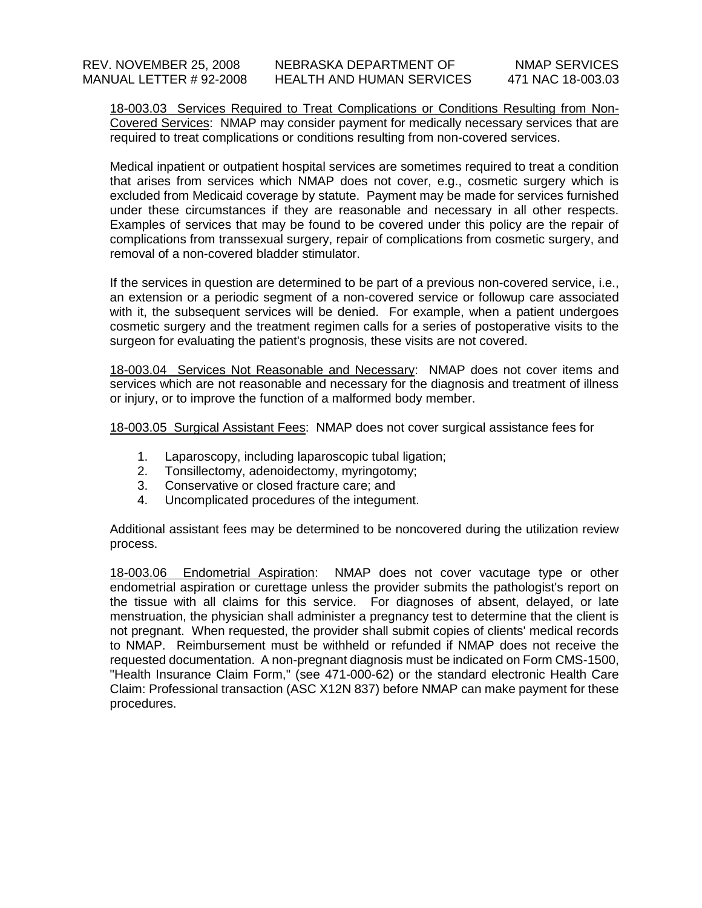18-003.03 Services Required to Treat Complications or Conditions Resulting from Non-Covered Services: NMAP may consider payment for medically necessary services that are required to treat complications or conditions resulting from non-covered services.

Medical inpatient or outpatient hospital services are sometimes required to treat a condition that arises from services which NMAP does not cover, e.g., cosmetic surgery which is excluded from Medicaid coverage by statute. Payment may be made for services furnished under these circumstances if they are reasonable and necessary in all other respects. Examples of services that may be found to be covered under this policy are the repair of complications from transsexual surgery, repair of complications from cosmetic surgery, and removal of a non-covered bladder stimulator.

If the services in question are determined to be part of a previous non-covered service, i.e., an extension or a periodic segment of a non-covered service or followup care associated with it, the subsequent services will be denied. For example, when a patient undergoes cosmetic surgery and the treatment regimen calls for a series of postoperative visits to the surgeon for evaluating the patient's prognosis, these visits are not covered.

18-003.04 Services Not Reasonable and Necessary: NMAP does not cover items and services which are not reasonable and necessary for the diagnosis and treatment of illness or injury, or to improve the function of a malformed body member.

18-003.05 Surgical Assistant Fees: NMAP does not cover surgical assistance fees for

1. Laparoscopy, including laparoscopic tubal ligation;
2. Tonsillectomy, adenoidectomy, myringotomy;
3. Conservative or closed fracture care; and
4. Uncomplicated procedures of the integument.

Additional assistant fees may be determined to be noncovered during the utilization review process.

18-003.06 Endometrial Aspiration: NMAP does not cover vacutage type or other endometrial aspiration or curettage unless the provider submits the pathologist's report on the tissue with all claims for this service. For diagnoses of absent, delayed, or late menstruation, the physician shall administer a pregnancy test to determine that the client is not pregnant. When requested, the provider shall submit copies of clients' medical records to NMAP. Reimbursement must be withheld or refunded if NMAP does not receive the requested documentation. A non-pregnant diagnosis must be indicated on Form CMS-1500, "Health Insurance Claim Form," (see 471-000-62) or the standard electronic Health Care Claim: Professional transaction (ASC X12N 837) before NMAP can make payment for these procedures.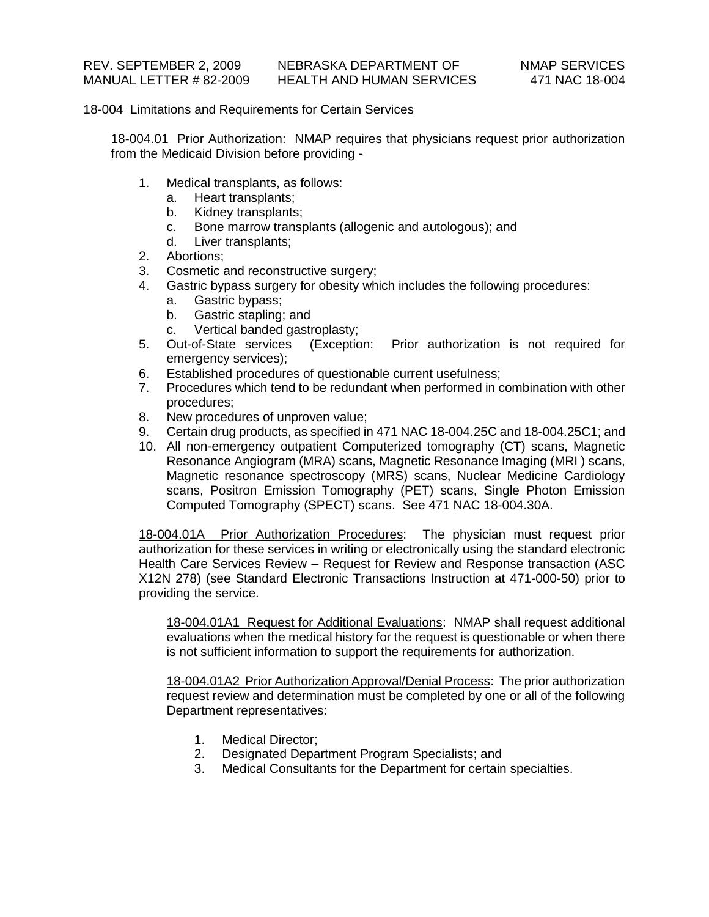18-004 Limitations and Requirements for Certain Services

18-004.01 Prior Authorization: NMAP requires that physicians request prior authorization from the Medicaid Division before providing -

1. Medical transplants, as follows:
   a. Heart transplants;
   b. Kidney transplants;
   c. Bone marrow transplants (allogenic and autologous); and
   d. Liver transplants;
2. Abortions;
3. Cosmetic and reconstructive surgery;
4. Gastric bypass surgery for obesity which includes the following procedures:
   a. Gastric bypass;
   b. Gastric stapling; and
   c. Vertical banded gastroplasty;
5. Out-of-State services (Exception: Prior authorization is not required for emergency services);
6. Established procedures of questionable current usefulness;
7. Procedures which tend to be redundant when performed in combination with other procedures;
8. New procedures of unproven value;
9. Certain drug products, as specified in 471 NAC 18-004.25C and 18-004.25C1; and
10. All non-emergency outpatient Computerized tomography (CT) scans, Magnetic Resonance Angiogram (MRA) scans, Magnetic Resonance Imaging (MRI ) scans, Magnetic resonance spectroscopy (MRS) scans, Nuclear Medicine Cardiology scans, Positron Emission Tomography (PET) scans, Single Photon Emission Computed Tomography (SPECT) scans. See 471 NAC 18-004.30A.

18-004.01A Prior Authorization Procedures: The physician must request prior authorization for these services in writing or electronically using the standard electronic Health Care Services Review – Request for Review and Response transaction (ASC X12N 278) (see Standard Electronic Transactions Instruction at 471-000-50) prior to providing the service.

18-004.01A1 Request for Additional Evaluations: NMAP shall request additional evaluations when the medical history for the request is questionable or when there is not sufficient information to support the requirements for authorization.

18-004.01A2 Prior Authorization Approval/Denial Process: The prior authorization request review and determination must be completed by one or all of the following Department representatives:

1. Medical Director;
2. Designated Department Program Specialists; and
3. Medical Consultants for the Department for certain specialties.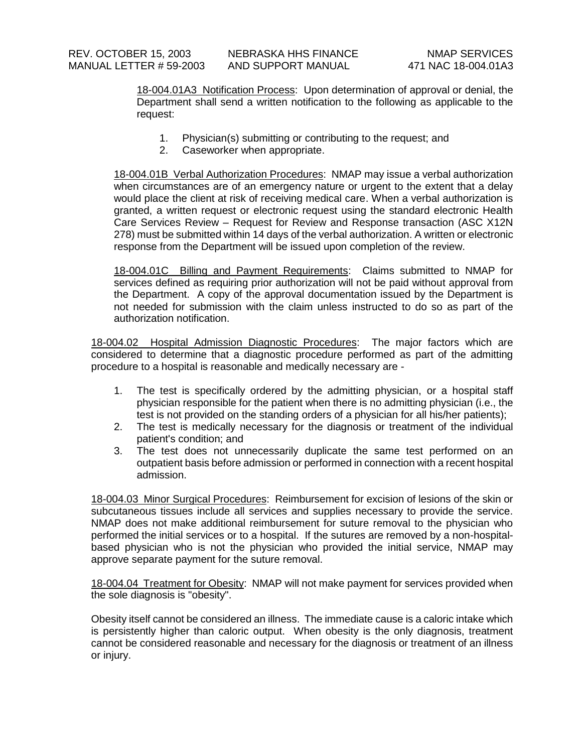18-004.01A3 Notification Process: Upon determination of approval or denial, the Department shall send a written notification to the following as applicable to the request:

1. Physician(s) submitting or contributing to the request; and
2. Caseworker when appropriate.

18-004.01B Verbal Authorization Procedures: NMAP may issue a verbal authorization when circumstances are of an emergency nature or urgent to the extent that a delay would place the client at risk of receiving medical care. When a verbal authorization is granted, a written request or electronic request using the standard electronic Health Care Services Review – Request for Review and Response transaction (ASC X12N 278) must be submitted within 14 days of the verbal authorization. A written or electronic response from the Department will be issued upon completion of the review.

18-004.01C Billing and Payment Requirements: Claims submitted to NMAP for services defined as requiring prior authorization will not be paid without approval from the Department. A copy of the approval documentation issued by the Department is not needed for submission with the claim unless instructed to do so as part of the authorization notification.

18-004.02 Hospital Admission Diagnostic Procedures: The major factors which are considered to determine that a diagnostic procedure performed as part of the admitting procedure to a hospital is reasonable and medically necessary are -

1. The test is specifically ordered by the admitting physician, or a hospital staff physician responsible for the patient when there is no admitting physician (i.e., the test is not provided on the standing orders of a physician for all his/her patients);
2. The test is medically necessary for the diagnosis or treatment of the individual patient's condition; and
3. The test does not unnecessarily duplicate the same test performed on an outpatient basis before admission or performed in connection with a recent hospital admission.

18-004.03 Minor Surgical Procedures: Reimbursement for excision of lesions of the skin or subcutaneous tissues include all services and supplies necessary to provide the service. NMAP does not make additional reimbursement for suture removal to the physician who performed the initial services or to a hospital. If the sutures are removed by a non-hospital-based physician who is not the physician who provided the initial service, NMAP may approve separate payment for the suture removal.

18-004.04 Treatment for Obesity: NMAP will not make payment for services provided when the sole diagnosis is "obesity".

Obesity itself cannot be considered an illness. The immediate cause is a caloric intake which is persistently higher than caloric output. When obesity is the only diagnosis, treatment cannot be considered reasonable and necessary for the diagnosis or treatment of an illness or injury.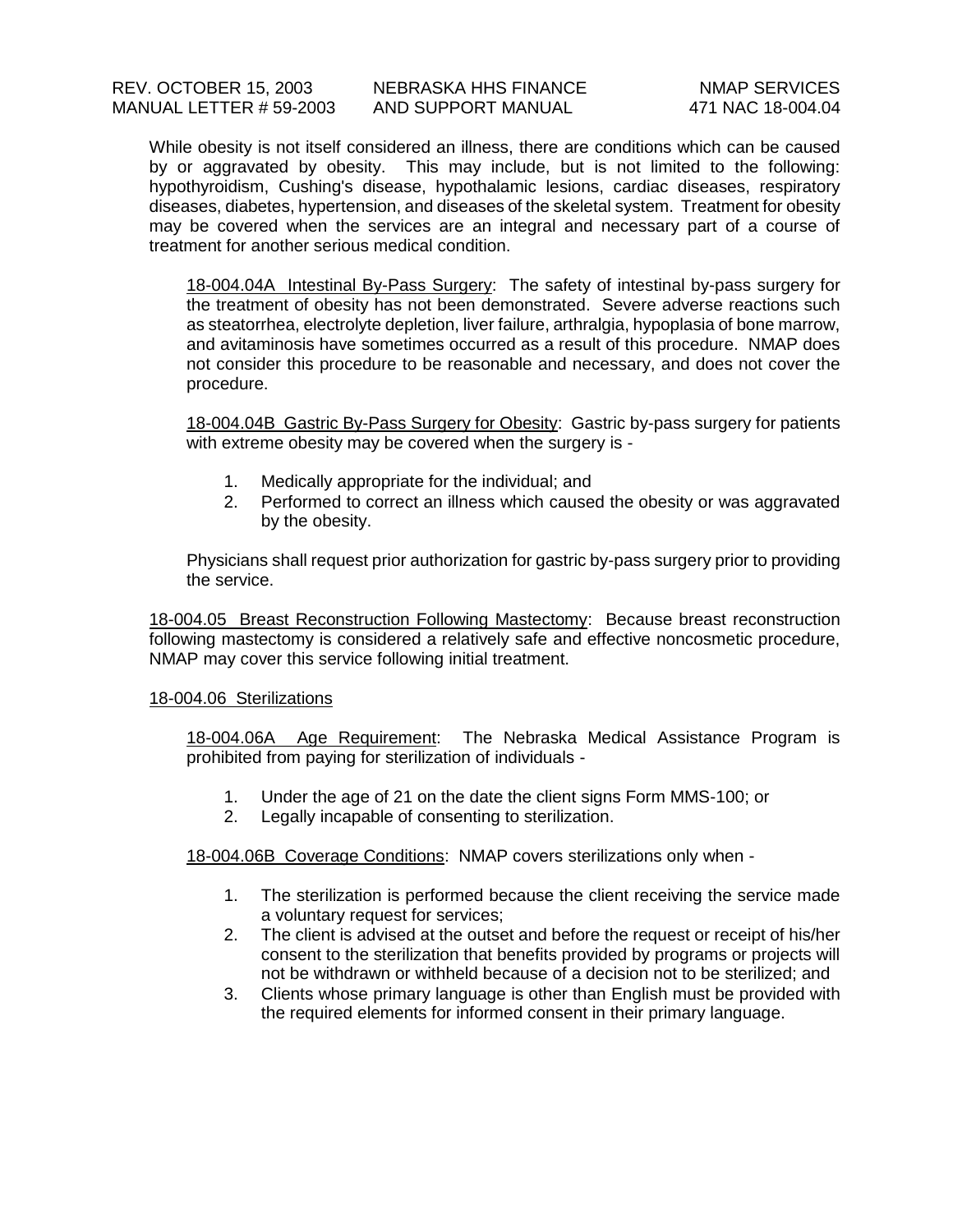While obesity is not itself considered an illness, there are conditions which can be caused by or aggravated by obesity. This may include, but is not limited to the following: hypothyroidism, Cushing's disease, hypothalamic lesions, cardiac diseases, respiratory diseases, diabetes, hypertension, and diseases of the skeletal system. Treatment for obesity may be covered when the services are an integral and necessary part of a course of treatment for another serious medical condition.

<u>18-004.04A Intestinal By-Pass Surgery</u>: The safety of intestinal by-pass surgery for the treatment of obesity has not been demonstrated. Severe adverse reactions such as steatorrhea, electrolyte depletion, liver failure, arthralgia, hypoplasia of bone marrow, and avitaminosis have sometimes occurred as a result of this procedure. NMAP does not consider this procedure to be reasonable and necessary, and does not cover the procedure.

<u>18-004.04B Gastric By-Pass Surgery for Obesity</u>: Gastric by-pass surgery for patients with extreme obesity may be covered when the surgery is -

1. Medically appropriate for the individual; and
2. Performed to correct an illness which caused the obesity or was aggravated by the obesity.

Physicians shall request prior authorization for gastric by-pass surgery prior to providing the service.

<u>18-004.05 Breast Reconstruction Following Mastectomy</u>: Because breast reconstruction following mastectomy is considered a relatively safe and effective noncosmetic procedure, NMAP may cover this service following initial treatment.

<u>18-004.06 Sterilizations</u>

<u>18-004.06A Age Requirement</u>: The Nebraska Medical Assistance Program is prohibited from paying for sterilization of individuals -

1. Under the age of 21 on the date the client signs Form MMS-100; or
2. Legally incapable of consenting to sterilization.

<u>18-004.06B Coverage Conditions</u>: NMAP covers sterilizations only when -

1. The sterilization is performed because the client receiving the service made a voluntary request for services;
2. The client is advised at the outset and before the request or receipt of his/her consent to the sterilization that benefits provided by programs or projects will not be withdrawn or withheld because of a decision not to be sterilized; and
3. Clients whose primary language is other than English must be provided with the required elements for informed consent in their primary language.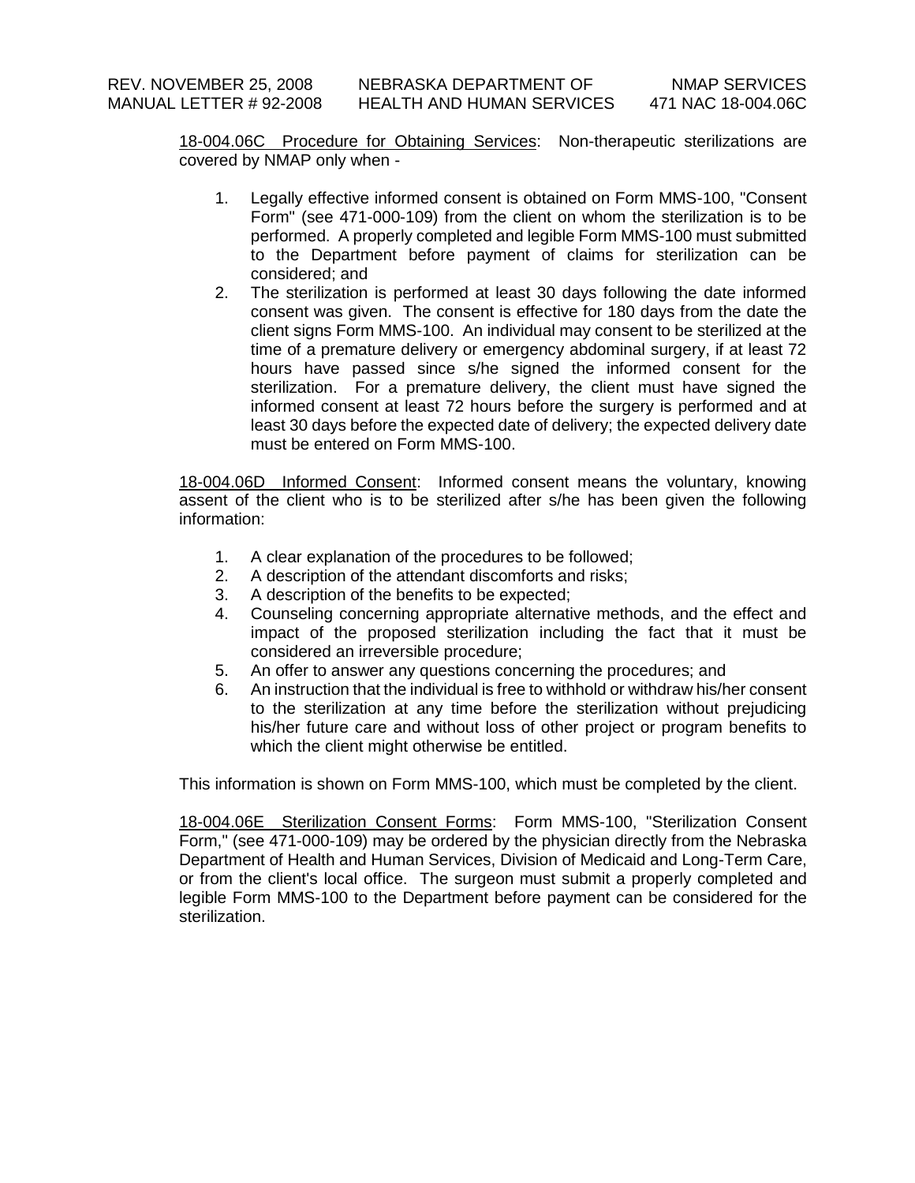18-004.06C Procedure for Obtaining Services: Non-therapeutic sterilizations are covered by NMAP only when -

1. Legally effective informed consent is obtained on Form MMS-100, "Consent Form" (see 471-000-109) from the client on whom the sterilization is to be performed. A properly completed and legible Form MMS-100 must submitted to the Department before payment of claims for sterilization can be considered; and
2. The sterilization is performed at least 30 days following the date informed consent was given. The consent is effective for 180 days from the date the client signs Form MMS-100. An individual may consent to be sterilized at the time of a premature delivery or emergency abdominal surgery, if at least 72 hours have passed since s/he signed the informed consent for the sterilization. For a premature delivery, the client must have signed the informed consent at least 72 hours before the surgery is performed and at least 30 days before the expected date of delivery; the expected delivery date must be entered on Form MMS-100.

18-004.06D Informed Consent: Informed consent means the voluntary, knowing assent of the client who is to be sterilized after s/he has been given the following information:

1. A clear explanation of the procedures to be followed;
2. A description of the attendant discomforts and risks;
3. A description of the benefits to be expected;
4. Counseling concerning appropriate alternative methods, and the effect and impact of the proposed sterilization including the fact that it must be considered an irreversible procedure;
5. An offer to answer any questions concerning the procedures; and
6. An instruction that the individual is free to withhold or withdraw his/her consent to the sterilization at any time before the sterilization without prejudicing his/her future care and without loss of other project or program benefits to which the client might otherwise be entitled.

This information is shown on Form MMS-100, which must be completed by the client.

18-004.06E Sterilization Consent Forms: Form MMS-100, "Sterilization Consent Form," (see 471-000-109) may be ordered by the physician directly from the Nebraska Department of Health and Human Services, Division of Medicaid and Long-Term Care, or from the client's local office. The surgeon must submit a properly completed and legible Form MMS-100 to the Department before payment can be considered for the sterilization.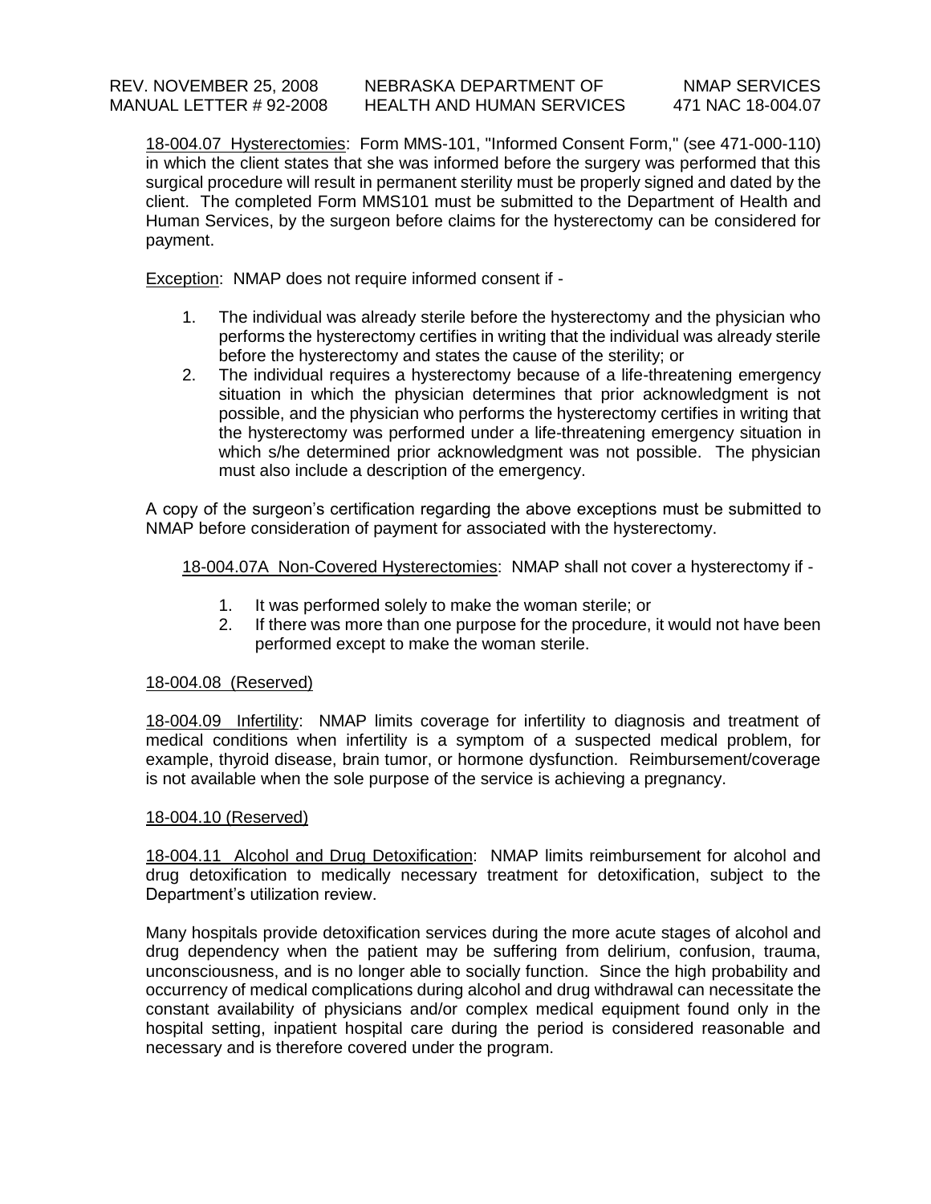18-004.07 Hysterectomies: Form MMS-101, "Informed Consent Form," (see 471-000-110) in which the client states that she was informed before the surgery was performed that this surgical procedure will result in permanent sterility must be properly signed and dated by the client. The completed Form MMS101 must be submitted to the Department of Health and Human Services, by the surgeon before claims for the hysterectomy can be considered for payment.

Exception: NMAP does not require informed consent if -

1. The individual was already sterile before the hysterectomy and the physician who performs the hysterectomy certifies in writing that the individual was already sterile before the hysterectomy and states the cause of the sterility; or
2. The individual requires a hysterectomy because of a life-threatening emergency situation in which the physician determines that prior acknowledgment is not possible, and the physician who performs the hysterectomy certifies in writing that the hysterectomy was performed under a life-threatening emergency situation in which s/he determined prior acknowledgment was not possible. The physician must also include a description of the emergency.

A copy of the surgeon's certification regarding the above exceptions must be submitted to NMAP before consideration of payment for associated with the hysterectomy.

18-004.07A Non-Covered Hysterectomies: NMAP shall not cover a hysterectomy if -

1. It was performed solely to make the woman sterile; or
2. If there was more than one purpose for the procedure, it would not have been performed except to make the woman sterile.

18-004.08 (Reserved)

18-004.09 Infertility: NMAP limits coverage for infertility to diagnosis and treatment of medical conditions when infertility is a symptom of a suspected medical problem, for example, thyroid disease, brain tumor, or hormone dysfunction. Reimbursement/coverage is not available when the sole purpose of the service is achieving a pregnancy.

18-004.10 (Reserved)

18-004.11 Alcohol and Drug Detoxification: NMAP limits reimbursement for alcohol and drug detoxification to medically necessary treatment for detoxification, subject to the Department's utilization review.

Many hospitals provide detoxification services during the more acute stages of alcohol and drug dependency when the patient may be suffering from delirium, confusion, trauma, unconsciousness, and is no longer able to socially function. Since the high probability and occurrency of medical complications during alcohol and drug withdrawal can necessitate the constant availability of physicians and/or complex medical equipment found only in the hospital setting, inpatient hospital care during the period is considered reasonable and necessary and is therefore covered under the program.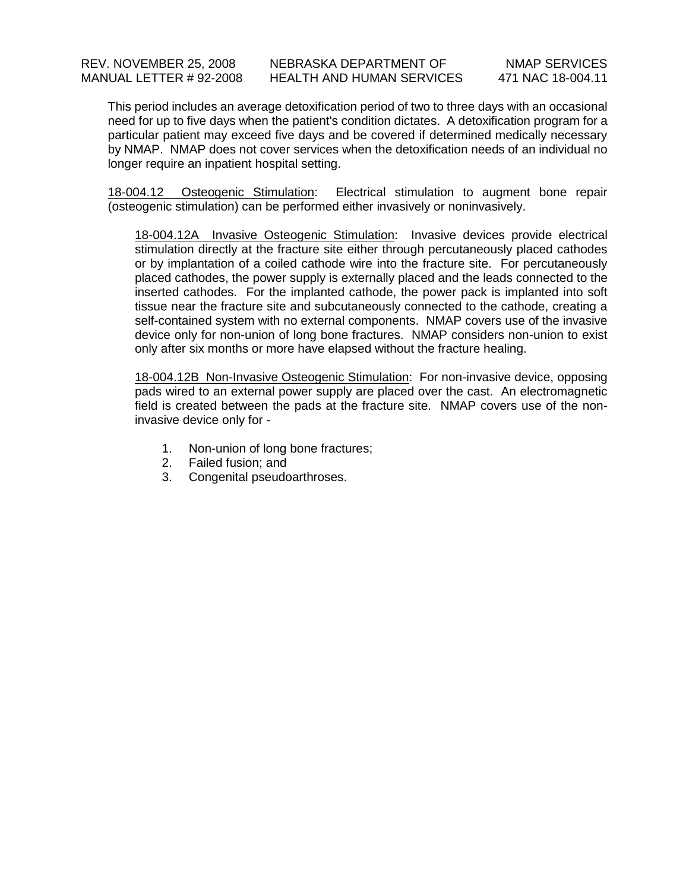This period includes an average detoxification period of two to three days with an occasional need for up to five days when the patient's condition dictates. A detoxification program for a particular patient may exceed five days and be covered if determined medically necessary by NMAP. NMAP does not cover services when the detoxification needs of an individual no longer require an inpatient hospital setting.

18-004.12 Osteogenic Stimulation: Electrical stimulation to augment bone repair (osteogenic stimulation) can be performed either invasively or noninvasively.

18-004.12A Invasive Osteogenic Stimulation: Invasive devices provide electrical stimulation directly at the fracture site either through percutaneously placed cathodes or by implantation of a coiled cathode wire into the fracture site. For percutaneously placed cathodes, the power supply is externally placed and the leads connected to the inserted cathodes. For the implanted cathode, the power pack is implanted into soft tissue near the fracture site and subcutaneously connected to the cathode, creating a self-contained system with no external components. NMAP covers use of the invasive device only for non-union of long bone fractures. NMAP considers non-union to exist only after six months or more have elapsed without the fracture healing.

18-004.12B Non-Invasive Osteogenic Stimulation: For non-invasive device, opposing pads wired to an external power supply are placed over the cast. An electromagnetic field is created between the pads at the fracture site. NMAP covers use of the non-invasive device only for -

1. Non-union of long bone fractures;
2. Failed fusion; and
3. Congenital pseudoarthroses.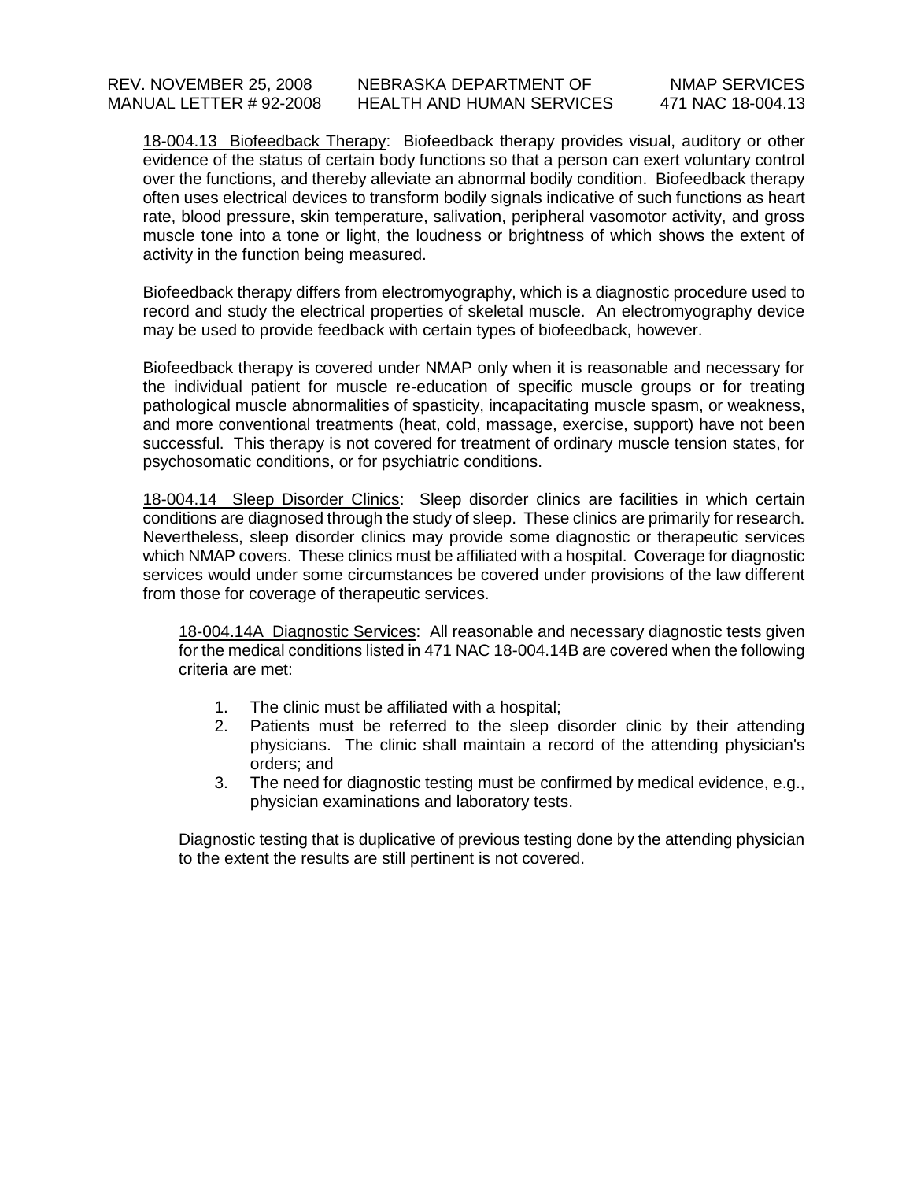18-004.13 Biofeedback Therapy: Biofeedback therapy provides visual, auditory or other evidence of the status of certain body functions so that a person can exert voluntary control over the functions, and thereby alleviate an abnormal bodily condition. Biofeedback therapy often uses electrical devices to transform bodily signals indicative of such functions as heart rate, blood pressure, skin temperature, salivation, peripheral vasomotor activity, and gross muscle tone into a tone or light, the loudness or brightness of which shows the extent of activity in the function being measured.

Biofeedback therapy differs from electromyography, which is a diagnostic procedure used to record and study the electrical properties of skeletal muscle. An electromyography device may be used to provide feedback with certain types of biofeedback, however.

Biofeedback therapy is covered under NMAP only when it is reasonable and necessary for the individual patient for muscle re-education of specific muscle groups or for treating pathological muscle abnormalities of spasticity, incapacitating muscle spasm, or weakness, and more conventional treatments (heat, cold, massage, exercise, support) have not been successful. This therapy is not covered for treatment of ordinary muscle tension states, for psychosomatic conditions, or for psychiatric conditions.

18-004.14 Sleep Disorder Clinics: Sleep disorder clinics are facilities in which certain conditions are diagnosed through the study of sleep. These clinics are primarily for research. Nevertheless, sleep disorder clinics may provide some diagnostic or therapeutic services which NMAP covers. These clinics must be affiliated with a hospital. Coverage for diagnostic services would under some circumstances be covered under provisions of the law different from those for coverage of therapeutic services.

18-004.14A Diagnostic Services: All reasonable and necessary diagnostic tests given for the medical conditions listed in 471 NAC 18-004.14B are covered when the following criteria are met:

1. The clinic must be affiliated with a hospital;
2. Patients must be referred to the sleep disorder clinic by their attending physicians. The clinic shall maintain a record of the attending physician's orders; and
3. The need for diagnostic testing must be confirmed by medical evidence, e.g., physician examinations and laboratory tests.

Diagnostic testing that is duplicative of previous testing done by the attending physician to the extent the results are still pertinent is not covered.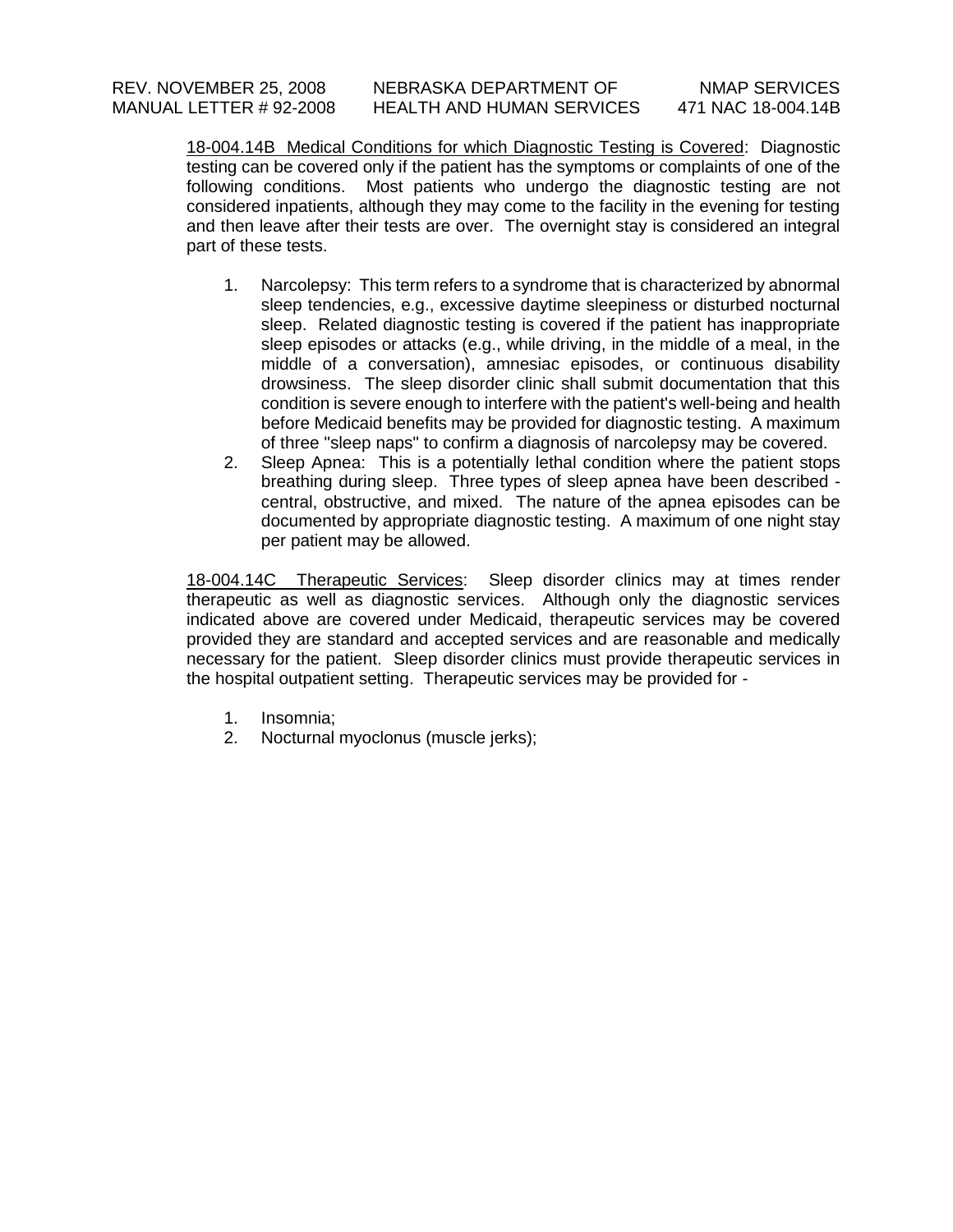18-004.14B Medical Conditions for which Diagnostic Testing is Covered: Diagnostic testing can be covered only if the patient has the symptoms or complaints of one of the following conditions. Most patients who undergo the diagnostic testing are not considered inpatients, although they may come to the facility in the evening for testing and then leave after their tests are over. The overnight stay is considered an integral part of these tests.

1. Narcolepsy: This term refers to a syndrome that is characterized by abnormal sleep tendencies, e.g., excessive daytime sleepiness or disturbed nocturnal sleep. Related diagnostic testing is covered if the patient has inappropriate sleep episodes or attacks (e.g., while driving, in the middle of a meal, in the middle of a conversation), amnesiac episodes, or continuous disability drowsiness. The sleep disorder clinic shall submit documentation that this condition is severe enough to interfere with the patient's well-being and health before Medicaid benefits may be provided for diagnostic testing. A maximum of three "sleep naps" to confirm a diagnosis of narcolepsy may be covered.
2. Sleep Apnea: This is a potentially lethal condition where the patient stops breathing during sleep. Three types of sleep apnea have been described - central, obstructive, and mixed. The nature of the apnea episodes can be documented by appropriate diagnostic testing. A maximum of one night stay per patient may be allowed.

18-004.14C Therapeutic Services: Sleep disorder clinics may at times render therapeutic as well as diagnostic services. Although only the diagnostic services indicated above are covered under Medicaid, therapeutic services may be covered provided they are standard and accepted services and are reasonable and medically necessary for the patient. Sleep disorder clinics must provide therapeutic services in the hospital outpatient setting. Therapeutic services may be provided for -

1. Insomnia;
2. Nocturnal myoclonus (muscle jerks);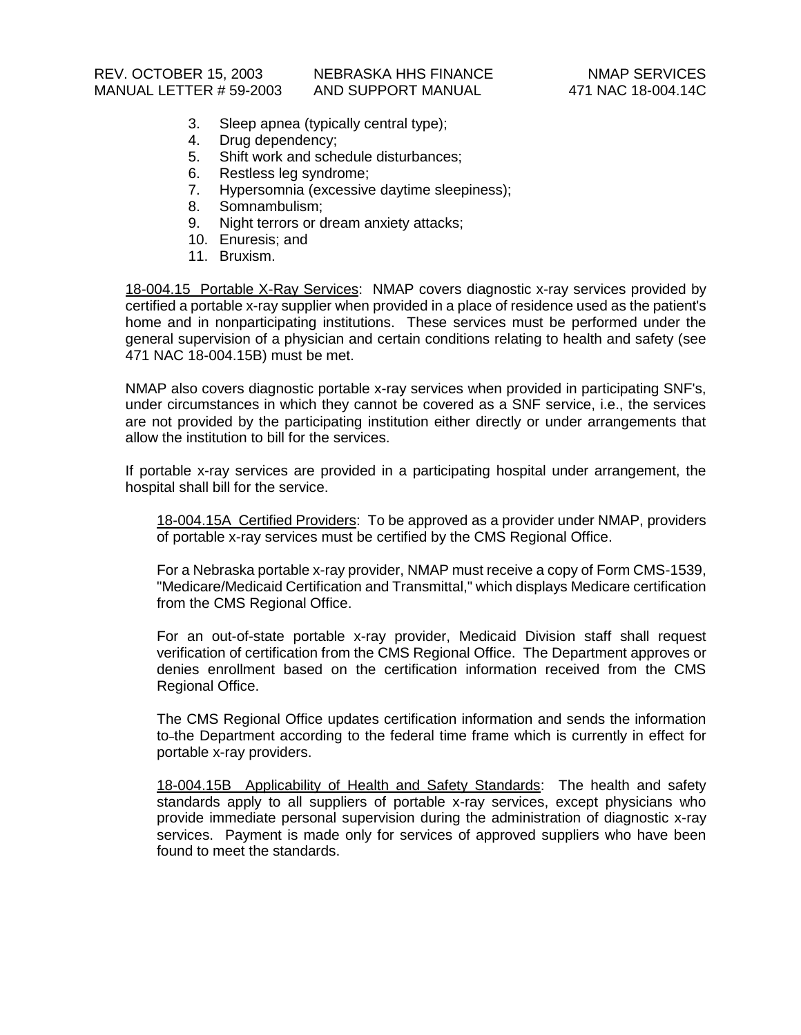3. Sleep apnea (typically central type);
4. Drug dependency;
5. Shift work and schedule disturbances;
6. Restless leg syndrome;
7. Hypersomnia (excessive daytime sleepiness);
8. Somnambulism;
9. Night terrors or dream anxiety attacks;
10. Enuresis; and
11. Bruxism.

<u>18-004.15 Portable X-Ray Services</u>: NMAP covers diagnostic x-ray services provided by certified a portable x-ray supplier when provided in a place of residence used as the patient's home and in nonparticipating institutions. These services must be performed under the general supervision of a physician and certain conditions relating to health and safety (see 471 NAC 18-004.15B) must be met.

NMAP also covers diagnostic portable x-ray services when provided in participating SNF's, under circumstances in which they cannot be covered as a SNF service, i.e., the services are not provided by the participating institution either directly or under arrangements that allow the institution to bill for the services.

If portable x-ray services are provided in a participating hospital under arrangement, the hospital shall bill for the service.

<u>18-004.15A Certified Providers</u>: To be approved as a provider under NMAP, providers of portable x-ray services must be certified by the CMS Regional Office.

For a Nebraska portable x-ray provider, NMAP must receive a copy of Form CMS-1539, "Medicare/Medicaid Certification and Transmittal," which displays Medicare certification from the CMS Regional Office.

For an out-of-state portable x-ray provider, Medicaid Division staff shall request verification of certification from the CMS Regional Office. The Department approves or denies enrollment based on the certification information received from the CMS Regional Office.

The CMS Regional Office updates certification information and sends the information to the Department according to the federal time frame which is currently in effect for portable x-ray providers.

<u>18-004.15B Applicability of Health and Safety Standards</u>: The health and safety standards apply to all suppliers of portable x-ray services, except physicians who provide immediate personal supervision during the administration of diagnostic x-ray services. Payment is made only for services of approved suppliers who have been found to meet the standards.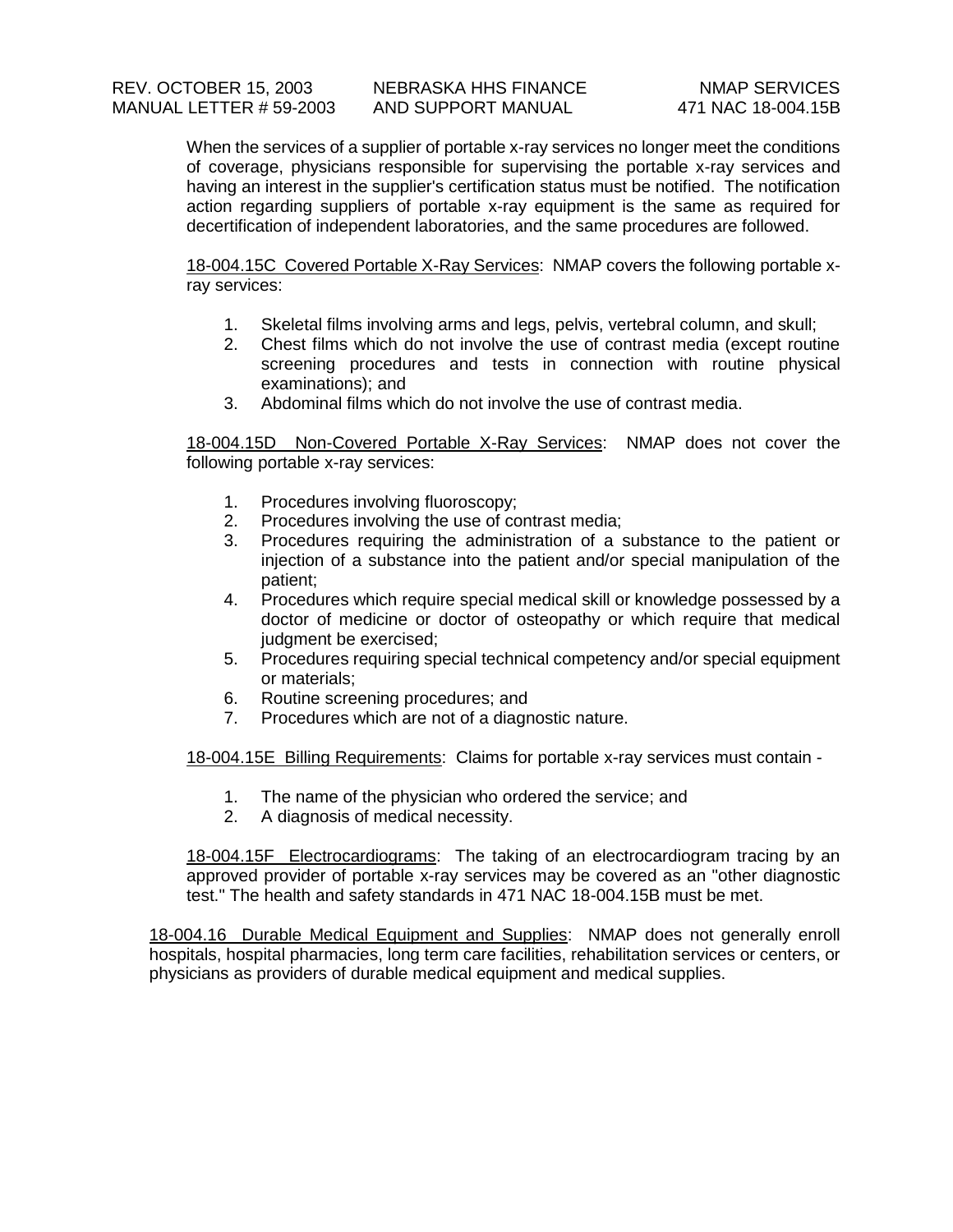When the services of a supplier of portable x-ray services no longer meet the conditions of coverage, physicians responsible for supervising the portable x-ray services and having an interest in the supplier's certification status must be notified. The notification action regarding suppliers of portable x-ray equipment is the same as required for decertification of independent laboratories, and the same procedures are followed.

<u>18-004.15C Covered Portable X-Ray Services</u>: NMAP covers the following portable x-ray services:

1. Skeletal films involving arms and legs, pelvis, vertebral column, and skull;
2. Chest films which do not involve the use of contrast media (except routine screening procedures and tests in connection with routine physical examinations); and
3. Abdominal films which do not involve the use of contrast media.

<u>18-004.15D Non-Covered Portable X-Ray Services</u>: NMAP does not cover the following portable x-ray services:

1. Procedures involving fluoroscopy;
2. Procedures involving the use of contrast media;
3. Procedures requiring the administration of a substance to the patient or injection of a substance into the patient and/or special manipulation of the patient;
4. Procedures which require special medical skill or knowledge possessed by a doctor of medicine or doctor of osteopathy or which require that medical judgment be exercised;
5. Procedures requiring special technical competency and/or special equipment or materials;
6. Routine screening procedures; and
7. Procedures which are not of a diagnostic nature.

<u>18-004.15E Billing Requirements</u>: Claims for portable x-ray services must contain -

1. The name of the physician who ordered the service; and
2. A diagnosis of medical necessity.

<u>18-004.15F Electrocardiograms</u>: The taking of an electrocardiogram tracing by an approved provider of portable x-ray services may be covered as an "other diagnostic test." The health and safety standards in 471 NAC 18-004.15B must be met.

<u>18-004.16 Durable Medical Equipment and Supplies</u>: NMAP does not generally enroll hospitals, hospital pharmacies, long term care facilities, rehabilitation services or centers, or physicians as providers of durable medical equipment and medical supplies.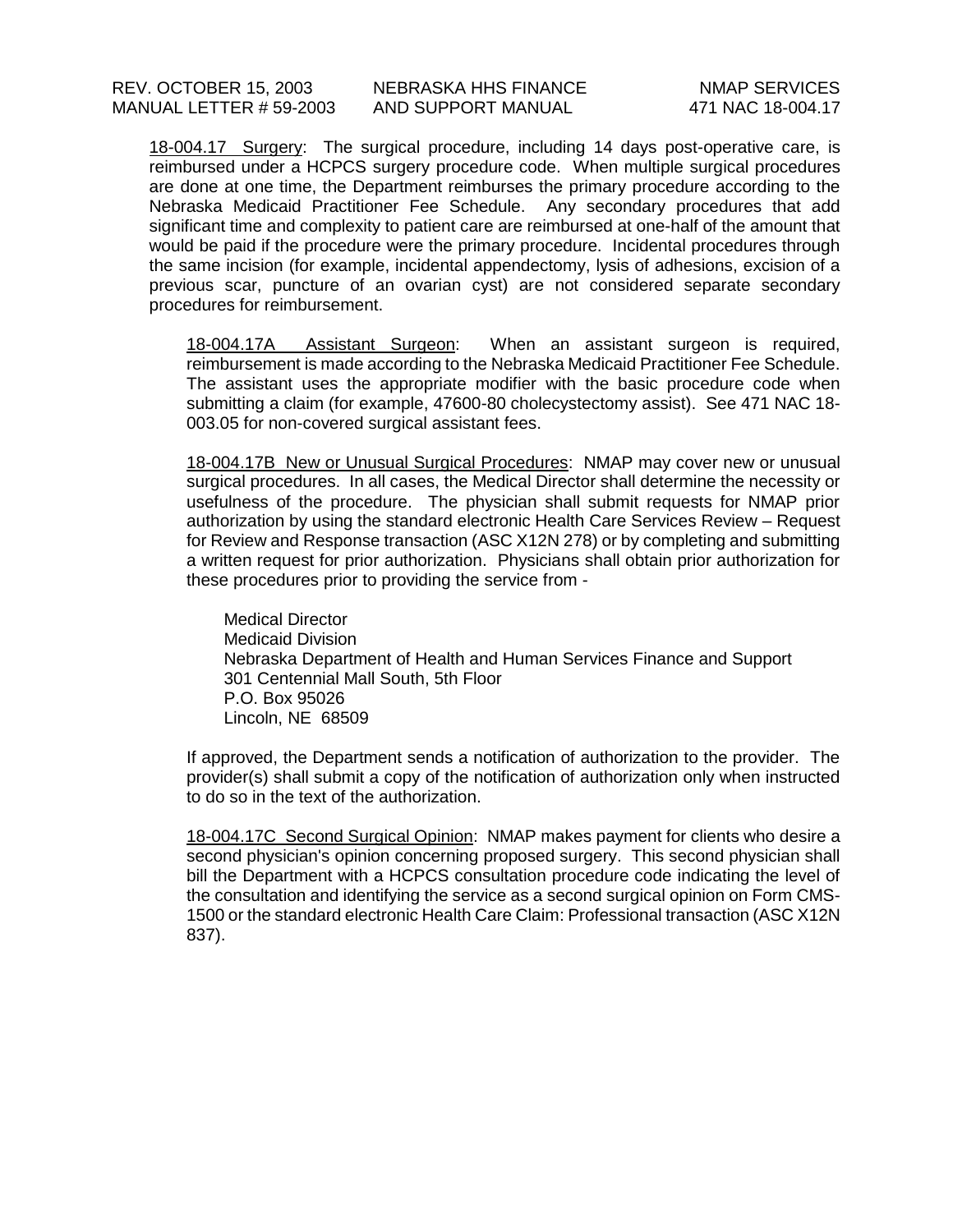18-004.17 Surgery: The surgical procedure, including 14 days post-operative care, is reimbursed under a HCPCS surgery procedure code. When multiple surgical procedures are done at one time, the Department reimburses the primary procedure according to the Nebraska Medicaid Practitioner Fee Schedule. Any secondary procedures that add significant time and complexity to patient care are reimbursed at one-half of the amount that would be paid if the procedure were the primary procedure. Incidental procedures through the same incision (for example, incidental appendectomy, lysis of adhesions, excision of a previous scar, puncture of an ovarian cyst) are not considered separate secondary procedures for reimbursement.

18-004.17A Assistant Surgeon: When an assistant surgeon is required, reimbursement is made according to the Nebraska Medicaid Practitioner Fee Schedule. The assistant uses the appropriate modifier with the basic procedure code when submitting a claim (for example, 47600-80 cholecystectomy assist). See 471 NAC 18-003.05 for non-covered surgical assistant fees.

18-004.17B New or Unusual Surgical Procedures: NMAP may cover new or unusual surgical procedures. In all cases, the Medical Director shall determine the necessity or usefulness of the procedure. The physician shall submit requests for NMAP prior authorization by using the standard electronic Health Care Services Review – Request for Review and Response transaction (ASC X12N 278) or by completing and submitting a written request for prior authorization. Physicians shall obtain prior authorization for these procedures prior to providing the service from -

Medical Director
Medicaid Division
Nebraska Department of Health and Human Services Finance and Support
301 Centennial Mall South, 5th Floor
P.O. Box 95026
Lincoln, NE 68509

If approved, the Department sends a notification of authorization to the provider. The provider(s) shall submit a copy of the notification of authorization only when instructed to do so in the text of the authorization.

18-004.17C Second Surgical Opinion: NMAP makes payment for clients who desire a second physician's opinion concerning proposed surgery. This second physician shall bill the Department with a HCPCS consultation procedure code indicating the level of the consultation and identifying the service as a second surgical opinion on Form CMS-1500 or the standard electronic Health Care Claim: Professional transaction (ASC X12N 837).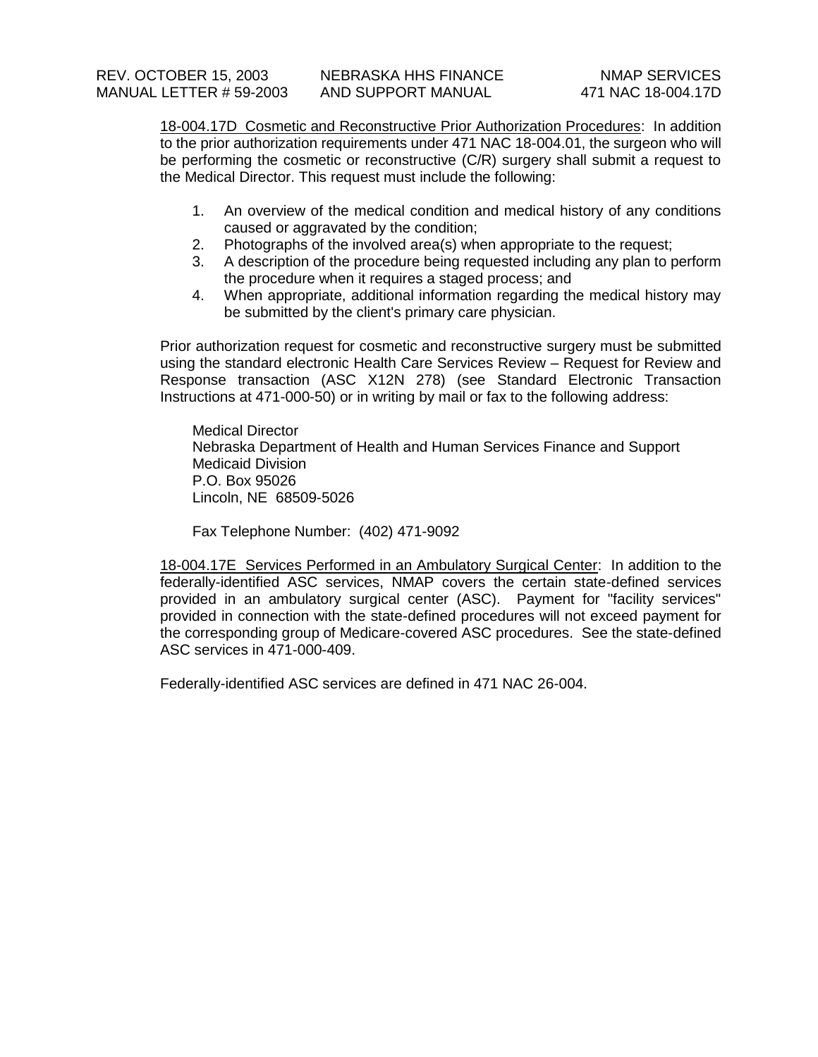18-004.17D Cosmetic and Reconstructive Prior Authorization Procedures: In addition to the prior authorization requirements under 471 NAC 18-004.01, the surgeon who will be performing the cosmetic or reconstructive (C/R) surgery shall submit a request to the Medical Director. This request must include the following:

1. An overview of the medical condition and medical history of any conditions caused or aggravated by the condition;
2. Photographs of the involved area(s) when appropriate to the request;
3. A description of the procedure being requested including any plan to perform the procedure when it requires a staged process; and
4. When appropriate, additional information regarding the medical history may be submitted by the client's primary care physician.

Prior authorization request for cosmetic and reconstructive surgery must be submitted using the standard electronic Health Care Services Review – Request for Review and Response transaction (ASC X12N 278) (see Standard Electronic Transaction Instructions at 471-000-50) or in writing by mail or fax to the following address:

Medical Director
Nebraska Department of Health and Human Services Finance and Support
Medicaid Division
P.O. Box 95026
Lincoln, NE 68509-5026

Fax Telephone Number: (402) 471-9092

18-004.17E Services Performed in an Ambulatory Surgical Center: In addition to the federally-identified ASC services, NMAP covers the certain state-defined services provided in an ambulatory surgical center (ASC). Payment for "facility services" provided in connection with the state-defined procedures will not exceed payment for the corresponding group of Medicare-covered ASC procedures. See the state-defined ASC services in 471-000-409.

Federally-identified ASC services are defined in 471 NAC 26-004.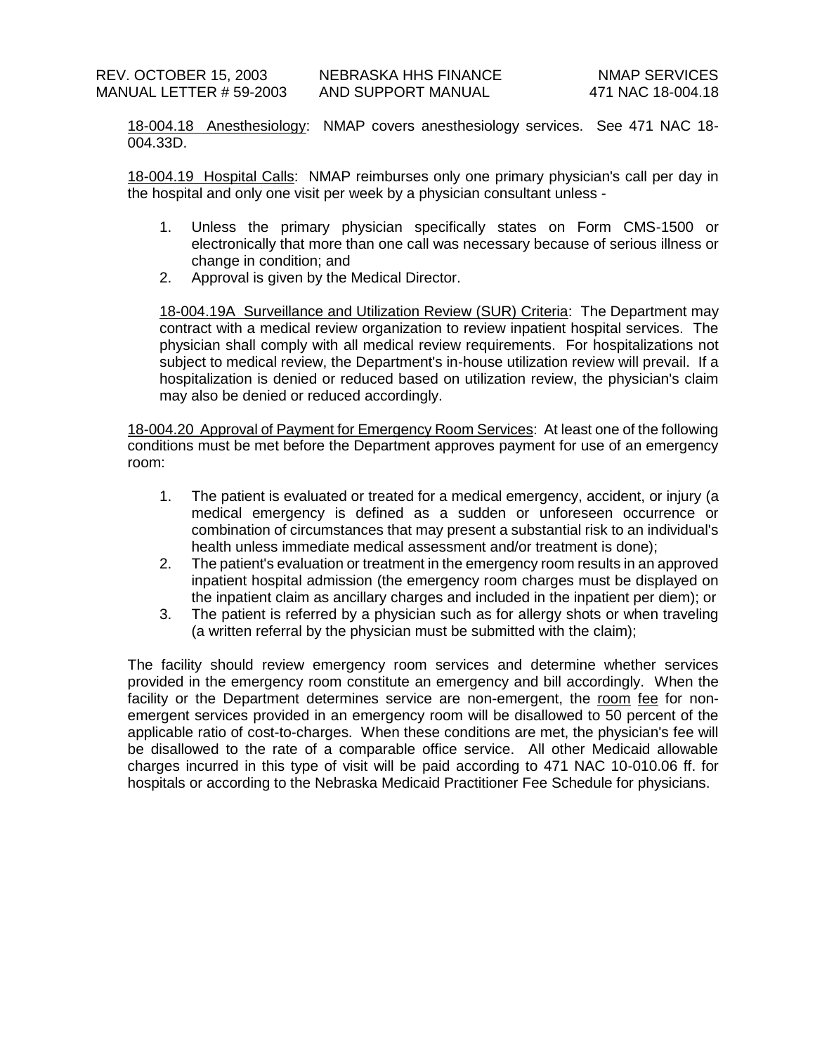<u>18-004.18 Anesthesiology</u>: NMAP covers anesthesiology services. See 471 NAC 18-004.33D.

<u>18-004.19 Hospital Calls</u>: NMAP reimburses only one primary physician's call per day in the hospital and only one visit per week by a physician consultant unless -

1. Unless the primary physician specifically states on Form CMS-1500 or electronically that more than one call was necessary because of serious illness or change in condition; and
2. Approval is given by the Medical Director.

<u>18-004.19A Surveillance and Utilization Review (SUR) Criteria</u>: The Department may contract with a medical review organization to review inpatient hospital services. The physician shall comply with all medical review requirements. For hospitalizations not subject to medical review, the Department's in-house utilization review will prevail. If a hospitalization is denied or reduced based on utilization review, the physician's claim may also be denied or reduced accordingly.

<u>18-004.20 Approval of Payment for Emergency Room Services</u>: At least one of the following conditions must be met before the Department approves payment for use of an emergency room:

1. The patient is evaluated or treated for a medical emergency, accident, or injury (a medical emergency is defined as a sudden or unforeseen occurrence or combination of circumstances that may present a substantial risk to an individual's health unless immediate medical assessment and/or treatment is done);
2. The patient's evaluation or treatment in the emergency room results in an approved inpatient hospital admission (the emergency room charges must be displayed on the inpatient claim as ancillary charges and included in the inpatient per diem); or
3. The patient is referred by a physician such as for allergy shots or when traveling (a written referral by the physician must be submitted with the claim);

The facility should review emergency room services and determine whether services provided in the emergency room constitute an emergency and bill accordingly. When the facility or the Department determines service are non-emergent, the <u>room</u> <u>fee</u> for non-emergent services provided in an emergency room will be disallowed to 50 percent of the applicable ratio of cost-to-charges. When these conditions are met, the physician's fee will be disallowed to the rate of a comparable office service. All other Medicaid allowable charges incurred in this type of visit will be paid according to 471 NAC 10-010.06 ff. for hospitals or according to the Nebraska Medicaid Practitioner Fee Schedule for physicians.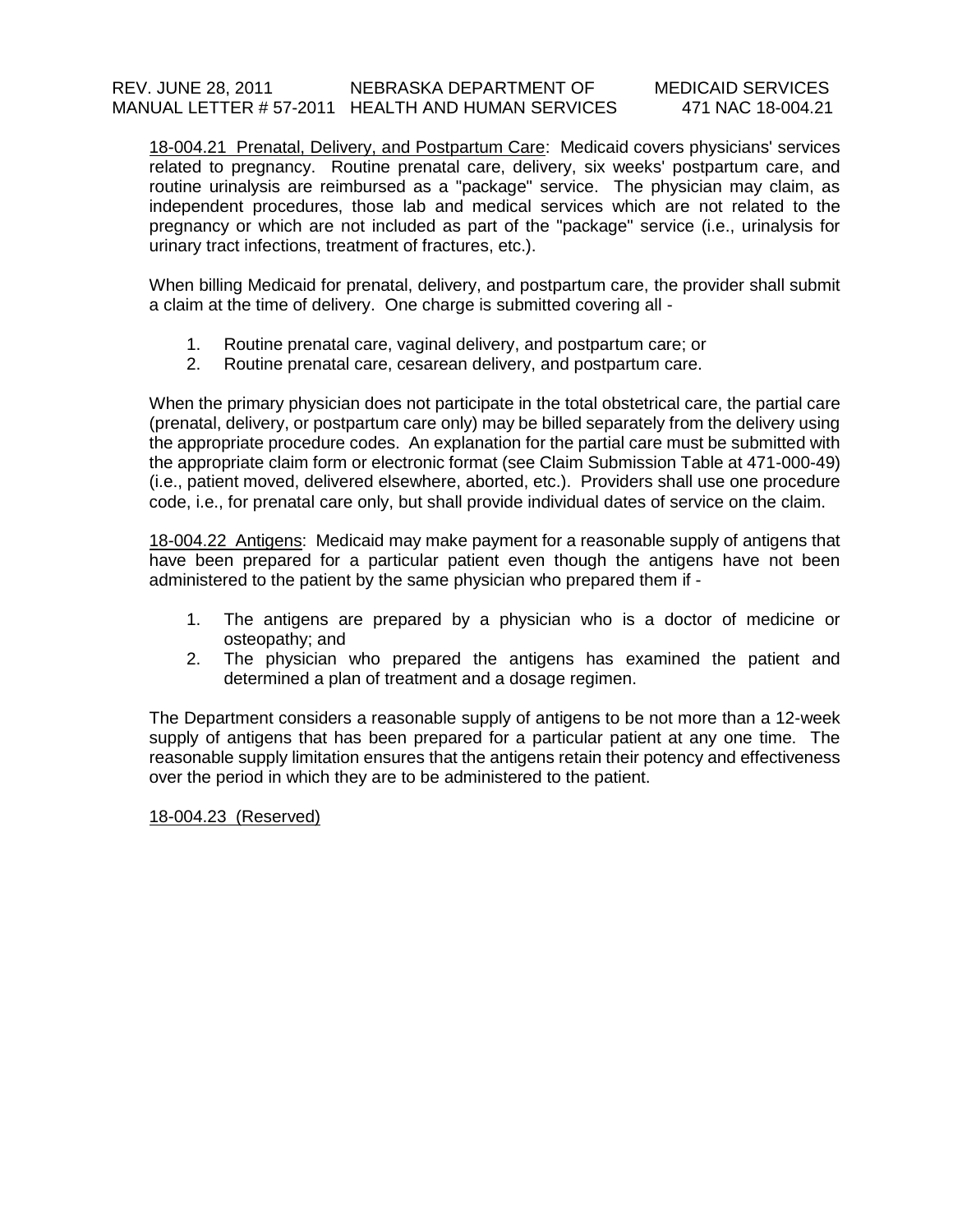18-004.21 Prenatal, Delivery, and Postpartum Care: Medicaid covers physicians' services related to pregnancy. Routine prenatal care, delivery, six weeks' postpartum care, and routine urinalysis are reimbursed as a "package" service. The physician may claim, as independent procedures, those lab and medical services which are not related to the pregnancy or which are not included as part of the "package" service (i.e., urinalysis for urinary tract infections, treatment of fractures, etc.).

When billing Medicaid for prenatal, delivery, and postpartum care, the provider shall submit a claim at the time of delivery. One charge is submitted covering all -

1. Routine prenatal care, vaginal delivery, and postpartum care; or
2. Routine prenatal care, cesarean delivery, and postpartum care.

When the primary physician does not participate in the total obstetrical care, the partial care (prenatal, delivery, or postpartum care only) may be billed separately from the delivery using the appropriate procedure codes. An explanation for the partial care must be submitted with the appropriate claim form or electronic format (see Claim Submission Table at 471-000-49) (i.e., patient moved, delivered elsewhere, aborted, etc.). Providers shall use one procedure code, i.e., for prenatal care only, but shall provide individual dates of service on the claim.

18-004.22 Antigens: Medicaid may make payment for a reasonable supply of antigens that have been prepared for a particular patient even though the antigens have not been administered to the patient by the same physician who prepared them if -

1. The antigens are prepared by a physician who is a doctor of medicine or osteopathy; and
2. The physician who prepared the antigens has examined the patient and determined a plan of treatment and a dosage regimen.

The Department considers a reasonable supply of antigens to be not more than a 12-week supply of antigens that has been prepared for a particular patient at any one time. The reasonable supply limitation ensures that the antigens retain their potency and effectiveness over the period in which they are to be administered to the patient.

18-004.23 (Reserved)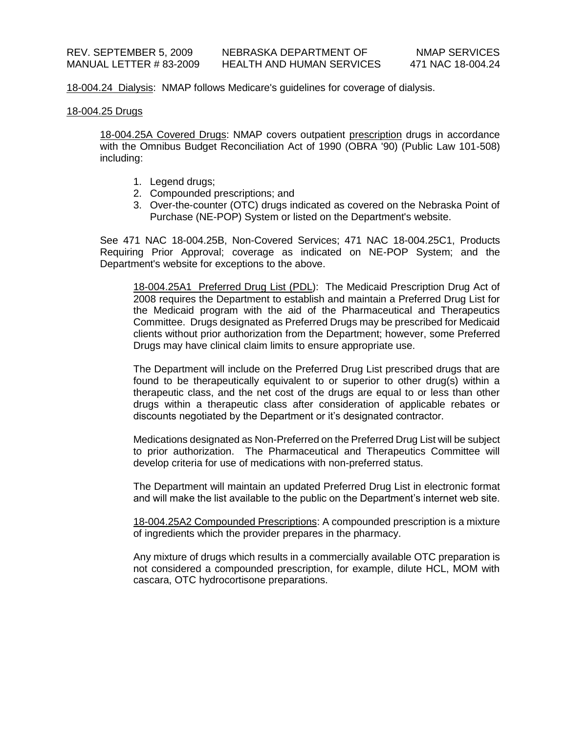18-004.24 Dialysis: NMAP follows Medicare's guidelines for coverage of dialysis.

18-004.25 Drugs

18-004.25A Covered Drugs: NMAP covers outpatient prescription drugs in accordance with the Omnibus Budget Reconciliation Act of 1990 (OBRA '90) (Public Law 101-508) including:

1. Legend drugs;
2. Compounded prescriptions; and
3. Over-the-counter (OTC) drugs indicated as covered on the Nebraska Point of Purchase (NE-POP) System or listed on the Department's website.

See 471 NAC 18-004.25B, Non-Covered Services; 471 NAC 18-004.25C1, Products Requiring Prior Approval; coverage as indicated on NE-POP System; and the Department's website for exceptions to the above.

18-004.25A1 Preferred Drug List (PDL): The Medicaid Prescription Drug Act of 2008 requires the Department to establish and maintain a Preferred Drug List for the Medicaid program with the aid of the Pharmaceutical and Therapeutics Committee. Drugs designated as Preferred Drugs may be prescribed for Medicaid clients without prior authorization from the Department; however, some Preferred Drugs may have clinical claim limits to ensure appropriate use.

The Department will include on the Preferred Drug List prescribed drugs that are found to be therapeutically equivalent to or superior to other drug(s) within a therapeutic class, and the net cost of the drugs are equal to or less than other drugs within a therapeutic class after consideration of applicable rebates or discounts negotiated by the Department or it's designated contractor.

Medications designated as Non-Preferred on the Preferred Drug List will be subject to prior authorization. The Pharmaceutical and Therapeutics Committee will develop criteria for use of medications with non-preferred status.

The Department will maintain an updated Preferred Drug List in electronic format and will make the list available to the public on the Department's internet web site.

18-004.25A2 Compounded Prescriptions: A compounded prescription is a mixture of ingredients which the provider prepares in the pharmacy.

Any mixture of drugs which results in a commercially available OTC preparation is not considered a compounded prescription, for example, dilute HCL, MOM with cascara, OTC hydrocortisone preparations.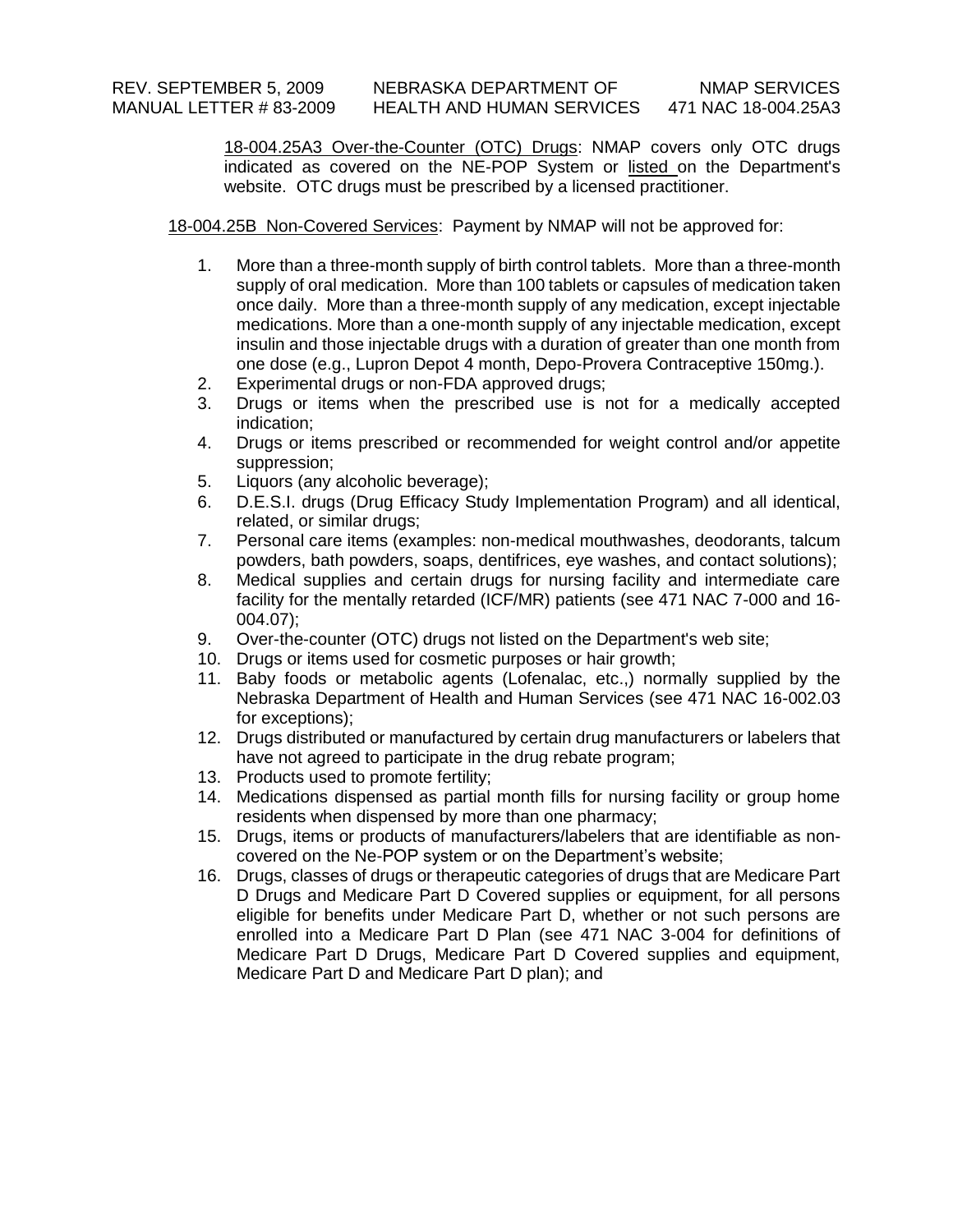<u>18-004.25A3 Over-the-Counter (OTC) Drugs</u>: NMAP covers only OTC drugs indicated as covered on the NE-POP System or <u>listed</u> on the Department's website. OTC drugs must be prescribed by a licensed practitioner.

<u>18-004.25B Non-Covered Services</u>: Payment by NMAP will not be approved for:

1. More than a three-month supply of birth control tablets. More than a three-month supply of oral medication. More than 100 tablets or capsules of medication taken once daily. More than a three-month supply of any medication, except injectable medications. More than a one-month supply of any injectable medication, except insulin and those injectable drugs with a duration of greater than one month from one dose (e.g., Lupron Depot 4 month, Depo-Provera Contraceptive 150mg.).
2. Experimental drugs or non-FDA approved drugs;
3. Drugs or items when the prescribed use is not for a medically accepted indication;
4. Drugs or items prescribed or recommended for weight control and/or appetite suppression;
5. Liquors (any alcoholic beverage);
6. D.E.S.I. drugs (Drug Efficacy Study Implementation Program) and all identical, related, or similar drugs;
7. Personal care items (examples: non-medical mouthwashes, deodorants, talcum powders, bath powders, soaps, dentifrices, eye washes, and contact solutions);
8. Medical supplies and certain drugs for nursing facility and intermediate care facility for the mentally retarded (ICF/MR) patients (see 471 NAC 7-000 and 16-004.07);
9. Over-the-counter (OTC) drugs not listed on the Department's web site;
10. Drugs or items used for cosmetic purposes or hair growth;
11. Baby foods or metabolic agents (Lofenalac, etc.,) normally supplied by the Nebraska Department of Health and Human Services (see 471 NAC 16-002.03 for exceptions);
12. Drugs distributed or manufactured by certain drug manufacturers or labelers that have not agreed to participate in the drug rebate program;
13. Products used to promote fertility;
14. Medications dispensed as partial month fills for nursing facility or group home residents when dispensed by more than one pharmacy;
15. Drugs, items or products of manufacturers/labelers that are identifiable as non-covered on the Ne-POP system or on the Department's website;
16. Drugs, classes of drugs or therapeutic categories of drugs that are Medicare Part D Drugs and Medicare Part D Covered supplies or equipment, for all persons eligible for benefits under Medicare Part D, whether or not such persons are enrolled into a Medicare Part D Plan (see 471 NAC 3-004 for definitions of Medicare Part D Drugs, Medicare Part D Covered supplies and equipment, Medicare Part D and Medicare Part D plan); and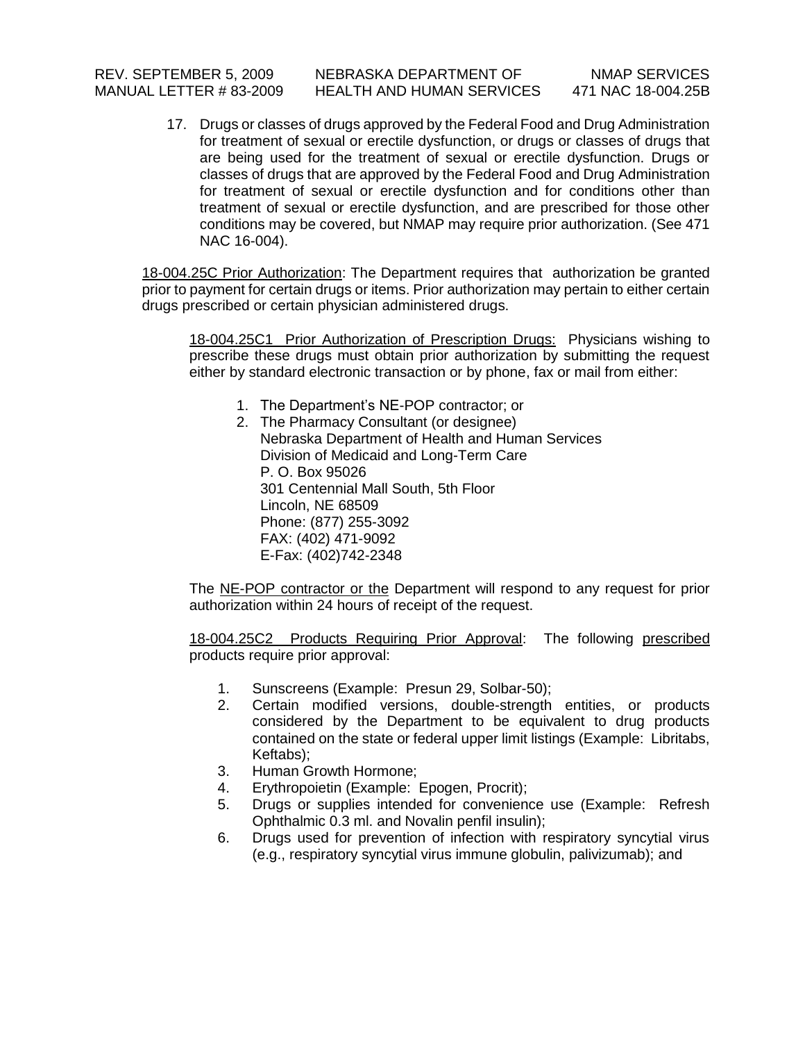17. Drugs or classes of drugs approved by the Federal Food and Drug Administration for treatment of sexual or erectile dysfunction, or drugs or classes of drugs that are being used for the treatment of sexual or erectile dysfunction. Drugs or classes of drugs that are approved by the Federal Food and Drug Administration for treatment of sexual or erectile dysfunction and for conditions other than treatment of sexual or erectile dysfunction, and are prescribed for those other conditions may be covered, but NMAP may require prior authorization. (See 471 NAC 16-004).

<u>18-004.25C Prior Authorization</u>: The Department requires that authorization be granted prior to payment for certain drugs or items. Prior authorization may pertain to either certain drugs prescribed or certain physician administered drugs.

<u>18-004.25C1 Prior Authorization of Prescription Drugs:</u> Physicians wishing to prescribe these drugs must obtain prior authorization by submitting the request either by standard electronic transaction or by phone, fax or mail from either:

1. The Department's NE-POP contractor; or
2. The Pharmacy Consultant (or designee)
   Nebraska Department of Health and Human Services
   Division of Medicaid and Long-Term Care
   P. O. Box 95026
   301 Centennial Mall South, 5th Floor
   Lincoln, NE 68509
   Phone: (877) 255-3092
   FAX: (402) 471-9092
   E-Fax: (402)742-2348

The <u>NE-POP contractor or the</u> Department will respond to any request for prior authorization within 24 hours of receipt of the request.

<u>18-004.25C2 Products Requiring Prior Approval</u>: The following <u>prescribed</u> products require prior approval:

1. Sunscreens (Example: Presun 29, Solbar-50);
2. Certain modified versions, double-strength entities, or products considered by the Department to be equivalent to drug products contained on the state or federal upper limit listings (Example: Libritabs, Keftabs);
3. Human Growth Hormone;
4. Erythropoietin (Example: Epogen, Procrit);
5. Drugs or supplies intended for convenience use (Example: Refresh Ophthalmic 0.3 ml. and Novalin penfil insulin);
6. Drugs used for prevention of infection with respiratory syncytial virus (e.g., respiratory syncytial virus immune globulin, palivizumab); and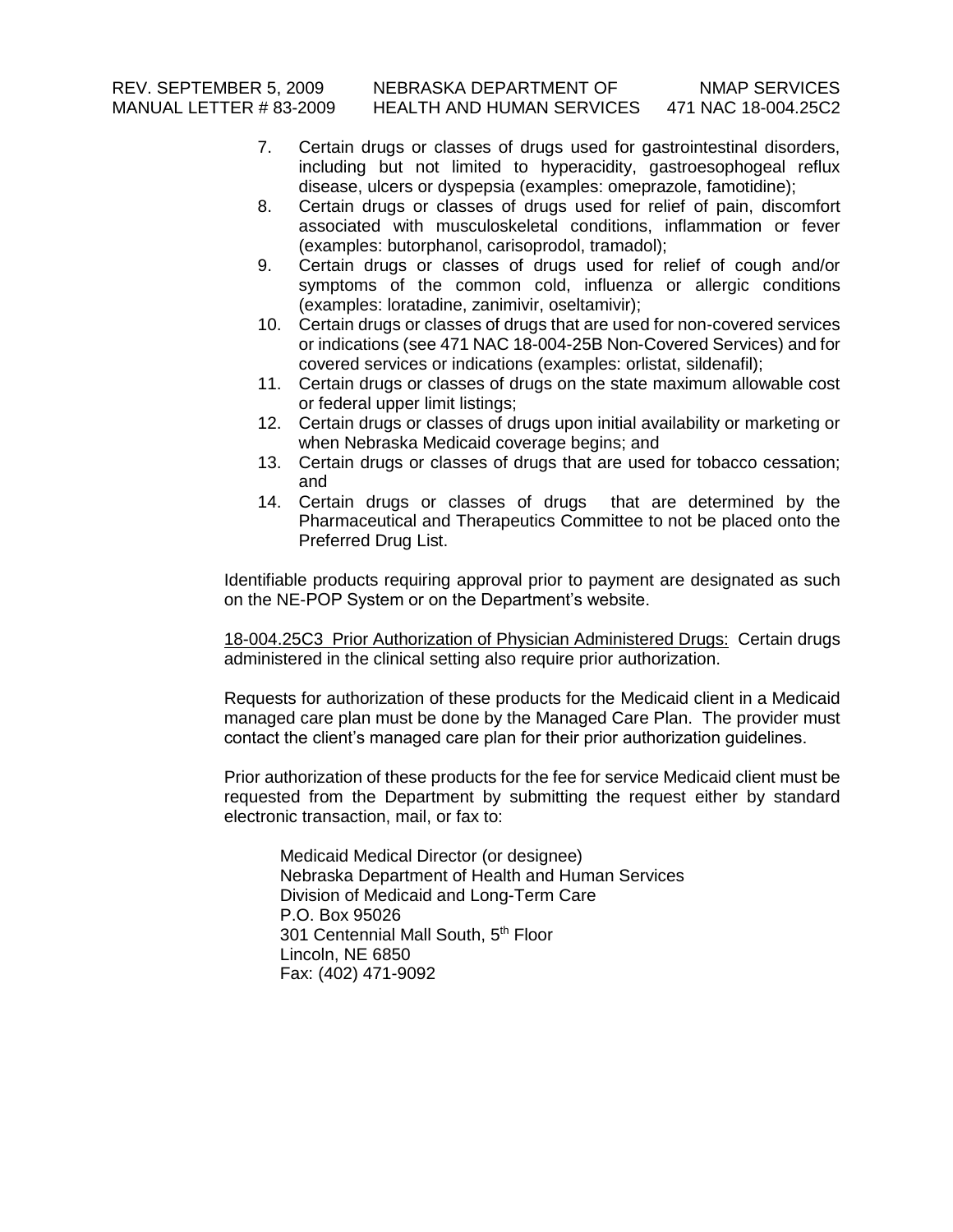7. Certain drugs or classes of drugs used for gastrointestinal disorders, including but not limited to hyperacidity, gastroesophogeal reflux disease, ulcers or dyspepsia (examples: omeprazole, famotidine);
8. Certain drugs or classes of drugs used for relief of pain, discomfort associated with musculoskeletal conditions, inflammation or fever (examples: butorphanol, carisoprodol, tramadol);
9. Certain drugs or classes of drugs used for relief of cough and/or symptoms of the common cold, influenza or allergic conditions (examples: loratadine, zanimivir, oseltamivir);
10. Certain drugs or classes of drugs that are used for non-covered services or indications (see 471 NAC 18-004-25B Non-Covered Services) and for covered services or indications (examples: orlistat, sildenafil);
11. Certain drugs or classes of drugs on the state maximum allowable cost or federal upper limit listings;
12. Certain drugs or classes of drugs upon initial availability or marketing or when Nebraska Medicaid coverage begins; and
13. Certain drugs or classes of drugs that are used for tobacco cessation; and
14. Certain drugs or classes of drugs that are determined by the Pharmaceutical and Therapeutics Committee to not be placed onto the Preferred Drug List.

Identifiable products requiring approval prior to payment are designated as such on the NE-POP System or on the Department's website.

18-004.25C3 Prior Authorization of Physician Administered Drugs: Certain drugs administered in the clinical setting also require prior authorization.

Requests for authorization of these products for the Medicaid client in a Medicaid managed care plan must be done by the Managed Care Plan. The provider must contact the client's managed care plan for their prior authorization guidelines.

Prior authorization of these products for the fee for service Medicaid client must be requested from the Department by submitting the request either by standard electronic transaction, mail, or fax to:

Medicaid Medical Director (or designee)
Nebraska Department of Health and Human Services
Division of Medicaid and Long-Term Care
P.O. Box 95026
301 Centennial Mall South, 5th Floor
Lincoln, NE 6850
Fax: (402) 471-9092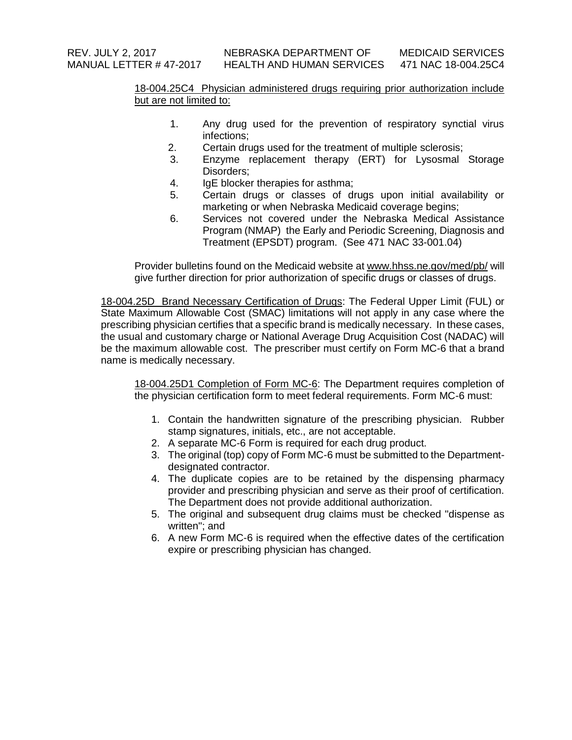<u>18-004.25C4 Physician administered drugs requiring prior authorization include but are not limited to:</u>

1. Any drug used for the prevention of respiratory synctial virus infections;
2. Certain drugs used for the treatment of multiple sclerosis;
3. Enzyme replacement therapy (ERT) for Lysosomal Storage Disorders;
4. IgE blocker therapies for asthma;
5. Certain drugs or classes of drugs upon initial availability or marketing or when Nebraska Medicaid coverage begins;
6. Services not covered under the Nebraska Medical Assistance Program (NMAP) the Early and Periodic Screening, Diagnosis and Treatment (EPSDT) program. (See 471 NAC 33-001.04)

Provider bulletins found on the Medicaid website at www.hhss.ne.gov/med/pb/ will give further direction for prior authorization of specific drugs or classes of drugs.

<u>18-004.25D Brand Necessary Certification of Drugs</u>: The Federal Upper Limit (FUL) or State Maximum Allowable Cost (SMAC) limitations will not apply in any case where the prescribing physician certifies that a specific brand is medically necessary. In these cases, the usual and customary charge or National Average Drug Acquisition Cost (NADAC) will be the maximum allowable cost. The prescriber must certify on Form MC-6 that a brand name is medically necessary.

<u>18-004.25D1 Completion of Form MC-6</u>: The Department requires completion of the physician certification form to meet federal requirements. Form MC-6 must:

1. Contain the handwritten signature of the prescribing physician. Rubber stamp signatures, initials, etc., are not acceptable.
2. A separate MC-6 Form is required for each drug product.
3. The original (top) copy of Form MC-6 must be submitted to the Department-designated contractor.
4. The duplicate copies are to be retained by the dispensing pharmacy provider and prescribing physician and serve as their proof of certification. The Department does not provide additional authorization.
5. The original and subsequent drug claims must be checked "dispense as written"; and
6. A new Form MC-6 is required when the effective dates of the certification expire or prescribing physician has changed.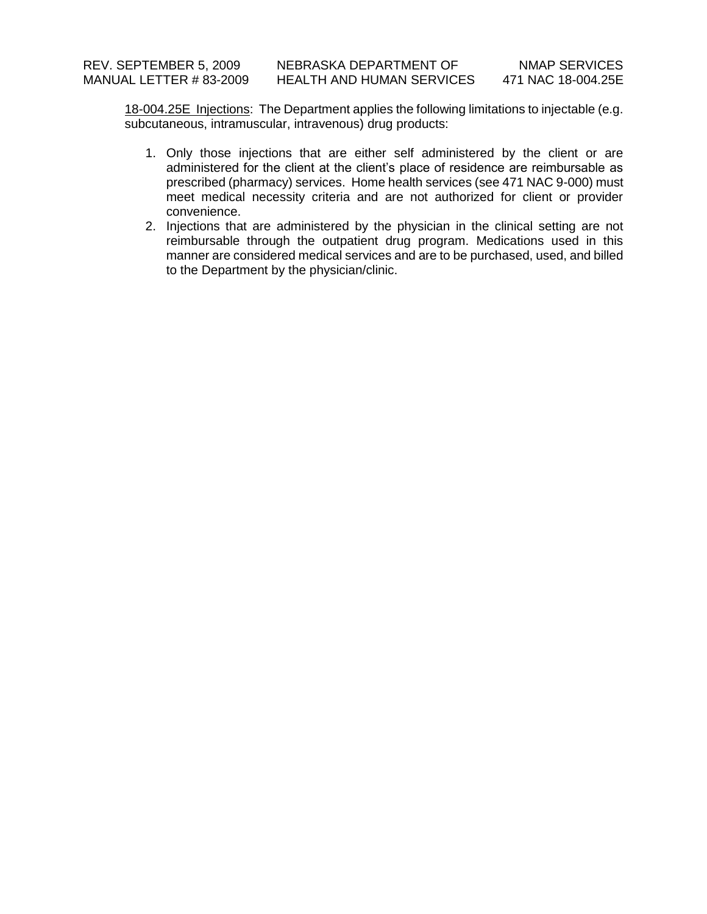<u>18-004.25E Injections</u>: The Department applies the following limitations to injectable (e.g. subcutaneous, intramuscular, intravenous) drug products:

1. Only those injections that are either self administered by the client or are administered for the client at the client's place of residence are reimbursable as prescribed (pharmacy) services. Home health services (see 471 NAC 9-000) must meet medical necessity criteria and are not authorized for client or provider convenience.
2. Injections that are administered by the physician in the clinical setting are not reimbursable through the outpatient drug program. Medications used in this manner are considered medical services and are to be purchased, used, and billed to the Department by the physician/clinic.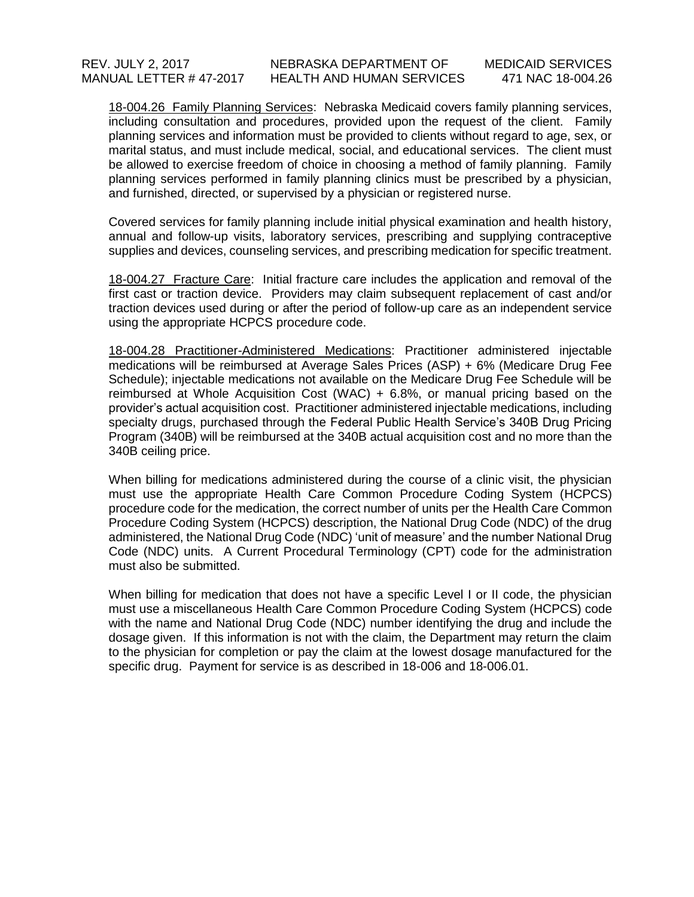18-004.26 Family Planning Services: Nebraska Medicaid covers family planning services, including consultation and procedures, provided upon the request of the client. Family planning services and information must be provided to clients without regard to age, sex, or marital status, and must include medical, social, and educational services. The client must be allowed to exercise freedom of choice in choosing a method of family planning. Family planning services performed in family planning clinics must be prescribed by a physician, and furnished, directed, or supervised by a physician or registered nurse.

Covered services for family planning include initial physical examination and health history, annual and follow-up visits, laboratory services, prescribing and supplying contraceptive supplies and devices, counseling services, and prescribing medication for specific treatment.

18-004.27 Fracture Care: Initial fracture care includes the application and removal of the first cast or traction device. Providers may claim subsequent replacement of cast and/or traction devices used during or after the period of follow-up care as an independent service using the appropriate HCPCS procedure code.

18-004.28 Practitioner-Administered Medications: Practitioner administered injectable medications will be reimbursed at Average Sales Prices (ASP) + 6% (Medicare Drug Fee Schedule); injectable medications not available on the Medicare Drug Fee Schedule will be reimbursed at Whole Acquisition Cost (WAC) + 6.8%, or manual pricing based on the provider's actual acquisition cost. Practitioner administered injectable medications, including specialty drugs, purchased through the Federal Public Health Service's 340B Drug Pricing Program (340B) will be reimbursed at the 340B actual acquisition cost and no more than the 340B ceiling price.

When billing for medications administered during the course of a clinic visit, the physician must use the appropriate Health Care Common Procedure Coding System (HCPCS) procedure code for the medication, the correct number of units per the Health Care Common Procedure Coding System (HCPCS) description, the National Drug Code (NDC) of the drug administered, the National Drug Code (NDC) 'unit of measure' and the number National Drug Code (NDC) units. A Current Procedural Terminology (CPT) code for the administration must also be submitted.

When billing for medication that does not have a specific Level I or II code, the physician must use a miscellaneous Health Care Common Procedure Coding System (HCPCS) code with the name and National Drug Code (NDC) number identifying the drug and include the dosage given. If this information is not with the claim, the Department may return the claim to the physician for completion or pay the claim at the lowest dosage manufactured for the specific drug. Payment for service is as described in 18-006 and 18-006.01.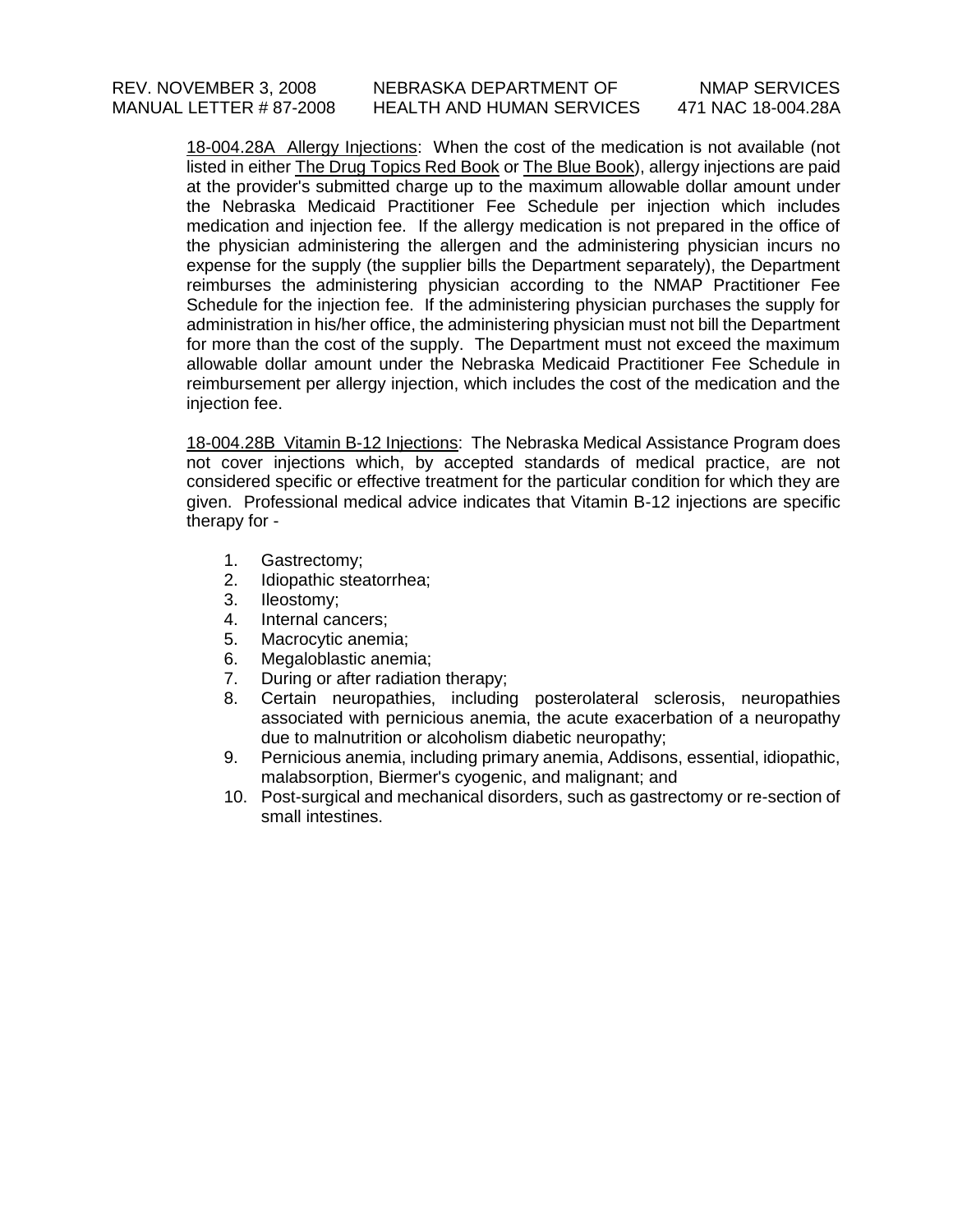18-004.28A Allergy Injections: When the cost of the medication is not available (not listed in either The Drug Topics Red Book or The Blue Book), allergy injections are paid at the provider's submitted charge up to the maximum allowable dollar amount under the Nebraska Medicaid Practitioner Fee Schedule per injection which includes medication and injection fee. If the allergy medication is not prepared in the office of the physician administering the allergen and the administering physician incurs no expense for the supply (the supplier bills the Department separately), the Department reimburses the administering physician according to the NMAP Practitioner Fee Schedule for the injection fee. If the administering physician purchases the supply for administration in his/her office, the administering physician must not bill the Department for more than the cost of the supply. The Department must not exceed the maximum allowable dollar amount under the Nebraska Medicaid Practitioner Fee Schedule in reimbursement per allergy injection, which includes the cost of the medication and the injection fee.

18-004.28B Vitamin B-12 Injections: The Nebraska Medical Assistance Program does not cover injections which, by accepted standards of medical practice, are not considered specific or effective treatment for the particular condition for which they are given. Professional medical advice indicates that Vitamin B-12 injections are specific therapy for -

1. Gastrectomy;
2. Idiopathic steatorrhea;
3. Ileostomy;
4. Internal cancers;
5. Macrocytic anemia;
6. Megaloblastic anemia;
7. During or after radiation therapy;
8. Certain neuropathies, including posterolateral sclerosis, neuropathies associated with pernicious anemia, the acute exacerbation of a neuropathy due to malnutrition or alcoholism diabetic neuropathy;
9. Pernicious anemia, including primary anemia, Addisons, essential, idiopathic, malabsorption, Biermer's cyogenic, and malignant; and
10. Post-surgical and mechanical disorders, such as gastrectomy or re-section of small intestines.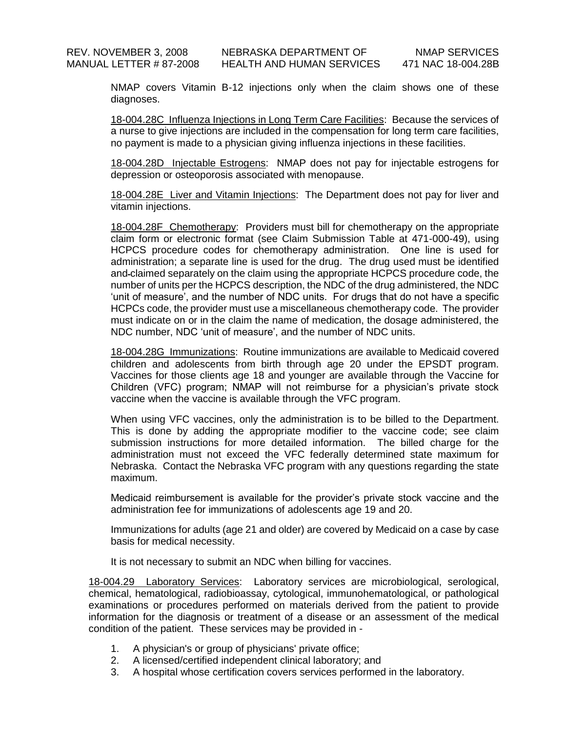NMAP covers Vitamin B-12 injections only when the claim shows one of these diagnoses.

18-004.28C Influenza Injections in Long Term Care Facilities: Because the services of a nurse to give injections are included in the compensation for long term care facilities, no payment is made to a physician giving influenza injections in these facilities.

18-004.28D Injectable Estrogens: NMAP does not pay for injectable estrogens for depression or osteoporosis associated with menopause.

18-004.28E Liver and Vitamin Injections: The Department does not pay for liver and vitamin injections.

18-004.28F Chemotherapy: Providers must bill for chemotherapy on the appropriate claim form or electronic format (see Claim Submission Table at 471-000-49), using HCPCS procedure codes for chemotherapy administration. One line is used for administration; a separate line is used for the drug. The drug used must be identified and claimed separately on the claim using the appropriate HCPCS procedure code, the number of units per the HCPCS description, the NDC of the drug administered, the NDC 'unit of measure', and the number of NDC units. For drugs that do not have a specific HCPCs code, the provider must use a miscellaneous chemotherapy code. The provider must indicate on or in the claim the name of medication, the dosage administered, the NDC number, NDC 'unit of measure', and the number of NDC units.

18-004.28G Immunizations: Routine immunizations are available to Medicaid covered children and adolescents from birth through age 20 under the EPSDT program. Vaccines for those clients age 18 and younger are available through the Vaccine for Children (VFC) program; NMAP will not reimburse for a physician's private stock vaccine when the vaccine is available through the VFC program.

When using VFC vaccines, only the administration is to be billed to the Department. This is done by adding the appropriate modifier to the vaccine code; see claim submission instructions for more detailed information. The billed charge for the administration must not exceed the VFC federally determined state maximum for Nebraska. Contact the Nebraska VFC program with any questions regarding the state maximum.

Medicaid reimbursement is available for the provider's private stock vaccine and the administration fee for immunizations of adolescents age 19 and 20.

Immunizations for adults (age 21 and older) are covered by Medicaid on a case by case basis for medical necessity.

It is not necessary to submit an NDC when billing for vaccines.

18-004.29 Laboratory Services: Laboratory services are microbiological, serological, chemical, hematological, radiobioassay, cytological, immunohematological, or pathological examinations or procedures performed on materials derived from the patient to provide information for the diagnosis or treatment of a disease or an assessment of the medical condition of the patient. These services may be provided in -

1. A physician's or group of physicians' private office;
2. A licensed/certified independent clinical laboratory; and
3. A hospital whose certification covers services performed in the laboratory.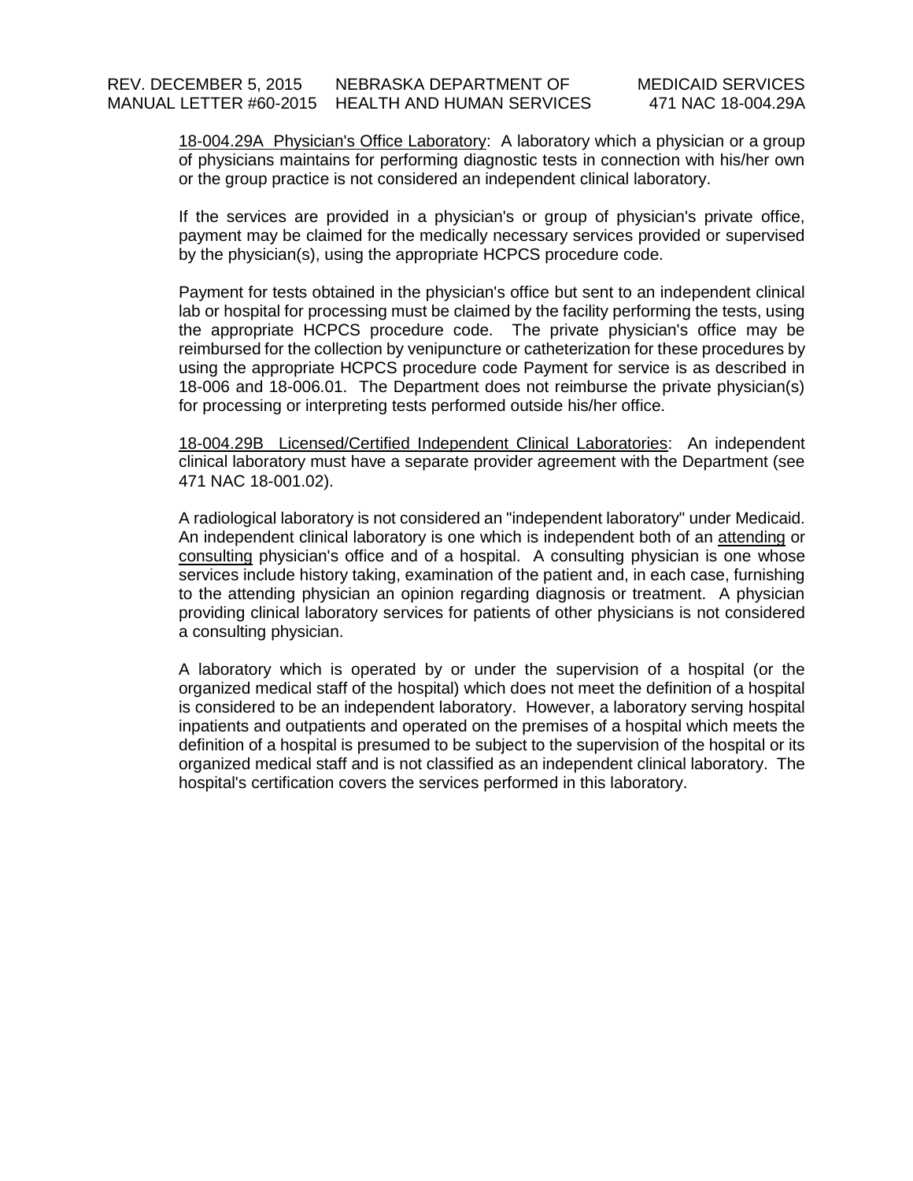<u>18-004.29A Physician's Office Laboratory</u>: A laboratory which a physician or a group of physicians maintains for performing diagnostic tests in connection with his/her own or the group practice is not considered an independent clinical laboratory.

If the services are provided in a physician's or group of physician's private office, payment may be claimed for the medically necessary services provided or supervised by the physician(s), using the appropriate HCPCS procedure code.

Payment for tests obtained in the physician's office but sent to an independent clinical lab or hospital for processing must be claimed by the facility performing the tests, using the appropriate HCPCS procedure code. The private physician's office may be reimbursed for the collection by venipuncture or catheterization for these procedures by using the appropriate HCPCS procedure code Payment for service is as described in 18-006 and 18-006.01. The Department does not reimburse the private physician(s) for processing or interpreting tests performed outside his/her office.

<u>18-004.29B Licensed/Certified Independent Clinical Laboratories</u>: An independent clinical laboratory must have a separate provider agreement with the Department (see 471 NAC 18-001.02).

A radiological laboratory is not considered an "independent laboratory" under Medicaid. An independent clinical laboratory is one which is independent both of an <u>attending</u> or <u>consulting</u> physician's office and of a hospital. A consulting physician is one whose services include history taking, examination of the patient and, in each case, furnishing to the attending physician an opinion regarding diagnosis or treatment. A physician providing clinical laboratory services for patients of other physicians is not considered a consulting physician.

A laboratory which is operated by or under the supervision of a hospital (or the organized medical staff of the hospital) which does not meet the definition of a hospital is considered to be an independent laboratory. However, a laboratory serving hospital inpatients and outpatients and operated on the premises of a hospital which meets the definition of a hospital is presumed to be subject to the supervision of the hospital or its organized medical staff and is not classified as an independent clinical laboratory. The hospital's certification covers the services performed in this laboratory.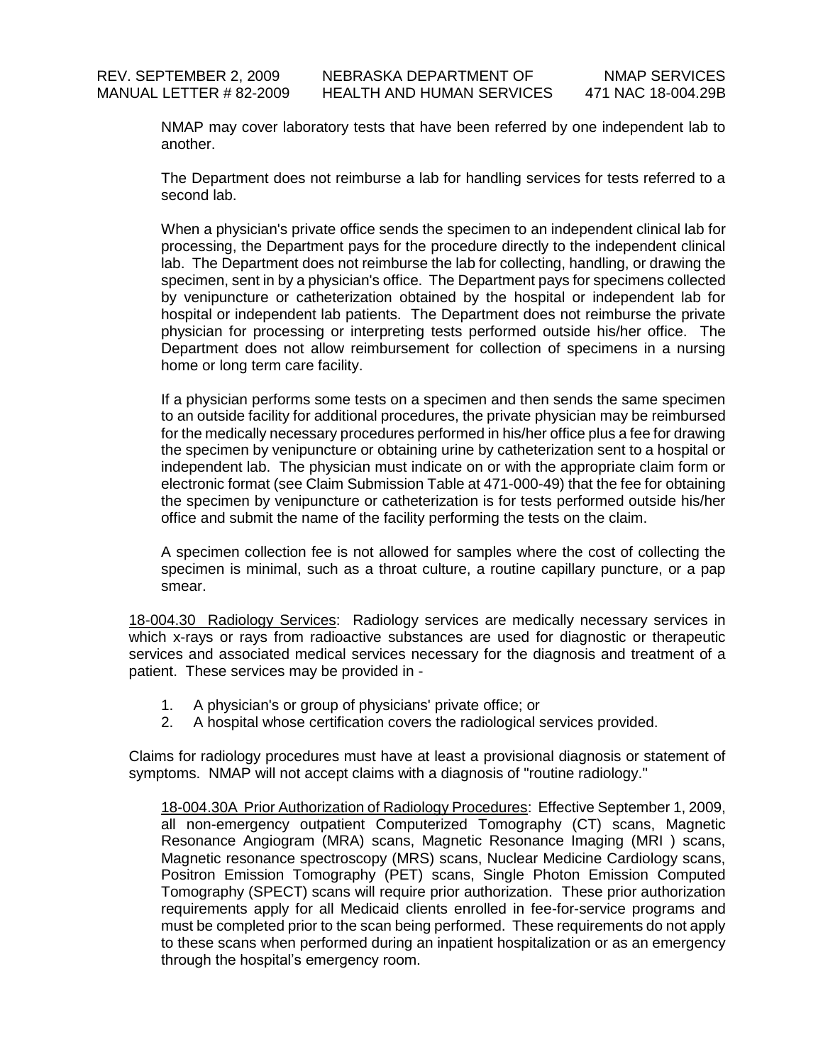NMAP may cover laboratory tests that have been referred by one independent lab to another.

The Department does not reimburse a lab for handling services for tests referred to a second lab.

When a physician's private office sends the specimen to an independent clinical lab for processing, the Department pays for the procedure directly to the independent clinical lab. The Department does not reimburse the lab for collecting, handling, or drawing the specimen, sent in by a physician's office. The Department pays for specimens collected by venipuncture or catheterization obtained by the hospital or independent lab for hospital or independent lab patients. The Department does not reimburse the private physician for processing or interpreting tests performed outside his/her office. The Department does not allow reimbursement for collection of specimens in a nursing home or long term care facility.

If a physician performs some tests on a specimen and then sends the same specimen to an outside facility for additional procedures, the private physician may be reimbursed for the medically necessary procedures performed in his/her office plus a fee for drawing the specimen by venipuncture or obtaining urine by catheterization sent to a hospital or independent lab. The physician must indicate on or with the appropriate claim form or electronic format (see Claim Submission Table at 471-000-49) that the fee for obtaining the specimen by venipuncture or catheterization is for tests performed outside his/her office and submit the name of the facility performing the tests on the claim.

A specimen collection fee is not allowed for samples where the cost of collecting the specimen is minimal, such as a throat culture, a routine capillary puncture, or a pap smear.

<u>18-004.30 Radiology Services</u>: Radiology services are medically necessary services in which x-rays or rays from radioactive substances are used for diagnostic or therapeutic services and associated medical services necessary for the diagnosis and treatment of a patient. These services may be provided in -

1. A physician's or group of physicians' private office; or
2. A hospital whose certification covers the radiological services provided.

Claims for radiology procedures must have at least a provisional diagnosis or statement of symptoms. NMAP will not accept claims with a diagnosis of "routine radiology."

<u>18-004.30A Prior Authorization of Radiology Procedures</u>: Effective September 1, 2009, all non-emergency outpatient Computerized Tomography (CT) scans, Magnetic Resonance Angiogram (MRA) scans, Magnetic Resonance Imaging (MRI ) scans, Magnetic resonance spectroscopy (MRS) scans, Nuclear Medicine Cardiology scans, Positron Emission Tomography (PET) scans, Single Photon Emission Computed Tomography (SPECT) scans will require prior authorization. These prior authorization requirements apply for all Medicaid clients enrolled in fee-for-service programs and must be completed prior to the scan being performed. These requirements do not apply to these scans when performed during an inpatient hospitalization or as an emergency through the hospital's emergency room.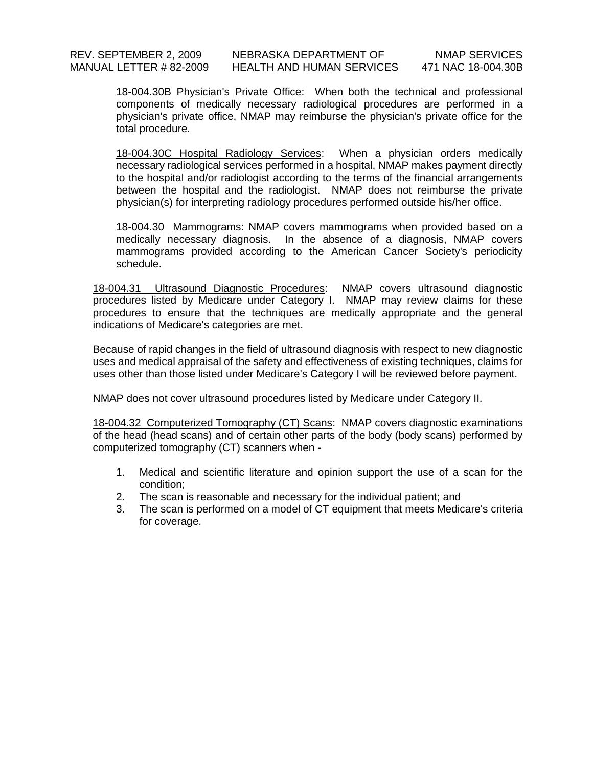18-004.30B Physician's Private Office: When both the technical and professional components of medically necessary radiological procedures are performed in a physician's private office, NMAP may reimburse the physician's private office for the total procedure.

18-004.30C Hospital Radiology Services: When a physician orders medically necessary radiological services performed in a hospital, NMAP makes payment directly to the hospital and/or radiologist according to the terms of the financial arrangements between the hospital and the radiologist. NMAP does not reimburse the private physician(s) for interpreting radiology procedures performed outside his/her office.

18-004.30 Mammograms: NMAP covers mammograms when provided based on a medically necessary diagnosis. In the absence of a diagnosis, NMAP covers mammograms provided according to the American Cancer Society's periodicity schedule.

18-004.31 Ultrasound Diagnostic Procedures: NMAP covers ultrasound diagnostic procedures listed by Medicare under Category I. NMAP may review claims for these procedures to ensure that the techniques are medically appropriate and the general indications of Medicare's categories are met.

Because of rapid changes in the field of ultrasound diagnosis with respect to new diagnostic uses and medical appraisal of the safety and effectiveness of existing techniques, claims for uses other than those listed under Medicare's Category I will be reviewed before payment.

NMAP does not cover ultrasound procedures listed by Medicare under Category II.

18-004.32 Computerized Tomography (CT) Scans: NMAP covers diagnostic examinations of the head (head scans) and of certain other parts of the body (body scans) performed by computerized tomography (CT) scanners when -

1. Medical and scientific literature and opinion support the use of a scan for the condition;
2. The scan is reasonable and necessary for the individual patient; and
3. The scan is performed on a model of CT equipment that meets Medicare's criteria for coverage.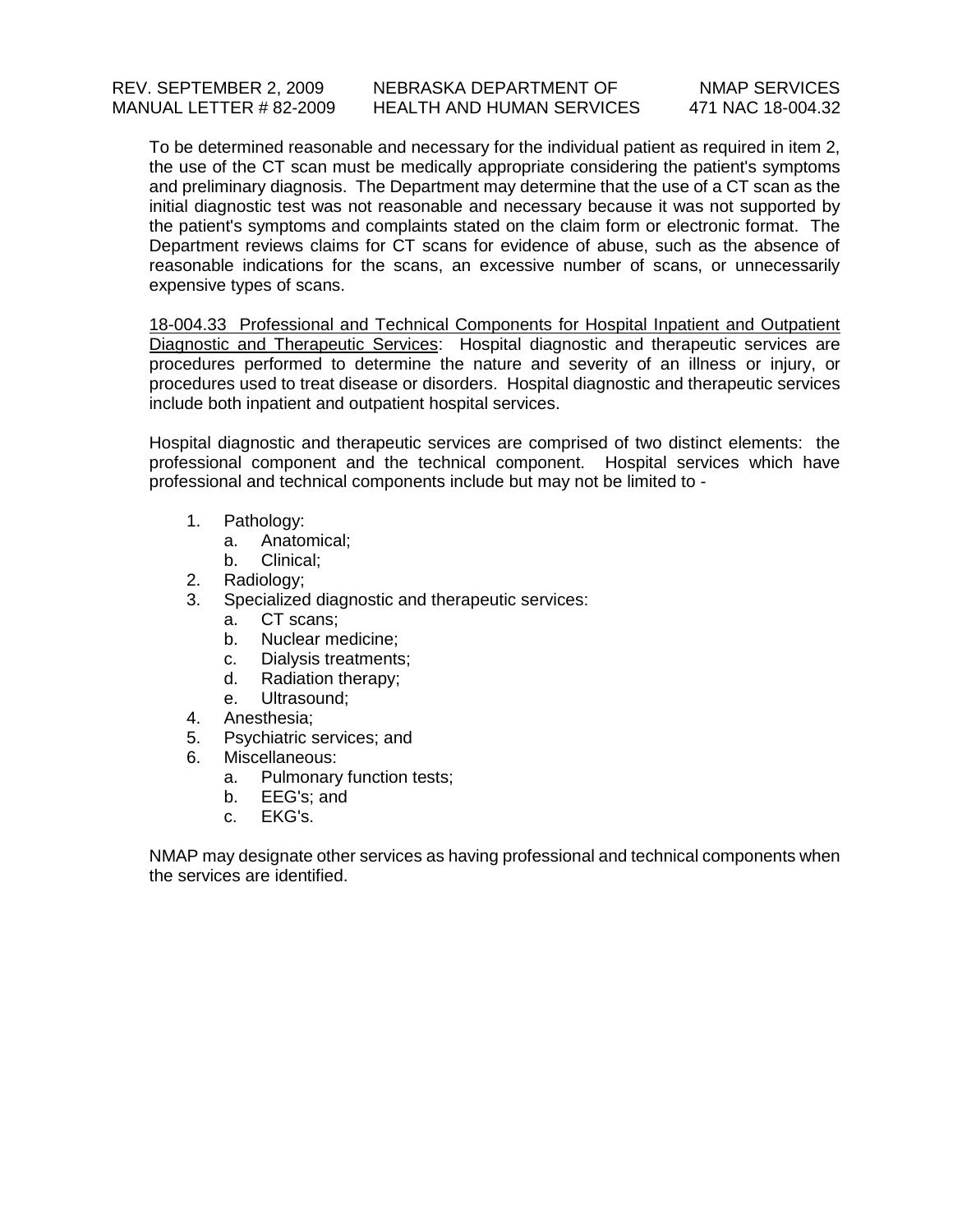To be determined reasonable and necessary for the individual patient as required in item 2, the use of the CT scan must be medically appropriate considering the patient's symptoms and preliminary diagnosis. The Department may determine that the use of a CT scan as the initial diagnostic test was not reasonable and necessary because it was not supported by the patient's symptoms and complaints stated on the claim form or electronic format. The Department reviews claims for CT scans for evidence of abuse, such as the absence of reasonable indications for the scans, an excessive number of scans, or unnecessarily expensive types of scans.

<u>18-004.33 Professional and Technical Components for Hospital Inpatient and Outpatient Diagnostic and Therapeutic Services</u>: Hospital diagnostic and therapeutic services are procedures performed to determine the nature and severity of an illness or injury, or procedures used to treat disease or disorders. Hospital diagnostic and therapeutic services include both inpatient and outpatient hospital services.

Hospital diagnostic and therapeutic services are comprised of two distinct elements: the professional component and the technical component. Hospital services which have professional and technical components include but may not be limited to -

1. Pathology:
   a. Anatomical;
   b. Clinical;
2. Radiology;
3. Specialized diagnostic and therapeutic services:
   a. CT scans;
   b. Nuclear medicine;
   c. Dialysis treatments;
   d. Radiation therapy;
   e. Ultrasound;
4. Anesthesia;
5. Psychiatric services; and
6. Miscellaneous:
   a. Pulmonary function tests;
   b. EEG's; and
   c. EKG's.

NMAP may designate other services as having professional and technical components when the services are identified.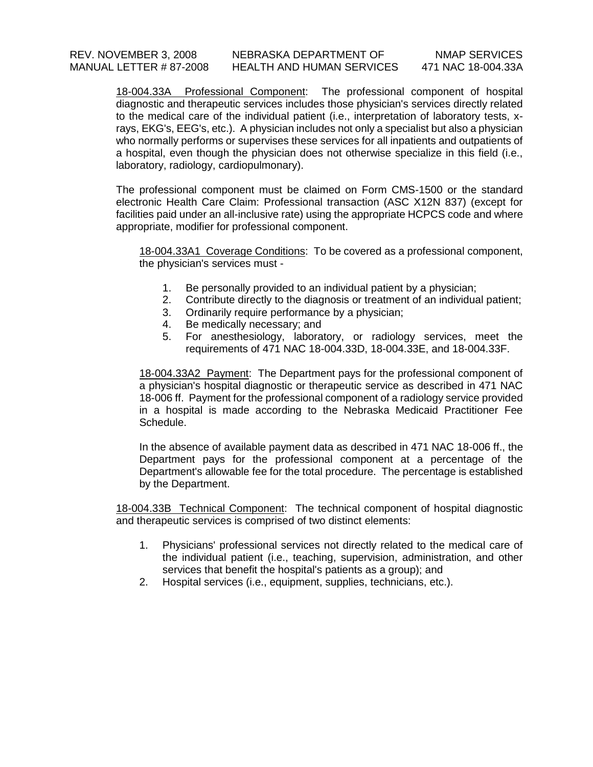18-004.33A Professional Component: The professional component of hospital diagnostic and therapeutic services includes those physician's services directly related to the medical care of the individual patient (i.e., interpretation of laboratory tests, x-rays, EKG's, EEG's, etc.). A physician includes not only a specialist but also a physician who normally performs or supervises these services for all inpatients and outpatients of a hospital, even though the physician does not otherwise specialize in this field (i.e., laboratory, radiology, cardiopulmonary).

The professional component must be claimed on Form CMS-1500 or the standard electronic Health Care Claim: Professional transaction (ASC X12N 837) (except for facilities paid under an all-inclusive rate) using the appropriate HCPCS code and where appropriate, modifier for professional component.

18-004.33A1 Coverage Conditions: To be covered as a professional component, the physician's services must -

1. Be personally provided to an individual patient by a physician;
2. Contribute directly to the diagnosis or treatment of an individual patient;
3. Ordinarily require performance by a physician;
4. Be medically necessary; and
5. For anesthesiology, laboratory, or radiology services, meet the requirements of 471 NAC 18-004.33D, 18-004.33E, and 18-004.33F.

18-004.33A2 Payment: The Department pays for the professional component of a physician's hospital diagnostic or therapeutic service as described in 471 NAC 18-006 ff. Payment for the professional component of a radiology service provided in a hospital is made according to the Nebraska Medicaid Practitioner Fee Schedule.

In the absence of available payment data as described in 471 NAC 18-006 ff., the Department pays for the professional component at a percentage of the Department's allowable fee for the total procedure. The percentage is established by the Department.

18-004.33B Technical Component: The technical component of hospital diagnostic and therapeutic services is comprised of two distinct elements:

1. Physicians' professional services not directly related to the medical care of the individual patient (i.e., teaching, supervision, administration, and other services that benefit the hospital's patients as a group); and
2. Hospital services (i.e., equipment, supplies, technicians, etc.).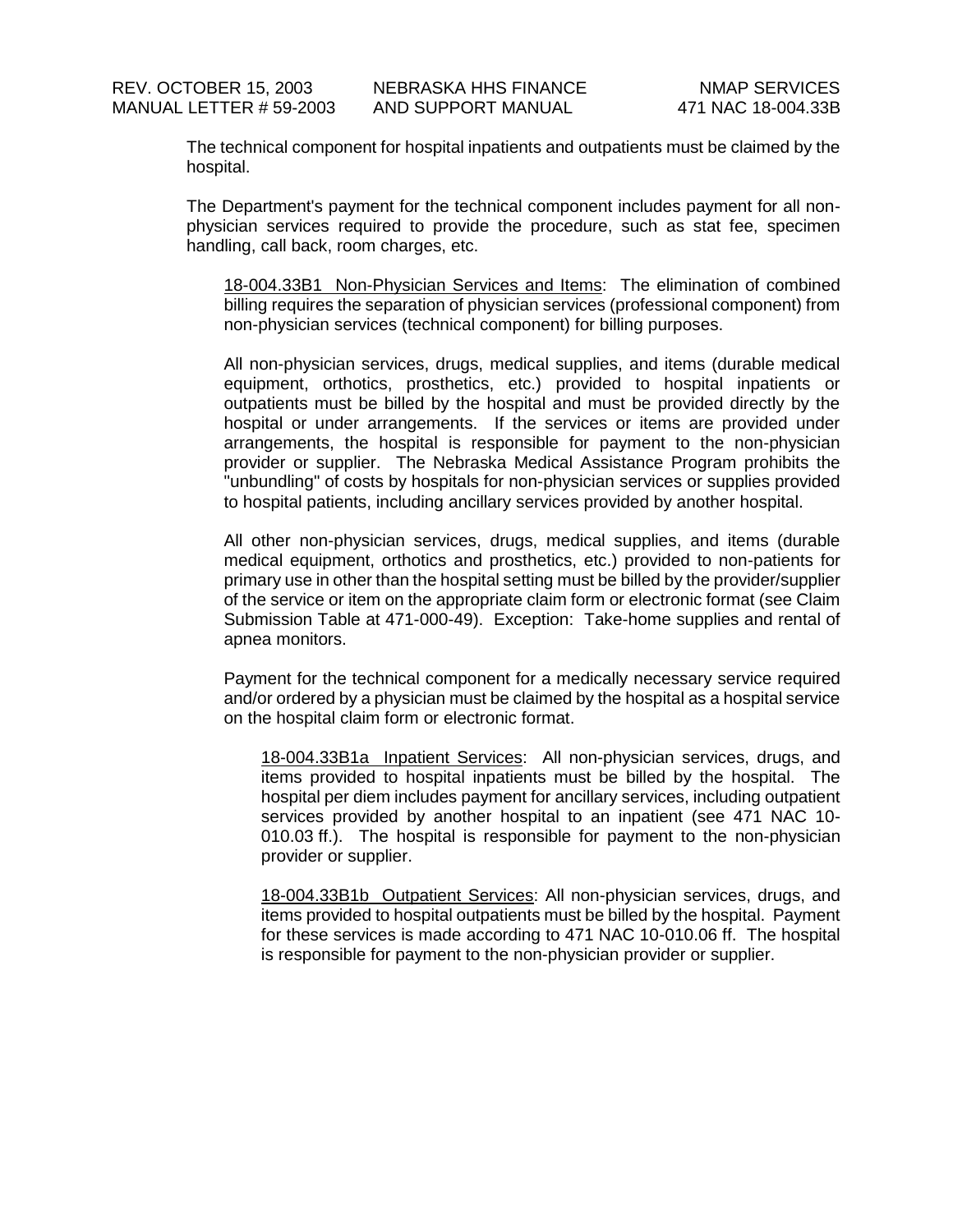The technical component for hospital inpatients and outpatients must be claimed by the hospital.

The Department's payment for the technical component includes payment for all non-physician services required to provide the procedure, such as stat fee, specimen handling, call back, room charges, etc.

<u>18-004.33B1 Non-Physician Services and Items</u>: The elimination of combined billing requires the separation of physician services (professional component) from non-physician services (technical component) for billing purposes.

All non-physician services, drugs, medical supplies, and items (durable medical equipment, orthotics, prosthetics, etc.) provided to hospital inpatients or outpatients must be billed by the hospital and must be provided directly by the hospital or under arrangements. If the services or items are provided under arrangements, the hospital is responsible for payment to the non-physician provider or supplier. The Nebraska Medical Assistance Program prohibits the "unbundling" of costs by hospitals for non-physician services or supplies provided to hospital patients, including ancillary services provided by another hospital.

All other non-physician services, drugs, medical supplies, and items (durable medical equipment, orthotics and prosthetics, etc.) provided to non-patients for primary use in other than the hospital setting must be billed by the provider/supplier of the service or item on the appropriate claim form or electronic format (see Claim Submission Table at 471-000-49). Exception: Take-home supplies and rental of apnea monitors.

Payment for the technical component for a medically necessary service required and/or ordered by a physician must be claimed by the hospital as a hospital service on the hospital claim form or electronic format.

<u>18-004.33B1a Inpatient Services</u>: All non-physician services, drugs, and items provided to hospital inpatients must be billed by the hospital. The hospital per diem includes payment for ancillary services, including outpatient services provided by another hospital to an inpatient (see 471 NAC 10-010.03 ff.). The hospital is responsible for payment to the non-physician provider or supplier.

<u>18-004.33B1b Outpatient Services</u>: All non-physician services, drugs, and items provided to hospital outpatients must be billed by the hospital. Payment for these services is made according to 471 NAC 10-010.06 ff. The hospital is responsible for payment to the non-physician provider or supplier.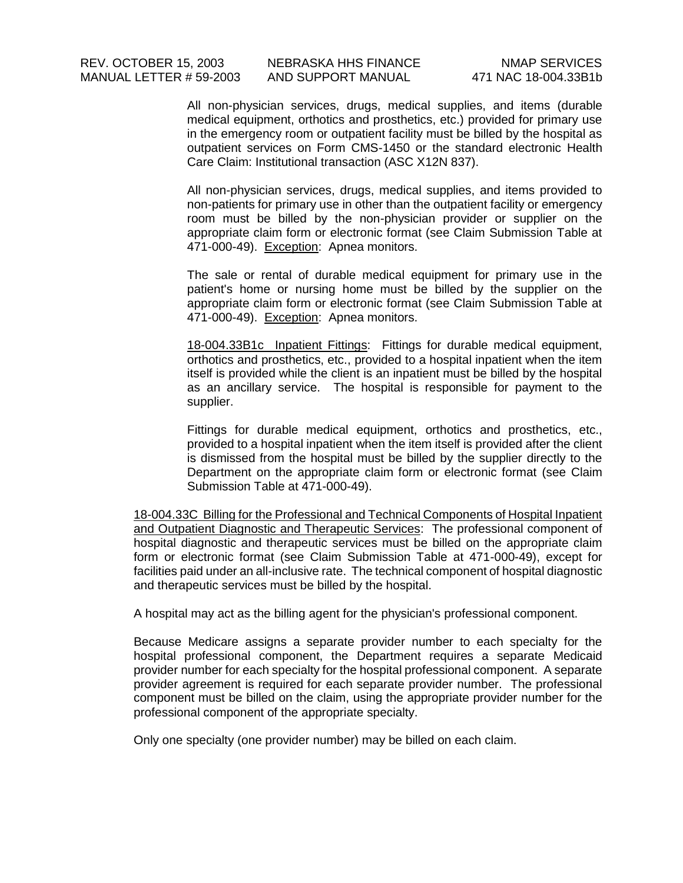All non-physician services, drugs, medical supplies, and items (durable medical equipment, orthotics and prosthetics, etc.) provided for primary use in the emergency room or outpatient facility must be billed by the hospital as outpatient services on Form CMS-1450 or the standard electronic Health Care Claim: Institutional transaction (ASC X12N 837).

All non-physician services, drugs, medical supplies, and items provided to non-patients for primary use in other than the outpatient facility or emergency room must be billed by the non-physician provider or supplier on the appropriate claim form or electronic format (see Claim Submission Table at 471-000-49). Exception: Apnea monitors.

The sale or rental of durable medical equipment for primary use in the patient's home or nursing home must be billed by the supplier on the appropriate claim form or electronic format (see Claim Submission Table at 471-000-49). Exception: Apnea monitors.

18-004.33B1c Inpatient Fittings: Fittings for durable medical equipment, orthotics and prosthetics, etc., provided to a hospital inpatient when the item itself is provided while the client is an inpatient must be billed by the hospital as an ancillary service. The hospital is responsible for payment to the supplier.

Fittings for durable medical equipment, orthotics and prosthetics, etc., provided to a hospital inpatient when the item itself is provided after the client is dismissed from the hospital must be billed by the supplier directly to the Department on the appropriate claim form or electronic format (see Claim Submission Table at 471-000-49).

18-004.33C Billing for the Professional and Technical Components of Hospital Inpatient and Outpatient Diagnostic and Therapeutic Services: The professional component of hospital diagnostic and therapeutic services must be billed on the appropriate claim form or electronic format (see Claim Submission Table at 471-000-49), except for facilities paid under an all-inclusive rate. The technical component of hospital diagnostic and therapeutic services must be billed by the hospital.

A hospital may act as the billing agent for the physician's professional component.

Because Medicare assigns a separate provider number to each specialty for the hospital professional component, the Department requires a separate Medicaid provider number for each specialty for the hospital professional component. A separate provider agreement is required for each separate provider number. The professional component must be billed on the claim, using the appropriate provider number for the professional component of the appropriate specialty.

Only one specialty (one provider number) may be billed on each claim.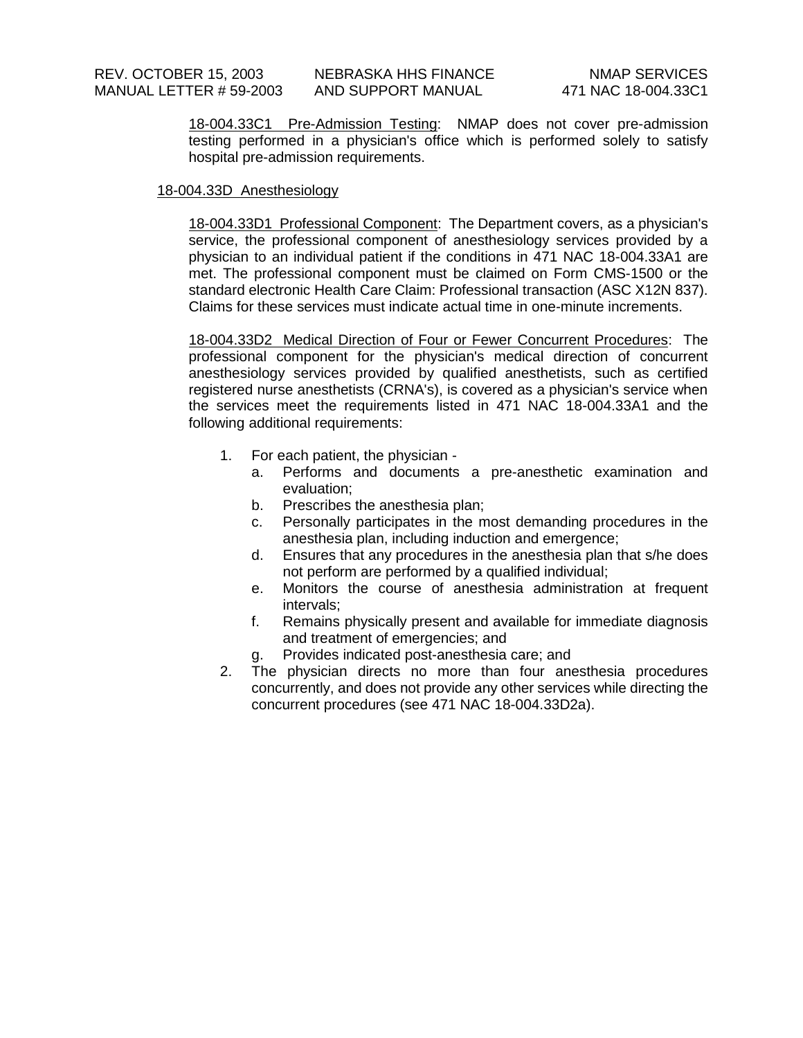18-004.33C1 Pre-Admission Testing: NMAP does not cover pre-admission testing performed in a physician's office which is performed solely to satisfy hospital pre-admission requirements.

### 18-004.33D Anesthesiology

18-004.33D1 Professional Component: The Department covers, as a physician's service, the professional component of anesthesiology services provided by a physician to an individual patient if the conditions in 471 NAC 18-004.33A1 are met. The professional component must be claimed on Form CMS-1500 or the standard electronic Health Care Claim: Professional transaction (ASC X12N 837). Claims for these services must indicate actual time in one-minute increments.

18-004.33D2 Medical Direction of Four or Fewer Concurrent Procedures: The professional component for the physician's medical direction of concurrent anesthesiology services provided by qualified anesthetists, such as certified registered nurse anesthetists (CRNA's), is covered as a physician's service when the services meet the requirements listed in 471 NAC 18-004.33A1 and the following additional requirements:

1. For each patient, the physician -
   a. Performs and documents a pre-anesthetic examination and evaluation;
   b. Prescribes the anesthesia plan;
   c. Personally participates in the most demanding procedures in the anesthesia plan, including induction and emergence;
   d. Ensures that any procedures in the anesthesia plan that s/he does not perform are performed by a qualified individual;
   e. Monitors the course of anesthesia administration at frequent intervals;
   f. Remains physically present and available for immediate diagnosis and treatment of emergencies; and
   g. Provides indicated post-anesthesia care; and
2. The physician directs no more than four anesthesia procedures concurrently, and does not provide any other services while directing the concurrent procedures (see 471 NAC 18-004.33D2a).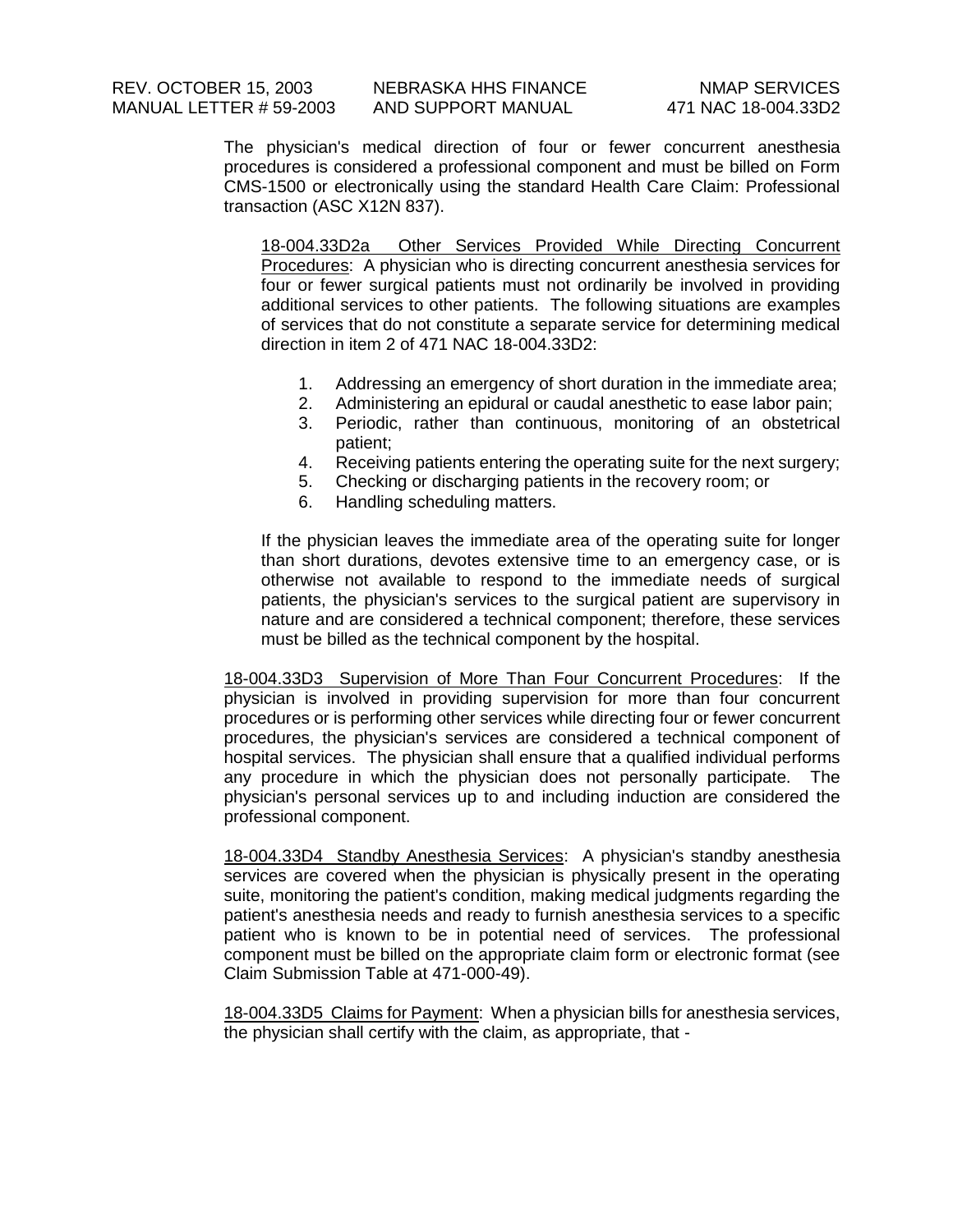The physician's medical direction of four or fewer concurrent anesthesia procedures is considered a professional component and must be billed on Form CMS-1500 or electronically using the standard Health Care Claim: Professional transaction (ASC X12N 837).

<u>18-004.33D2a Other Services Provided While Directing Concurrent Procedures</u>: A physician who is directing concurrent anesthesia services for four or fewer surgical patients must not ordinarily be involved in providing additional services to other patients. The following situations are examples of services that do not constitute a separate service for determining medical direction in item 2 of 471 NAC 18-004.33D2:

1. Addressing an emergency of short duration in the immediate area;
2. Administering an epidural or caudal anesthetic to ease labor pain;
3. Periodic, rather than continuous, monitoring of an obstetrical patient;
4. Receiving patients entering the operating suite for the next surgery;
5. Checking or discharging patients in the recovery room; or
6. Handling scheduling matters.

If the physician leaves the immediate area of the operating suite for longer than short durations, devotes extensive time to an emergency case, or is otherwise not available to respond to the immediate needs of surgical patients, the physician's services to the surgical patient are supervisory in nature and are considered a technical component; therefore, these services must be billed as the technical component by the hospital.

<u>18-004.33D3 Supervision of More Than Four Concurrent Procedures</u>: If the physician is involved in providing supervision for more than four concurrent procedures or is performing other services while directing four or fewer concurrent procedures, the physician's services are considered a technical component of hospital services. The physician shall ensure that a qualified individual performs any procedure in which the physician does not personally participate. The physician's personal services up to and including induction are considered the professional component.

<u>18-004.33D4 Standby Anesthesia Services</u>: A physician's standby anesthesia services are covered when the physician is physically present in the operating suite, monitoring the patient's condition, making medical judgments regarding the patient's anesthesia needs and ready to furnish anesthesia services to a specific patient who is known to be in potential need of services. The professional component must be billed on the appropriate claim form or electronic format (see Claim Submission Table at 471-000-49).

<u>18-004.33D5 Claims for Payment</u>: When a physician bills for anesthesia services, the physician shall certify with the claim, as appropriate, that -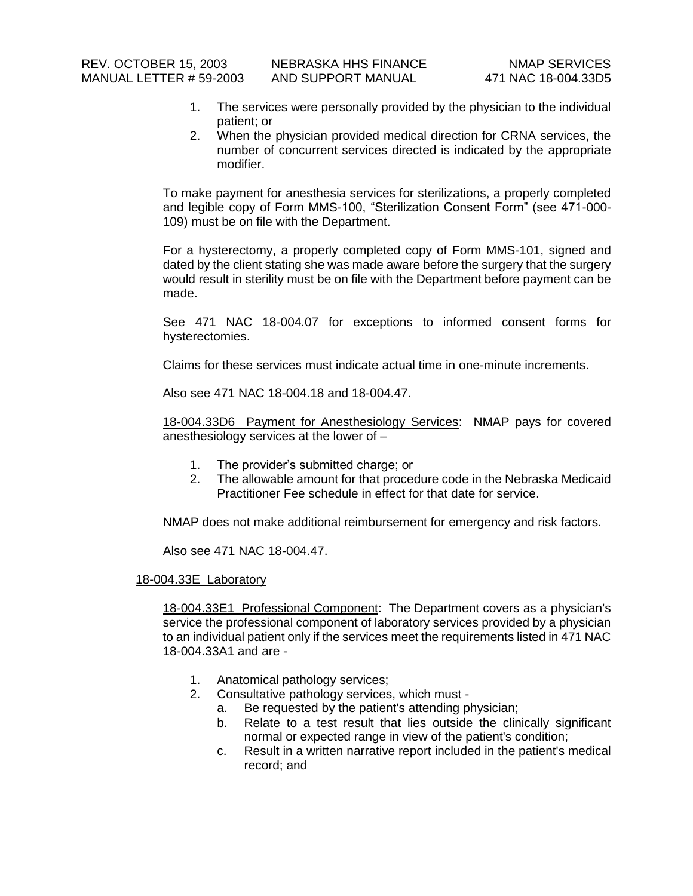1. The services were personally provided by the physician to the individual patient; or
2. When the physician provided medical direction for CRNA services, the number of concurrent services directed is indicated by the appropriate modifier.

To make payment for anesthesia services for sterilizations, a properly completed and legible copy of Form MMS-100, "Sterilization Consent Form" (see 471-000-109) must be on file with the Department.

For a hysterectomy, a properly completed copy of Form MMS-101, signed and dated by the client stating she was made aware before the surgery that the surgery would result in sterility must be on file with the Department before payment can be made.

See 471 NAC 18-004.07 for exceptions to informed consent forms for hysterectomies.

Claims for these services must indicate actual time in one-minute increments.

Also see 471 NAC 18-004.18 and 18-004.47.

18-004.33D6 Payment for Anesthesiology Services: NMAP pays for covered anesthesiology services at the lower of –

1. The provider's submitted charge; or
2. The allowable amount for that procedure code in the Nebraska Medicaid Practitioner Fee schedule in effect for that date for service.

NMAP does not make additional reimbursement for emergency and risk factors.

Also see 471 NAC 18-004.47.

18-004.33E Laboratory

18-004.33E1 Professional Component: The Department covers as a physician's service the professional component of laboratory services provided by a physician to an individual patient only if the services meet the requirements listed in 471 NAC 18-004.33A1 and are -

1. Anatomical pathology services;
2. Consultative pathology services, which must -
   a. Be requested by the patient's attending physician;
   b. Relate to a test result that lies outside the clinically significant normal or expected range in view of the patient's condition;
   c. Result in a written narrative report included in the patient's medical record; and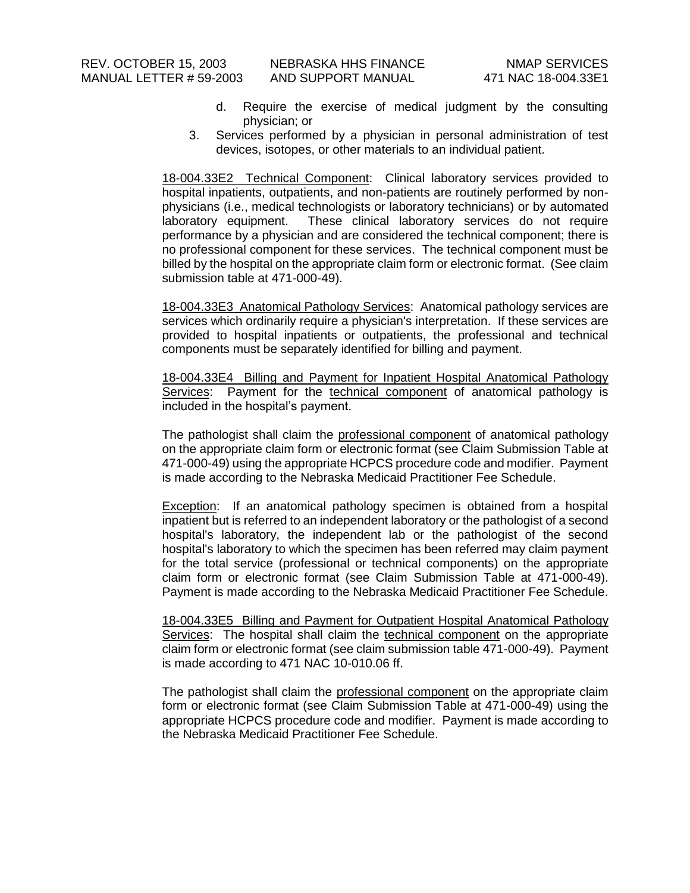d. Require the exercise of medical judgment by the consulting physician; or

3. Services performed by a physician in personal administration of test devices, isotopes, or other materials to an individual patient.

<u>18-004.33E2 Technical Component</u>: Clinical laboratory services provided to hospital inpatients, outpatients, and non-patients are routinely performed by non-physicians (i.e., medical technologists or laboratory technicians) or by automated laboratory equipment. These clinical laboratory services do not require performance by a physician and are considered the technical component; there is no professional component for these services. The technical component must be billed by the hospital on the appropriate claim form or electronic format. (See claim submission table at 471-000-49).

<u>18-004.33E3 Anatomical Pathology Services</u>: Anatomical pathology services are services which ordinarily require a physician's interpretation. If these services are provided to hospital inpatients or outpatients, the professional and technical components must be separately identified for billing and payment.

<u>18-004.33E4 Billing and Payment for Inpatient Hospital Anatomical Pathology Services</u>: Payment for the <u>technical component</u> of anatomical pathology is included in the hospital's payment.

The pathologist shall claim the <u>professional component</u> of anatomical pathology on the appropriate claim form or electronic format (see Claim Submission Table at 471-000-49) using the appropriate HCPCS procedure code and modifier. Payment is made according to the Nebraska Medicaid Practitioner Fee Schedule.

<u>Exception</u>: If an anatomical pathology specimen is obtained from a hospital inpatient but is referred to an independent laboratory or the pathologist of a second hospital's laboratory, the independent lab or the pathologist of the second hospital's laboratory to which the specimen has been referred may claim payment for the total service (professional or technical components) on the appropriate claim form or electronic format (see Claim Submission Table at 471-000-49). Payment is made according to the Nebraska Medicaid Practitioner Fee Schedule.

<u>18-004.33E5 Billing and Payment for Outpatient Hospital Anatomical Pathology Services</u>: The hospital shall claim the <u>technical component</u> on the appropriate claim form or electronic format (see claim submission table 471-000-49). Payment is made according to 471 NAC 10-010.06 ff.

The pathologist shall claim the <u>professional component</u> on the appropriate claim form or electronic format (see Claim Submission Table at 471-000-49) using the appropriate HCPCS procedure code and modifier. Payment is made according to the Nebraska Medicaid Practitioner Fee Schedule.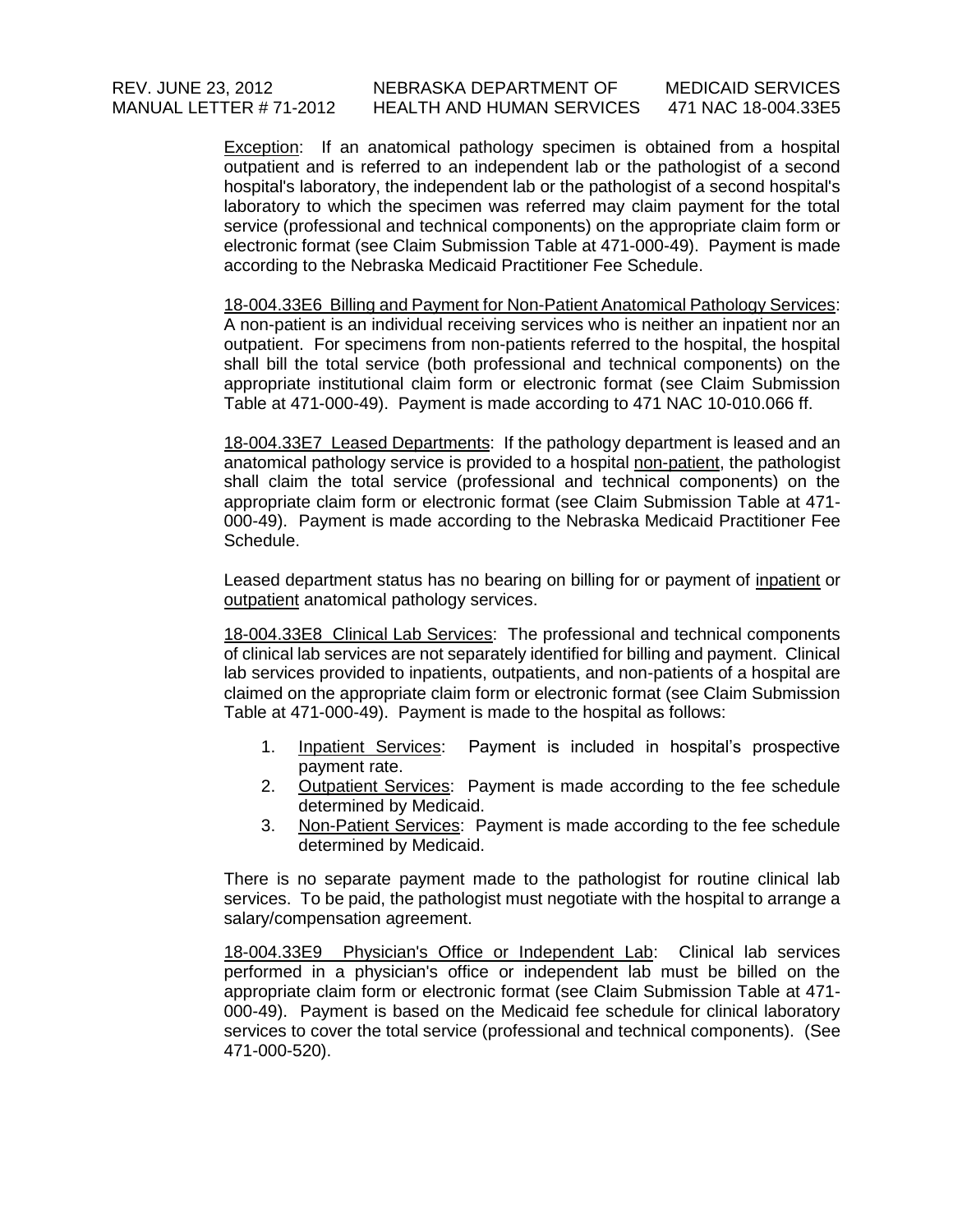<u>Exception</u>: If an anatomical pathology specimen is obtained from a hospital outpatient and is referred to an independent lab or the pathologist of a second hospital's laboratory, the independent lab or the pathologist of a second hospital's laboratory to which the specimen was referred may claim payment for the total service (professional and technical components) on the appropriate claim form or electronic format (see Claim Submission Table at 471-000-49). Payment is made according to the Nebraska Medicaid Practitioner Fee Schedule.

<u>18-004.33E6 Billing and Payment for Non-Patient Anatomical Pathology Services</u>: A non-patient is an individual receiving services who is neither an inpatient nor an outpatient. For specimens from non-patients referred to the hospital, the hospital shall bill the total service (both professional and technical components) on the appropriate institutional claim form or electronic format (see Claim Submission Table at 471-000-49). Payment is made according to 471 NAC 10-010.066 ff.

<u>18-004.33E7 Leased Departments</u>: If the pathology department is leased and an anatomical pathology service is provided to a hospital <u>non-patient</u>, the pathologist shall claim the total service (professional and technical components) on the appropriate claim form or electronic format (see Claim Submission Table at 471-000-49). Payment is made according to the Nebraska Medicaid Practitioner Fee Schedule.

Leased department status has no bearing on billing for or payment of <u>inpatient</u> or <u>outpatient</u> anatomical pathology services.

<u>18-004.33E8 Clinical Lab Services</u>: The professional and technical components of clinical lab services are not separately identified for billing and payment. Clinical lab services provided to inpatients, outpatients, and non-patients of a hospital are claimed on the appropriate claim form or electronic format (see Claim Submission Table at 471-000-49). Payment is made to the hospital as follows:

1. <u>Inpatient Services</u>: Payment is included in hospital's prospective payment rate.
2. <u>Outpatient Services</u>: Payment is made according to the fee schedule determined by Medicaid.
3. <u>Non-Patient Services</u>: Payment is made according to the fee schedule determined by Medicaid.

There is no separate payment made to the pathologist for routine clinical lab services. To be paid, the pathologist must negotiate with the hospital to arrange a salary/compensation agreement.

<u>18-004.33E9 Physician's Office or Independent Lab</u>: Clinical lab services performed in a physician's office or independent lab must be billed on the appropriate claim form or electronic format (see Claim Submission Table at 471-000-49). Payment is based on the Medicaid fee schedule for clinical laboratory services to cover the total service (professional and technical components). (See 471-000-520).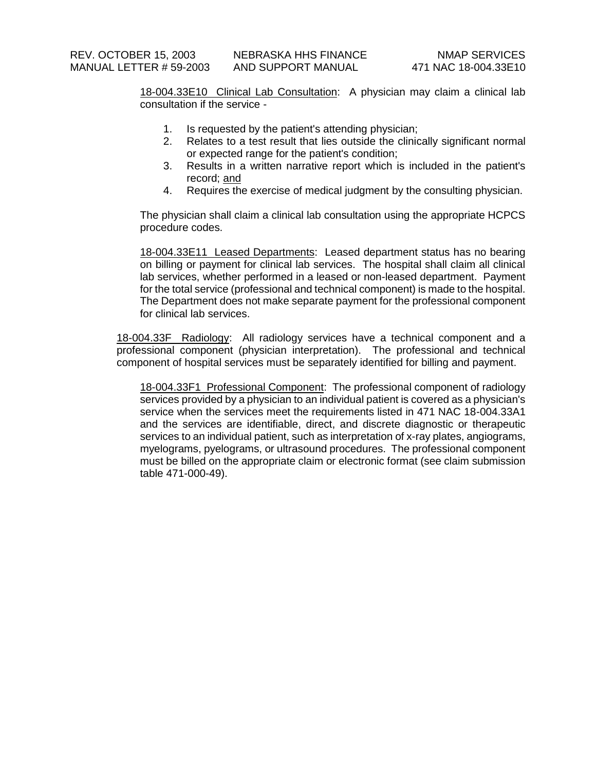18-004.33E10  Clinical Lab Consultation:  A physician may claim a clinical lab consultation if the service -

1. Is requested by the patient's attending physician;
2. Relates to a test result that lies outside the clinically significant normal or expected range for the patient's condition;
3. Results in a written narrative report which is included in the patient's record; and
4. Requires the exercise of medical judgment by the consulting physician.

The physician shall claim a clinical lab consultation using the appropriate HCPCS procedure codes.

18-004.33E11  Leased Departments:  Leased department status has no bearing on billing or payment for clinical lab services.  The hospital shall claim all clinical lab services, whether performed in a leased or non-leased department.  Payment for the total service (professional and technical component) is made to the hospital. The Department does not make separate payment for the professional component for clinical lab services.

18-004.33F  Radiology:  All radiology services have a technical component and a professional component (physician interpretation).  The professional and technical component of hospital services must be separately identified for billing and payment.

18-004.33F1  Professional Component:  The professional component of radiology services provided by a physician to an individual patient is covered as a physician's service when the services meet the requirements listed in 471 NAC 18-004.33A1 and the services are identifiable, direct, and discrete diagnostic or therapeutic services to an individual patient, such as interpretation of x-ray plates, angiograms, myelograms, pyelograms, or ultrasound procedures.  The professional component must be billed on the appropriate claim or electronic format (see claim submission table 471-000-49).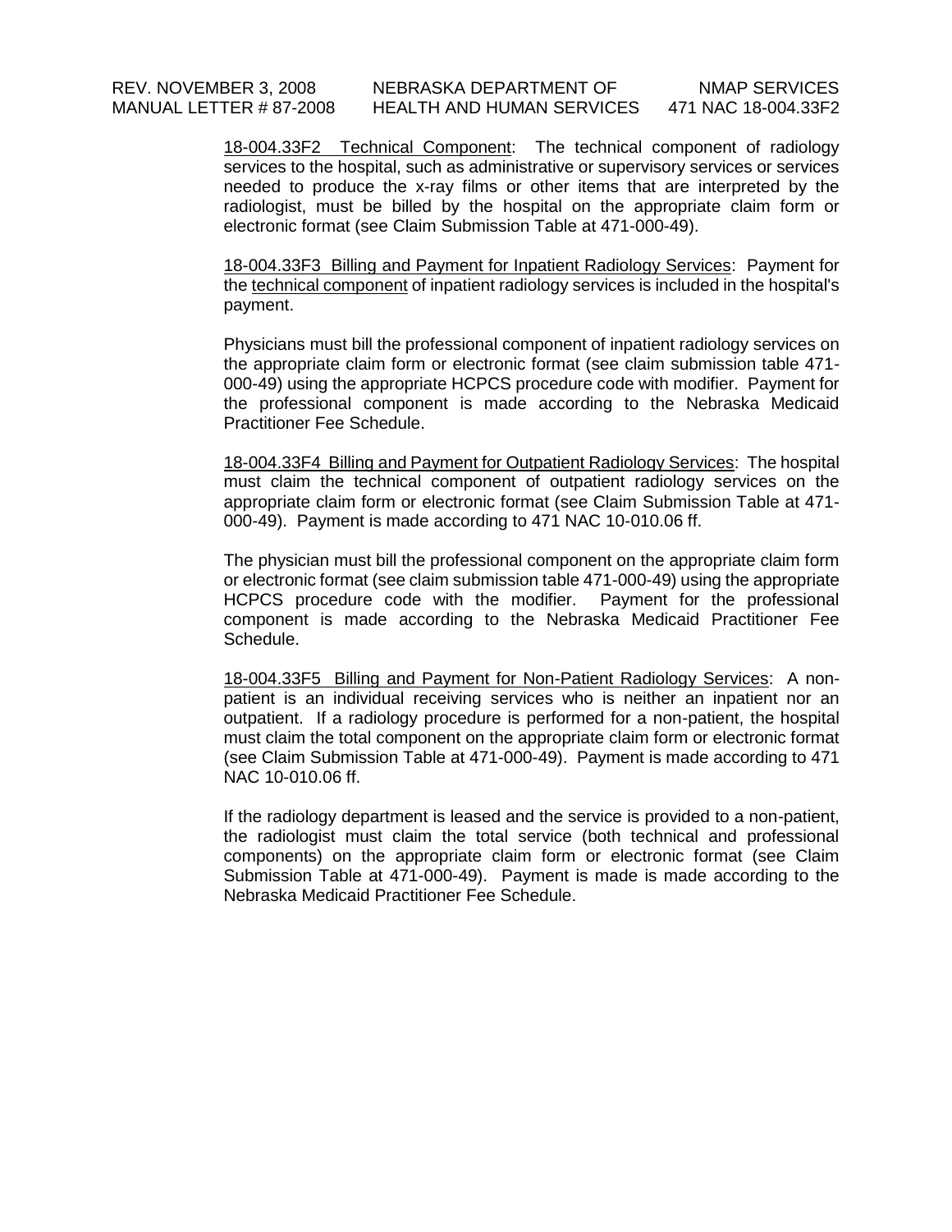<u>18-004.33F2 Technical Component</u>: The technical component of radiology services to the hospital, such as administrative or supervisory services or services needed to produce the x-ray films or other items that are interpreted by the radiologist, must be billed by the hospital on the appropriate claim form or electronic format (see Claim Submission Table at 471-000-49).

<u>18-004.33F3 Billing and Payment for Inpatient Radiology Services</u>: Payment for the <u>technical component</u> of inpatient radiology services is included in the hospital's payment.

Physicians must bill the professional component of inpatient radiology services on the appropriate claim form or electronic format (see claim submission table 471-000-49) using the appropriate HCPCS procedure code with modifier. Payment for the professional component is made according to the Nebraska Medicaid Practitioner Fee Schedule.

<u>18-004.33F4 Billing and Payment for Outpatient Radiology Services</u>: The hospital must claim the technical component of outpatient radiology services on the appropriate claim form or electronic format (see Claim Submission Table at 471-000-49). Payment is made according to 471 NAC 10-010.06 ff.

The physician must bill the professional component on the appropriate claim form or electronic format (see claim submission table 471-000-49) using the appropriate HCPCS procedure code with the modifier. Payment for the professional component is made according to the Nebraska Medicaid Practitioner Fee Schedule.

<u>18-004.33F5 Billing and Payment for Non-Patient Radiology Services</u>: A non-patient is an individual receiving services who is neither an inpatient nor an outpatient. If a radiology procedure is performed for a non-patient, the hospital must claim the total component on the appropriate claim form or electronic format (see Claim Submission Table at 471-000-49). Payment is made according to 471 NAC 10-010.06 ff.

If the radiology department is leased and the service is provided to a non-patient, the radiologist must claim the total service (both technical and professional components) on the appropriate claim form or electronic format (see Claim Submission Table at 471-000-49). Payment is made is made according to the Nebraska Medicaid Practitioner Fee Schedule.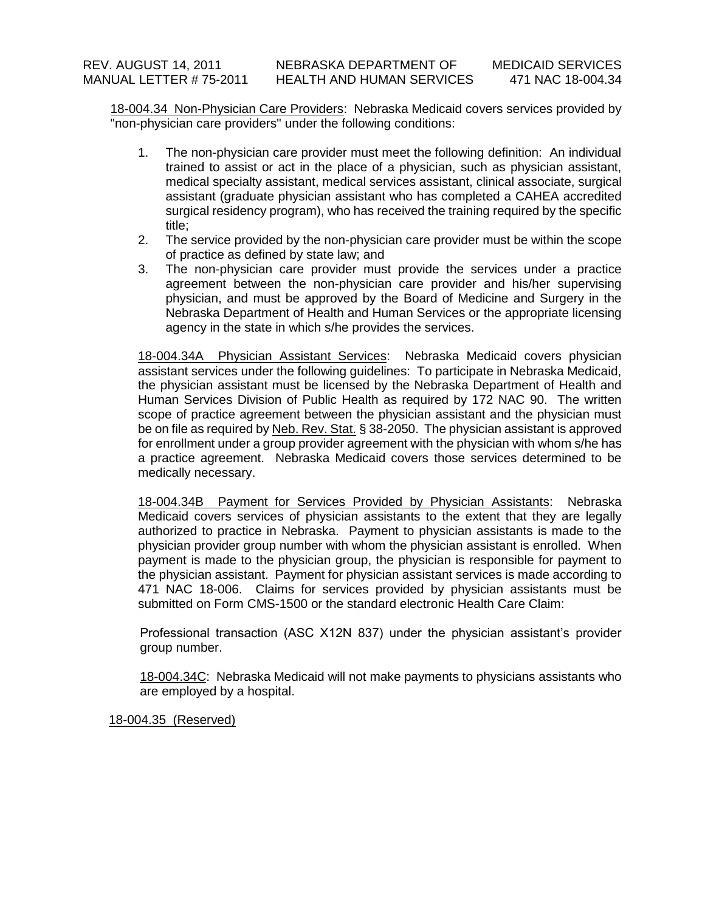<u>18-004.34 Non-Physician Care Providers</u>: Nebraska Medicaid covers services provided by "non-physician care providers" under the following conditions:

1. The non-physician care provider must meet the following definition: An individual trained to assist or act in the place of a physician, such as physician assistant, medical specialty assistant, medical services assistant, clinical associate, surgical assistant (graduate physician assistant who has completed a CAHEA accredited surgical residency program), who has received the training required by the specific title;
2. The service provided by the non-physician care provider must be within the scope of practice as defined by state law; and
3. The non-physician care provider must provide the services under a practice agreement between the non-physician care provider and his/her supervising physician, and must be approved by the Board of Medicine and Surgery in the Nebraska Department of Health and Human Services or the appropriate licensing agency in the state in which s/he provides the services.

<u>18-004.34A Physician Assistant Services</u>: Nebraska Medicaid covers physician assistant services under the following guidelines: To participate in Nebraska Medicaid, the physician assistant must be licensed by the Nebraska Department of Health and Human Services Division of Public Health as required by 172 NAC 90. The written scope of practice agreement between the physician assistant and the physician must be on file as required by <u>Neb. Rev. Stat.</u> § 38-2050. The physician assistant is approved for enrollment under a group provider agreement with the physician with whom s/he has a practice agreement. Nebraska Medicaid covers those services determined to be medically necessary.

<u>18-004.34B Payment for Services Provided by Physician Assistants</u>: Nebraska Medicaid covers services of physician assistants to the extent that they are legally authorized to practice in Nebraska. Payment to physician assistants is made to the physician provider group number with whom the physician assistant is enrolled. When payment is made to the physician group, the physician is responsible for payment to the physician assistant. Payment for physician assistant services is made according to 471 NAC 18-006. Claims for services provided by physician assistants must be submitted on Form CMS-1500 or the standard electronic Health Care Claim:

Professional transaction (ASC X12N 837) under the physician assistant's provider group number.

<u>18-004.34C</u>: Nebraska Medicaid will not make payments to physicians assistants who are employed by a hospital.

<u>18-004.35 (Reserved)</u>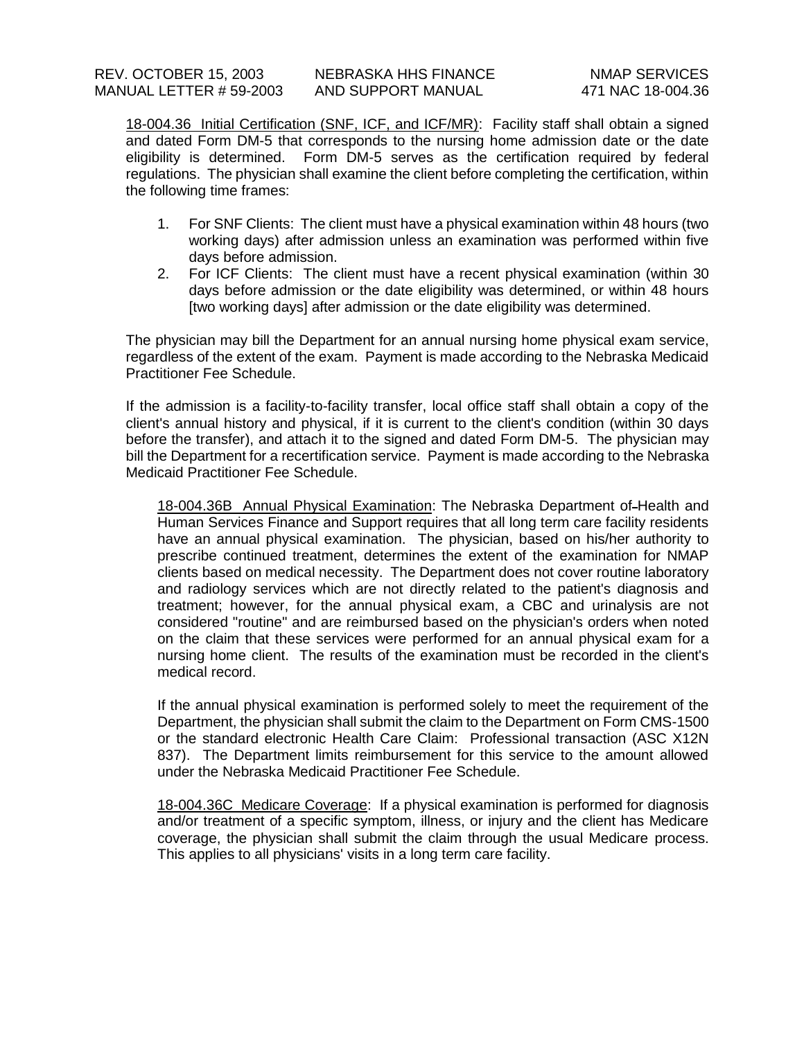18-004.36 Initial Certification (SNF, ICF, and ICF/MR): Facility staff shall obtain a signed and dated Form DM-5 that corresponds to the nursing home admission date or the date eligibility is determined. Form DM-5 serves as the certification required by federal regulations. The physician shall examine the client before completing the certification, within the following time frames:

1. For SNF Clients: The client must have a physical examination within 48 hours (two working days) after admission unless an examination was performed within five days before admission.
2. For ICF Clients: The client must have a recent physical examination (within 30 days before admission or the date eligibility was determined, or within 48 hours [two working days] after admission or the date eligibility was determined.

The physician may bill the Department for an annual nursing home physical exam service, regardless of the extent of the exam. Payment is made according to the Nebraska Medicaid Practitioner Fee Schedule.

If the admission is a facility-to-facility transfer, local office staff shall obtain a copy of the client's annual history and physical, if it is current to the client's condition (within 30 days before the transfer), and attach it to the signed and dated Form DM-5. The physician may bill the Department for a recertification service. Payment is made according to the Nebraska Medicaid Practitioner Fee Schedule.

18-004.36B Annual Physical Examination: The Nebraska Department of Health and Human Services Finance and Support requires that all long term care facility residents have an annual physical examination. The physician, based on his/her authority to prescribe continued treatment, determines the extent of the examination for NMAP clients based on medical necessity. The Department does not cover routine laboratory and radiology services which are not directly related to the patient's diagnosis and treatment; however, for the annual physical exam, a CBC and urinalysis are not considered "routine" and are reimbursed based on the physician's orders when noted on the claim that these services were performed for an annual physical exam for a nursing home client. The results of the examination must be recorded in the client's medical record.

If the annual physical examination is performed solely to meet the requirement of the Department, the physician shall submit the claim to the Department on Form CMS-1500 or the standard electronic Health Care Claim: Professional transaction (ASC X12N 837). The Department limits reimbursement for this service to the amount allowed under the Nebraska Medicaid Practitioner Fee Schedule.

18-004.36C Medicare Coverage: If a physical examination is performed for diagnosis and/or treatment of a specific symptom, illness, or injury and the client has Medicare coverage, the physician shall submit the claim through the usual Medicare process. This applies to all physicians' visits in a long term care facility.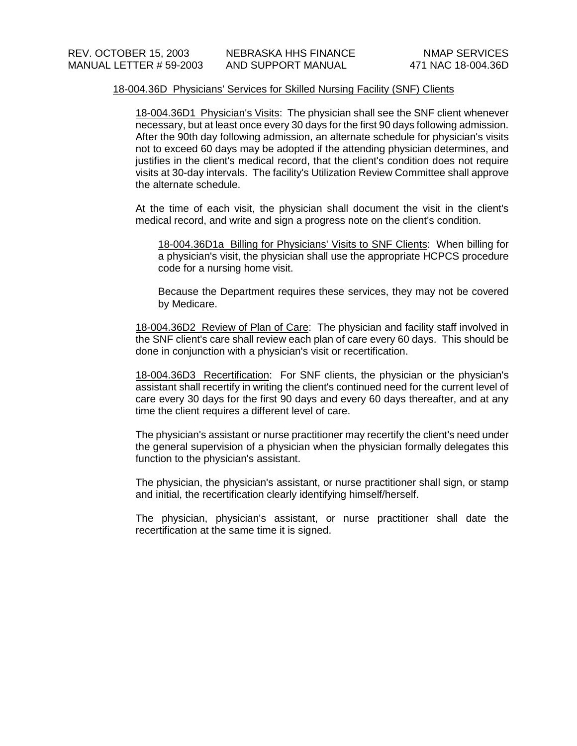## 18-004.36D Physicians' Services for Skilled Nursing Facility (SNF) Clients

18-004.36D1 Physician's Visits: The physician shall see the SNF client whenever necessary, but at least once every 30 days for the first 90 days following admission. After the 90th day following admission, an alternate schedule for physician's visits not to exceed 60 days may be adopted if the attending physician determines, and justifies in the client's medical record, that the client's condition does not require visits at 30-day intervals. The facility's Utilization Review Committee shall approve the alternate schedule.

At the time of each visit, the physician shall document the visit in the client's medical record, and write and sign a progress note on the client's condition.

18-004.36D1a Billing for Physicians' Visits to SNF Clients: When billing for a physician's visit, the physician shall use the appropriate HCPCS procedure code for a nursing home visit.

Because the Department requires these services, they may not be covered by Medicare.

18-004.36D2 Review of Plan of Care: The physician and facility staff involved in the SNF client's care shall review each plan of care every 60 days. This should be done in conjunction with a physician's visit or recertification.

18-004.36D3 Recertification: For SNF clients, the physician or the physician's assistant shall recertify in writing the client's continued need for the current level of care every 30 days for the first 90 days and every 60 days thereafter, and at any time the client requires a different level of care.

The physician's assistant or nurse practitioner may recertify the client's need under the general supervision of a physician when the physician formally delegates this function to the physician's assistant.

The physician, the physician's assistant, or nurse practitioner shall sign, or stamp and initial, the recertification clearly identifying himself/herself.

The physician, physician's assistant, or nurse practitioner shall date the recertification at the same time it is signed.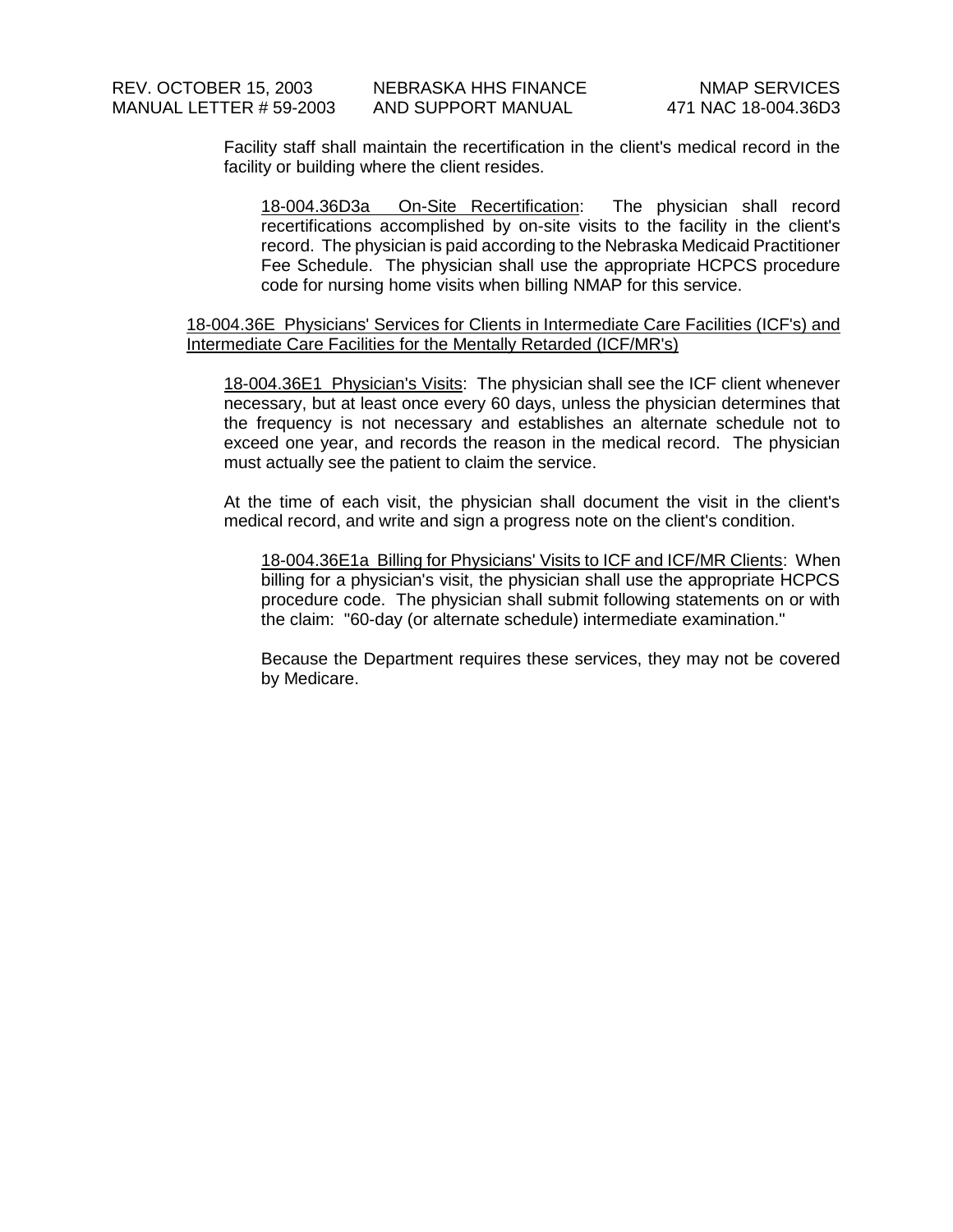Facility staff shall maintain the recertification in the client's medical record in the facility or building where the client resides.

<u>18-004.36D3a On-Site Recertification</u>: The physician shall record recertifications accomplished by on-site visits to the facility in the client's record. The physician is paid according to the Nebraska Medicaid Practitioner Fee Schedule. The physician shall use the appropriate HCPCS procedure code for nursing home visits when billing NMAP for this service.

<u>18-004.36E Physicians' Services for Clients in Intermediate Care Facilities (ICF's) and Intermediate Care Facilities for the Mentally Retarded (ICF/MR's)</u>

<u>18-004.36E1 Physician's Visits</u>: The physician shall see the ICF client whenever necessary, but at least once every 60 days, unless the physician determines that the frequency is not necessary and establishes an alternate schedule not to exceed one year, and records the reason in the medical record. The physician must actually see the patient to claim the service.

At the time of each visit, the physician shall document the visit in the client's medical record, and write and sign a progress note on the client's condition.

<u>18-004.36E1a Billing for Physicians' Visits to ICF and ICF/MR Clients</u>: When billing for a physician's visit, the physician shall use the appropriate HCPCS procedure code. The physician shall submit following statements on or with the claim: "60-day (or alternate schedule) intermediate examination."

Because the Department requires these services, they may not be covered by Medicare.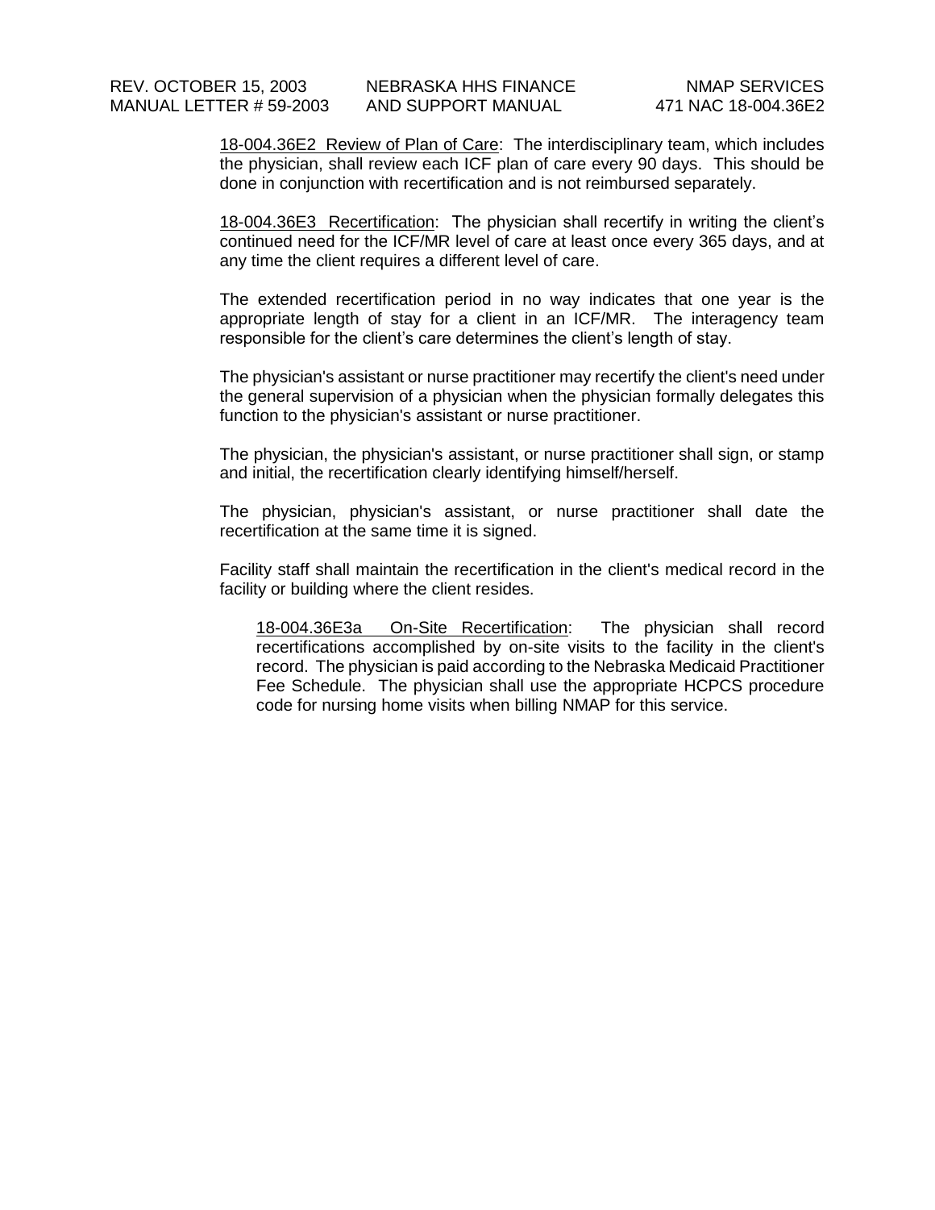<u>18-004.36E2 Review of Plan of Care</u>: The interdisciplinary team, which includes the physician, shall review each ICF plan of care every 90 days. This should be done in conjunction with recertification and is not reimbursed separately.

<u>18-004.36E3 Recertification</u>: The physician shall recertify in writing the client's continued need for the ICF/MR level of care at least once every 365 days, and at any time the client requires a different level of care.

The extended recertification period in no way indicates that one year is the appropriate length of stay for a client in an ICF/MR. The interagency team responsible for the client's care determines the client's length of stay.

The physician's assistant or nurse practitioner may recertify the client's need under the general supervision of a physician when the physician formally delegates this function to the physician's assistant or nurse practitioner.

The physician, the physician's assistant, or nurse practitioner shall sign, or stamp and initial, the recertification clearly identifying himself/herself.

The physician, physician's assistant, or nurse practitioner shall date the recertification at the same time it is signed.

Facility staff shall maintain the recertification in the client's medical record in the facility or building where the client resides.

<u>18-004.36E3a On-Site Recertification</u>: The physician shall record recertifications accomplished by on-site visits to the facility in the client's record. The physician is paid according to the Nebraska Medicaid Practitioner Fee Schedule. The physician shall use the appropriate HCPCS procedure code for nursing home visits when billing NMAP for this service.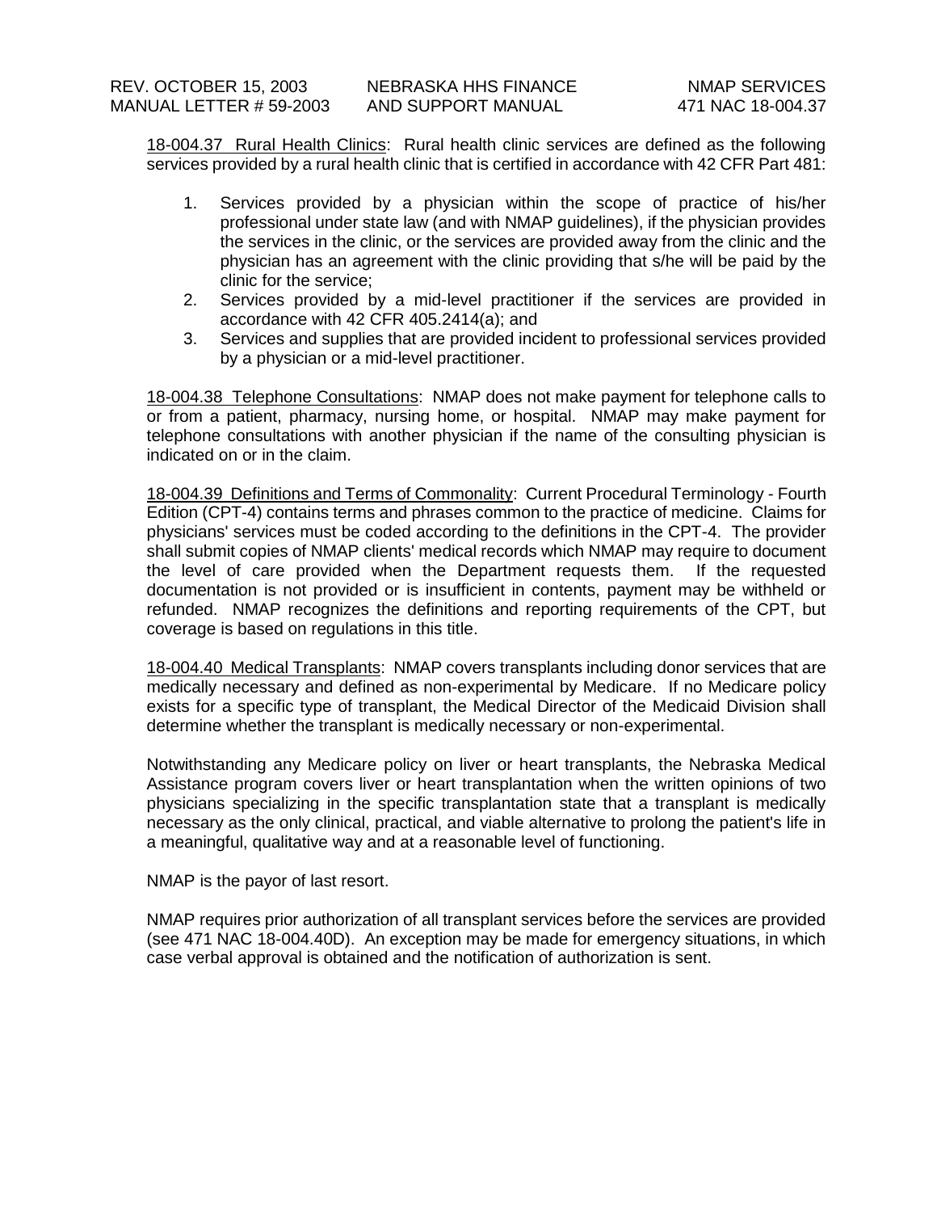18-004.37 Rural Health Clinics: Rural health clinic services are defined as the following services provided by a rural health clinic that is certified in accordance with 42 CFR Part 481:

1. Services provided by a physician within the scope of practice of his/her professional under state law (and with NMAP guidelines), if the physician provides the services in the clinic, or the services are provided away from the clinic and the physician has an agreement with the clinic providing that s/he will be paid by the clinic for the service;
2. Services provided by a mid-level practitioner if the services are provided in accordance with 42 CFR 405.2414(a); and
3. Services and supplies that are provided incident to professional services provided by a physician or a mid-level practitioner.

18-004.38 Telephone Consultations: NMAP does not make payment for telephone calls to or from a patient, pharmacy, nursing home, or hospital. NMAP may make payment for telephone consultations with another physician if the name of the consulting physician is indicated on or in the claim.

18-004.39 Definitions and Terms of Commonality: Current Procedural Terminology - Fourth Edition (CPT-4) contains terms and phrases common to the practice of medicine. Claims for physicians' services must be coded according to the definitions in the CPT-4. The provider shall submit copies of NMAP clients' medical records which NMAP may require to document the level of care provided when the Department requests them. If the requested documentation is not provided or is insufficient in contents, payment may be withheld or refunded. NMAP recognizes the definitions and reporting requirements of the CPT, but coverage is based on regulations in this title.

18-004.40 Medical Transplants: NMAP covers transplants including donor services that are medically necessary and defined as non-experimental by Medicare. If no Medicare policy exists for a specific type of transplant, the Medical Director of the Medicaid Division shall determine whether the transplant is medically necessary or non-experimental.

Notwithstanding any Medicare policy on liver or heart transplants, the Nebraska Medical Assistance program covers liver or heart transplantation when the written opinions of two physicians specializing in the specific transplantation state that a transplant is medically necessary as the only clinical, practical, and viable alternative to prolong the patient's life in a meaningful, qualitative way and at a reasonable level of functioning.

NMAP is the payor of last resort.

NMAP requires prior authorization of all transplant services before the services are provided (see 471 NAC 18-004.40D). An exception may be made for emergency situations, in which case verbal approval is obtained and the notification of authorization is sent.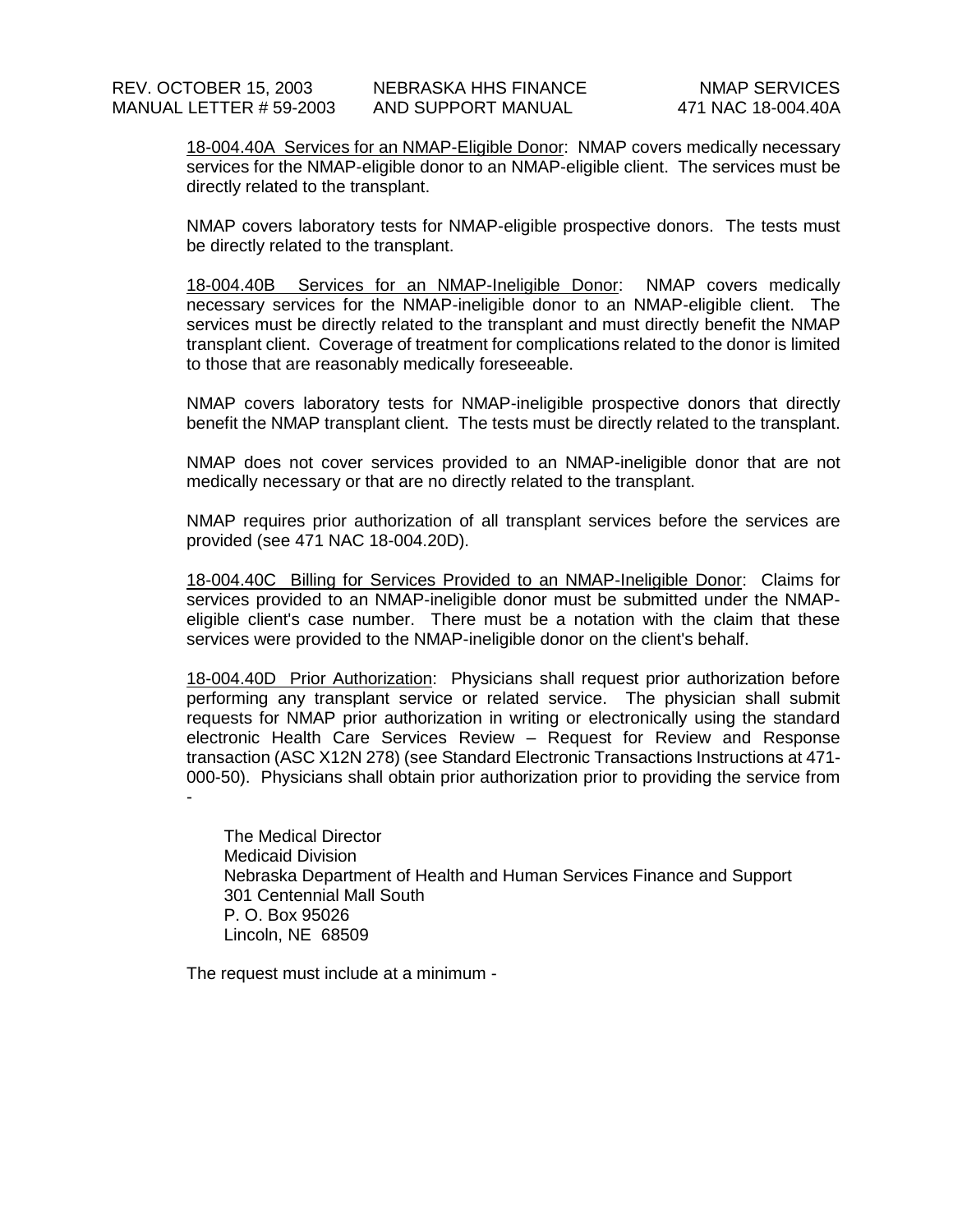18-004.40A Services for an NMAP-Eligible Donor: NMAP covers medically necessary services for the NMAP-eligible donor to an NMAP-eligible client. The services must be directly related to the transplant.

NMAP covers laboratory tests for NMAP-eligible prospective donors. The tests must be directly related to the transplant.

18-004.40B Services for an NMAP-Ineligible Donor: NMAP covers medically necessary services for the NMAP-ineligible donor to an NMAP-eligible client. The services must be directly related to the transplant and must directly benefit the NMAP transplant client. Coverage of treatment for complications related to the donor is limited to those that are reasonably medically foreseeable.

NMAP covers laboratory tests for NMAP-ineligible prospective donors that directly benefit the NMAP transplant client. The tests must be directly related to the transplant.

NMAP does not cover services provided to an NMAP-ineligible donor that are not medically necessary or that are no directly related to the transplant.

NMAP requires prior authorization of all transplant services before the services are provided (see 471 NAC 18-004.20D).

18-004.40C Billing for Services Provided to an NMAP-Ineligible Donor: Claims for services provided to an NMAP-ineligible donor must be submitted under the NMAP-eligible client's case number. There must be a notation with the claim that these services were provided to the NMAP-ineligible donor on the client's behalf.

18-004.40D Prior Authorization: Physicians shall request prior authorization before performing any transplant service or related service. The physician shall submit requests for NMAP prior authorization in writing or electronically using the standard electronic Health Care Services Review – Request for Review and Response transaction (ASC X12N 278) (see Standard Electronic Transactions Instructions at 471-000-50). Physicians shall obtain prior authorization prior to providing the service from -

The Medical Director
Medicaid Division
Nebraska Department of Health and Human Services Finance and Support
301 Centennial Mall South
P. O. Box 95026
Lincoln, NE 68509

The request must include at a minimum -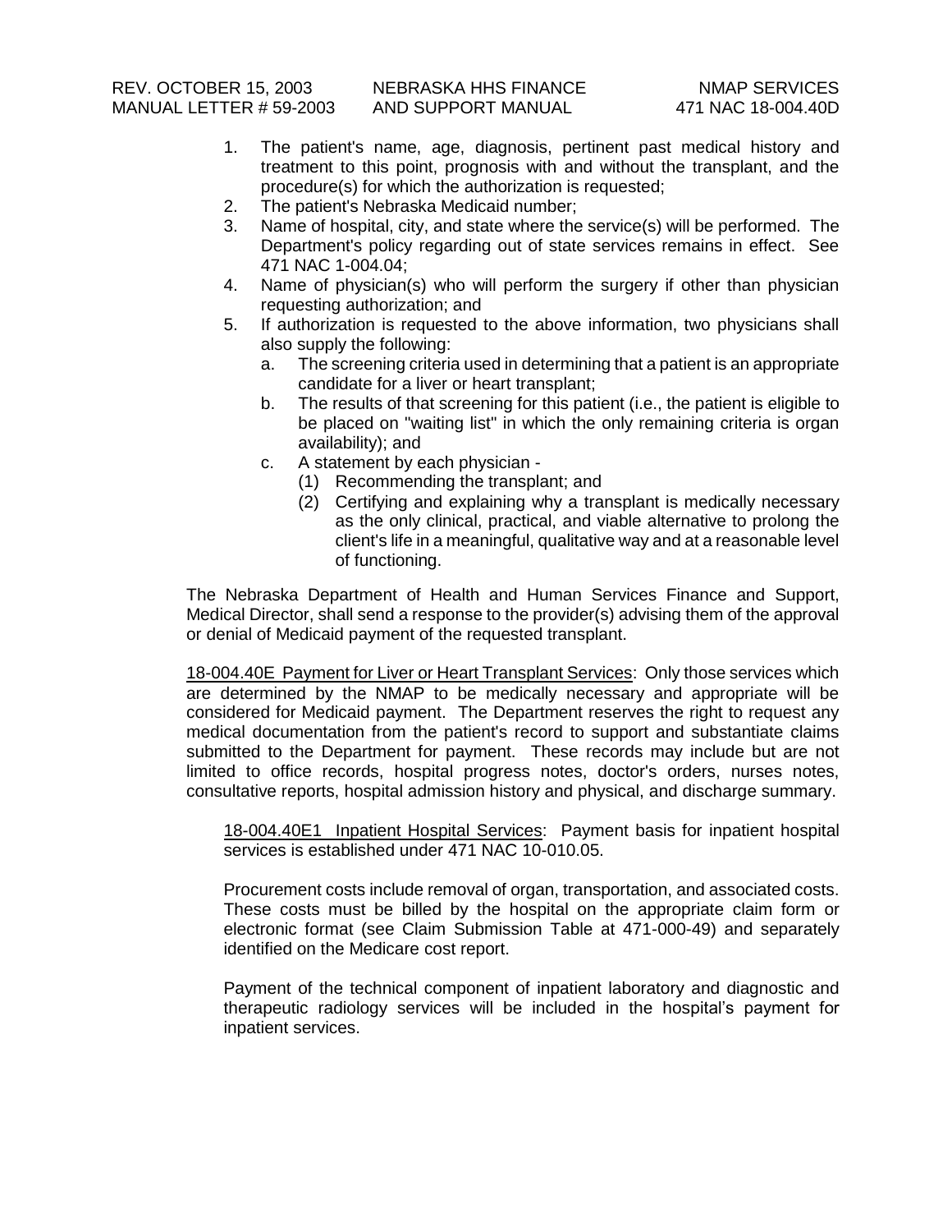1. The patient's name, age, diagnosis, pertinent past medical history and treatment to this point, prognosis with and without the transplant, and the procedure(s) for which the authorization is requested;
2. The patient's Nebraska Medicaid number;
3. Name of hospital, city, and state where the service(s) will be performed. The Department's policy regarding out of state services remains in effect. See 471 NAC 1-004.04;
4. Name of physician(s) who will perform the surgery if other than physician requesting authorization; and
5. If authorization is requested to the above information, two physicians shall also supply the following:
   a. The screening criteria used in determining that a patient is an appropriate candidate for a liver or heart transplant;
   b. The results of that screening for this patient (i.e., the patient is eligible to be placed on "waiting list" in which the only remaining criteria is organ availability); and
   c. A statement by each physician -
      (1) Recommending the transplant; and
      (2) Certifying and explaining why a transplant is medically necessary as the only clinical, practical, and viable alternative to prolong the client's life in a meaningful, qualitative way and at a reasonable level of functioning.

The Nebraska Department of Health and Human Services Finance and Support, Medical Director, shall send a response to the provider(s) advising them of the approval or denial of Medicaid payment of the requested transplant.

18-004.40E Payment for Liver or Heart Transplant Services: Only those services which are determined by the NMAP to be medically necessary and appropriate will be considered for Medicaid payment. The Department reserves the right to request any medical documentation from the patient's record to support and substantiate claims submitted to the Department for payment. These records may include but are not limited to office records, hospital progress notes, doctor's orders, nurses notes, consultative reports, hospital admission history and physical, and discharge summary.

18-004.40E1 Inpatient Hospital Services: Payment basis for inpatient hospital services is established under 471 NAC 10-010.05.

Procurement costs include removal of organ, transportation, and associated costs. These costs must be billed by the hospital on the appropriate claim form or electronic format (see Claim Submission Table at 471-000-49) and separately identified on the Medicare cost report.

Payment of the technical component of inpatient laboratory and diagnostic and therapeutic radiology services will be included in the hospital's payment for inpatient services.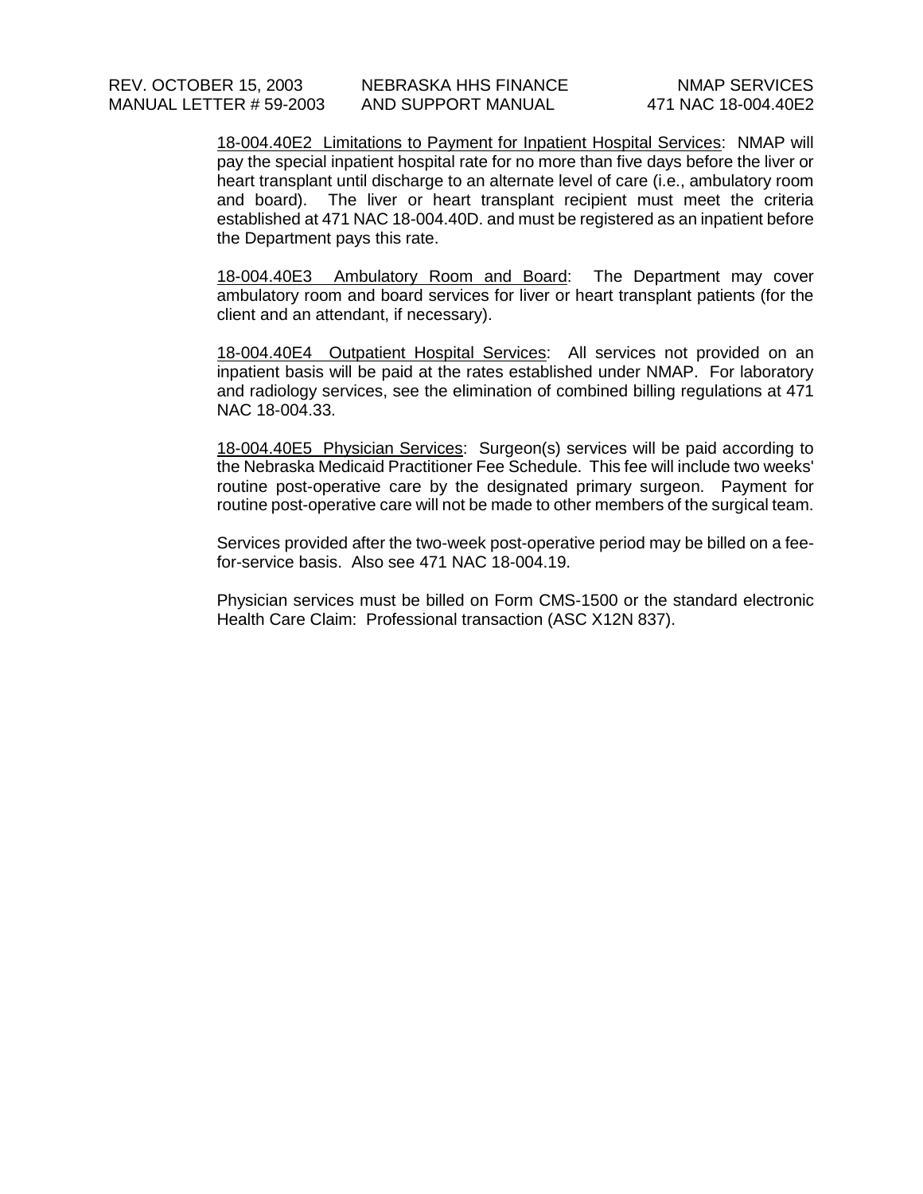<u>18-004.40E2 Limitations to Payment for Inpatient Hospital Services</u>: NMAP will pay the special inpatient hospital rate for no more than five days before the liver or heart transplant until discharge to an alternate level of care (i.e., ambulatory room and board). The liver or heart transplant recipient must meet the criteria established at 471 NAC 18-004.40D. and must be registered as an inpatient before the Department pays this rate.

<u>18-004.40E3 Ambulatory Room and Board</u>: The Department may cover ambulatory room and board services for liver or heart transplant patients (for the client and an attendant, if necessary).

<u>18-004.40E4 Outpatient Hospital Services</u>: All services not provided on an inpatient basis will be paid at the rates established under NMAP. For laboratory and radiology services, see the elimination of combined billing regulations at 471 NAC 18-004.33.

<u>18-004.40E5 Physician Services</u>: Surgeon(s) services will be paid according to the Nebraska Medicaid Practitioner Fee Schedule. This fee will include two weeks' routine post-operative care by the designated primary surgeon. Payment for routine post-operative care will not be made to other members of the surgical team.

Services provided after the two-week post-operative period may be billed on a fee-for-service basis. Also see 471 NAC 18-004.19.

Physician services must be billed on Form CMS-1500 or the standard electronic Health Care Claim: Professional transaction (ASC X12N 837).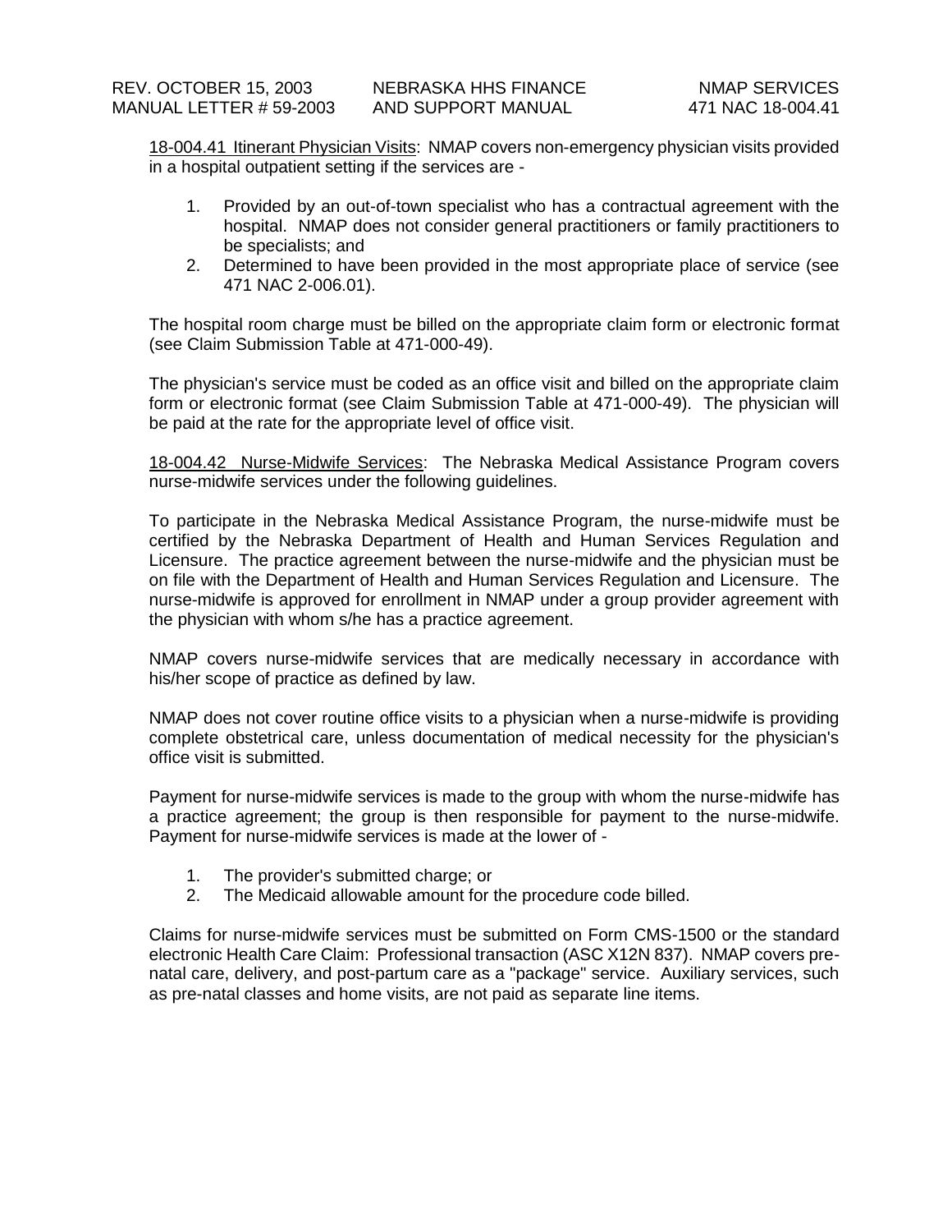<u>18-004.41 Itinerant Physician Visits</u>: NMAP covers non-emergency physician visits provided in a hospital outpatient setting if the services are -

1. Provided by an out-of-town specialist who has a contractual agreement with the hospital. NMAP does not consider general practitioners or family practitioners to be specialists; and
2. Determined to have been provided in the most appropriate place of service (see 471 NAC 2-006.01).

The hospital room charge must be billed on the appropriate claim form or electronic format (see Claim Submission Table at 471-000-49).

The physician's service must be coded as an office visit and billed on the appropriate claim form or electronic format (see Claim Submission Table at 471-000-49). The physician will be paid at the rate for the appropriate level of office visit.

<u>18-004.42 Nurse-Midwife Services</u>: The Nebraska Medical Assistance Program covers nurse-midwife services under the following guidelines.

To participate in the Nebraska Medical Assistance Program, the nurse-midwife must be certified by the Nebraska Department of Health and Human Services Regulation and Licensure. The practice agreement between the nurse-midwife and the physician must be on file with the Department of Health and Human Services Regulation and Licensure. The nurse-midwife is approved for enrollment in NMAP under a group provider agreement with the physician with whom s/he has a practice agreement.

NMAP covers nurse-midwife services that are medically necessary in accordance with his/her scope of practice as defined by law.

NMAP does not cover routine office visits to a physician when a nurse-midwife is providing complete obstetrical care, unless documentation of medical necessity for the physician's office visit is submitted.

Payment for nurse-midwife services is made to the group with whom the nurse-midwife has a practice agreement; the group is then responsible for payment to the nurse-midwife. Payment for nurse-midwife services is made at the lower of -

1. The provider's submitted charge; or
2. The Medicaid allowable amount for the procedure code billed.

Claims for nurse-midwife services must be submitted on Form CMS-1500 or the standard electronic Health Care Claim: Professional transaction (ASC X12N 837). NMAP covers pre-natal care, delivery, and post-partum care as a "package" service. Auxiliary services, such as pre-natal classes and home visits, are not paid as separate line items.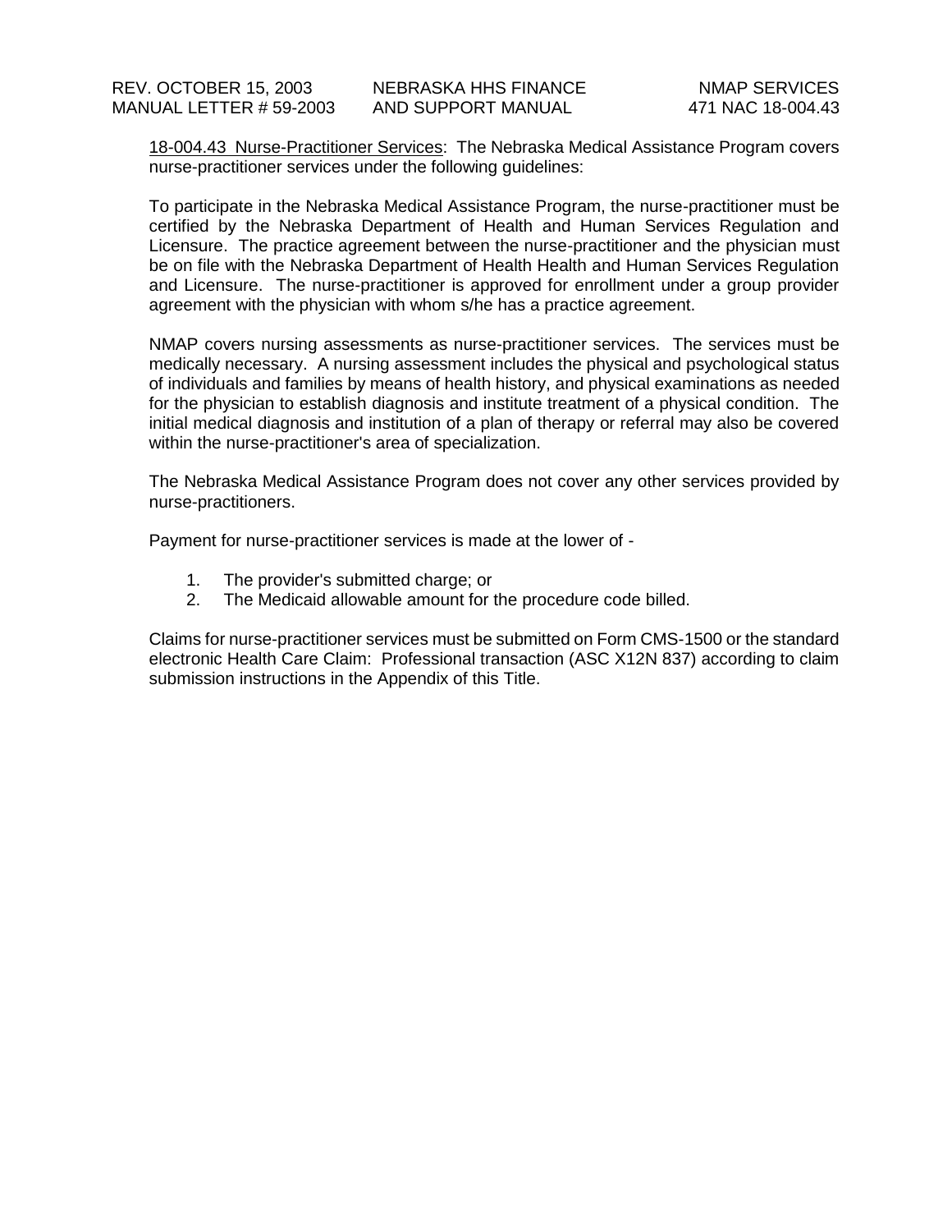18-004.43 Nurse-Practitioner Services: The Nebraska Medical Assistance Program covers nurse-practitioner services under the following guidelines:

To participate in the Nebraska Medical Assistance Program, the nurse-practitioner must be certified by the Nebraska Department of Health and Human Services Regulation and Licensure. The practice agreement between the nurse-practitioner and the physician must be on file with the Nebraska Department of Health Health and Human Services Regulation and Licensure. The nurse-practitioner is approved for enrollment under a group provider agreement with the physician with whom s/he has a practice agreement.

NMAP covers nursing assessments as nurse-practitioner services. The services must be medically necessary. A nursing assessment includes the physical and psychological status of individuals and families by means of health history, and physical examinations as needed for the physician to establish diagnosis and institute treatment of a physical condition. The initial medical diagnosis and institution of a plan of therapy or referral may also be covered within the nurse-practitioner's area of specialization.

The Nebraska Medical Assistance Program does not cover any other services provided by nurse-practitioners.

Payment for nurse-practitioner services is made at the lower of -

1. The provider's submitted charge; or
2. The Medicaid allowable amount for the procedure code billed.

Claims for nurse-practitioner services must be submitted on Form CMS-1500 or the standard electronic Health Care Claim: Professional transaction (ASC X12N 837) according to claim submission instructions in the Appendix of this Title.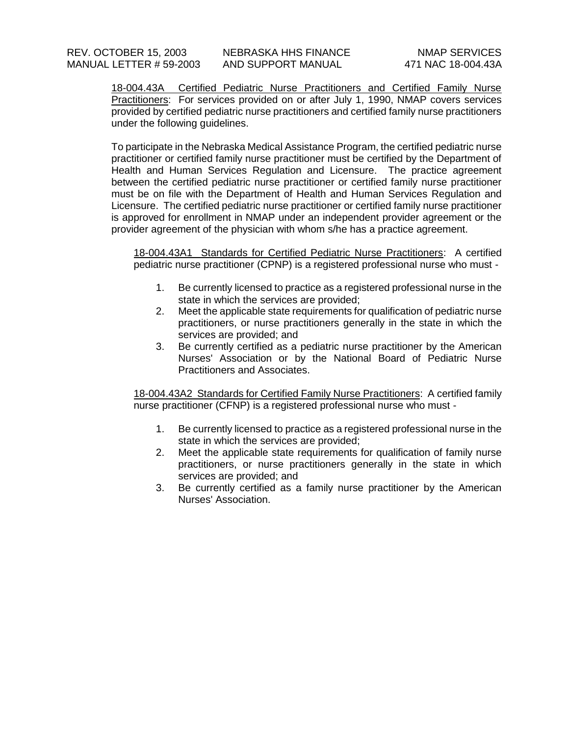18-004.43A Certified Pediatric Nurse Practitioners and Certified Family Nurse Practitioners: For services provided on or after July 1, 1990, NMAP covers services provided by certified pediatric nurse practitioners and certified family nurse practitioners under the following guidelines.

To participate in the Nebraska Medical Assistance Program, the certified pediatric nurse practitioner or certified family nurse practitioner must be certified by the Department of Health and Human Services Regulation and Licensure. The practice agreement between the certified pediatric nurse practitioner or certified family nurse practitioner must be on file with the Department of Health and Human Services Regulation and Licensure. The certified pediatric nurse practitioner or certified family nurse practitioner is approved for enrollment in NMAP under an independent provider agreement or the provider agreement of the physician with whom s/he has a practice agreement.

18-004.43A1 Standards for Certified Pediatric Nurse Practitioners: A certified pediatric nurse practitioner (CPNP) is a registered professional nurse who must -

1. Be currently licensed to practice as a registered professional nurse in the state in which the services are provided;
2. Meet the applicable state requirements for qualification of pediatric nurse practitioners, or nurse practitioners generally in the state in which the services are provided; and
3. Be currently certified as a pediatric nurse practitioner by the American Nurses' Association or by the National Board of Pediatric Nurse Practitioners and Associates.

18-004.43A2 Standards for Certified Family Nurse Practitioners: A certified family nurse practitioner (CFNP) is a registered professional nurse who must -

1. Be currently licensed to practice as a registered professional nurse in the state in which the services are provided;
2. Meet the applicable state requirements for qualification of family nurse practitioners, or nurse practitioners generally in the state in which services are provided; and
3. Be currently certified as a family nurse practitioner by the American Nurses' Association.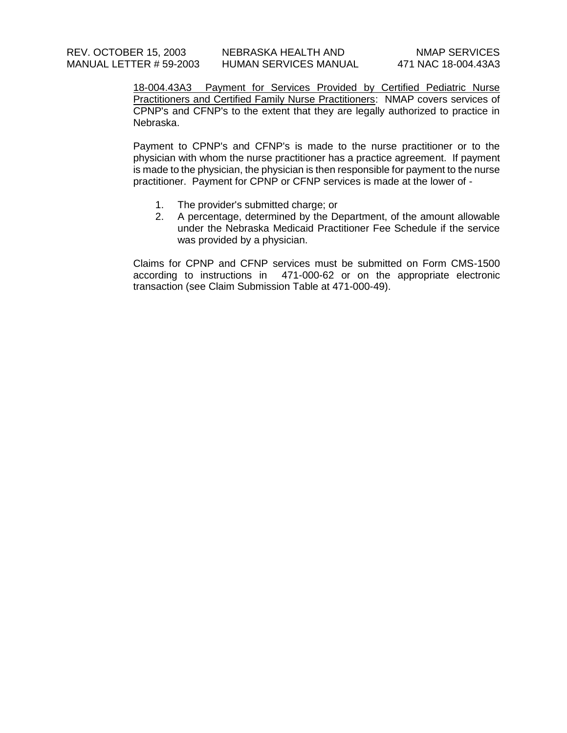18-004.43A3 Payment for Services Provided by Certified Pediatric Nurse Practitioners and Certified Family Nurse Practitioners: NMAP covers services of CPNP's and CFNP's to the extent that they are legally authorized to practice in Nebraska.

Payment to CPNP's and CFNP's is made to the nurse practitioner or to the physician with whom the nurse practitioner has a practice agreement. If payment is made to the physician, the physician is then responsible for payment to the nurse practitioner. Payment for CPNP or CFNP services is made at the lower of -

1. The provider's submitted charge; or
2. A percentage, determined by the Department, of the amount allowable under the Nebraska Medicaid Practitioner Fee Schedule if the service was provided by a physician.

Claims for CPNP and CFNP services must be submitted on Form CMS-1500 according to instructions in 471-000-62 or on the appropriate electronic transaction (see Claim Submission Table at 471-000-49).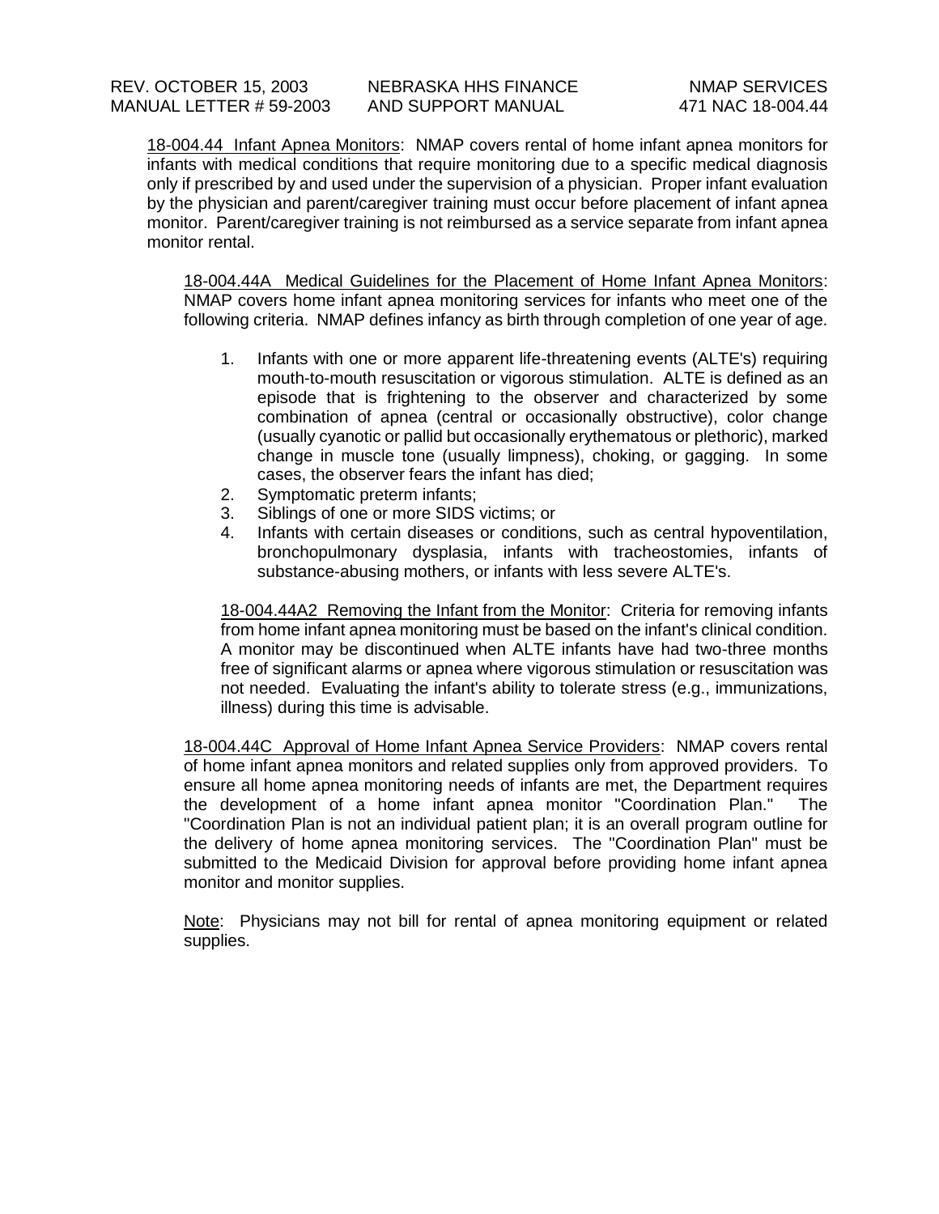18-004.44 Infant Apnea Monitors: NMAP covers rental of home infant apnea monitors for infants with medical conditions that require monitoring due to a specific medical diagnosis only if prescribed by and used under the supervision of a physician. Proper infant evaluation by the physician and parent/caregiver training must occur before placement of infant apnea monitor. Parent/caregiver training is not reimbursed as a service separate from infant apnea monitor rental.

18-004.44A Medical Guidelines for the Placement of Home Infant Apnea Monitors: NMAP covers home infant apnea monitoring services for infants who meet one of the following criteria. NMAP defines infancy as birth through completion of one year of age.

1. Infants with one or more apparent life-threatening events (ALTE's) requiring mouth-to-mouth resuscitation or vigorous stimulation. ALTE is defined as an episode that is frightening to the observer and characterized by some combination of apnea (central or occasionally obstructive), color change (usually cyanotic or pallid but occasionally erythematous or plethoric), marked change in muscle tone (usually limpness), choking, or gagging. In some cases, the observer fears the infant has died;
2. Symptomatic preterm infants;
3. Siblings of one or more SIDS victims; or
4. Infants with certain diseases or conditions, such as central hypoventilation, bronchopulmonary dysplasia, infants with tracheostomies, infants of substance-abusing mothers, or infants with less severe ALTE's.

18-004.44A2 Removing the Infant from the Monitor: Criteria for removing infants from home infant apnea monitoring must be based on the infant's clinical condition. A monitor may be discontinued when ALTE infants have had two-three months free of significant alarms or apnea where vigorous stimulation or resuscitation was not needed. Evaluating the infant's ability to tolerate stress (e.g., immunizations, illness) during this time is advisable.

18-004.44C Approval of Home Infant Apnea Service Providers: NMAP covers rental of home infant apnea monitors and related supplies only from approved providers. To ensure all home apnea monitoring needs of infants are met, the Department requires the development of a home infant apnea monitor "Coordination Plan." The "Coordination Plan is not an individual patient plan; it is an overall program outline for the delivery of home apnea monitoring services. The "Coordination Plan" must be submitted to the Medicaid Division for approval before providing home infant apnea monitor and monitor supplies.

Note: Physicians may not bill for rental of apnea monitoring equipment or related supplies.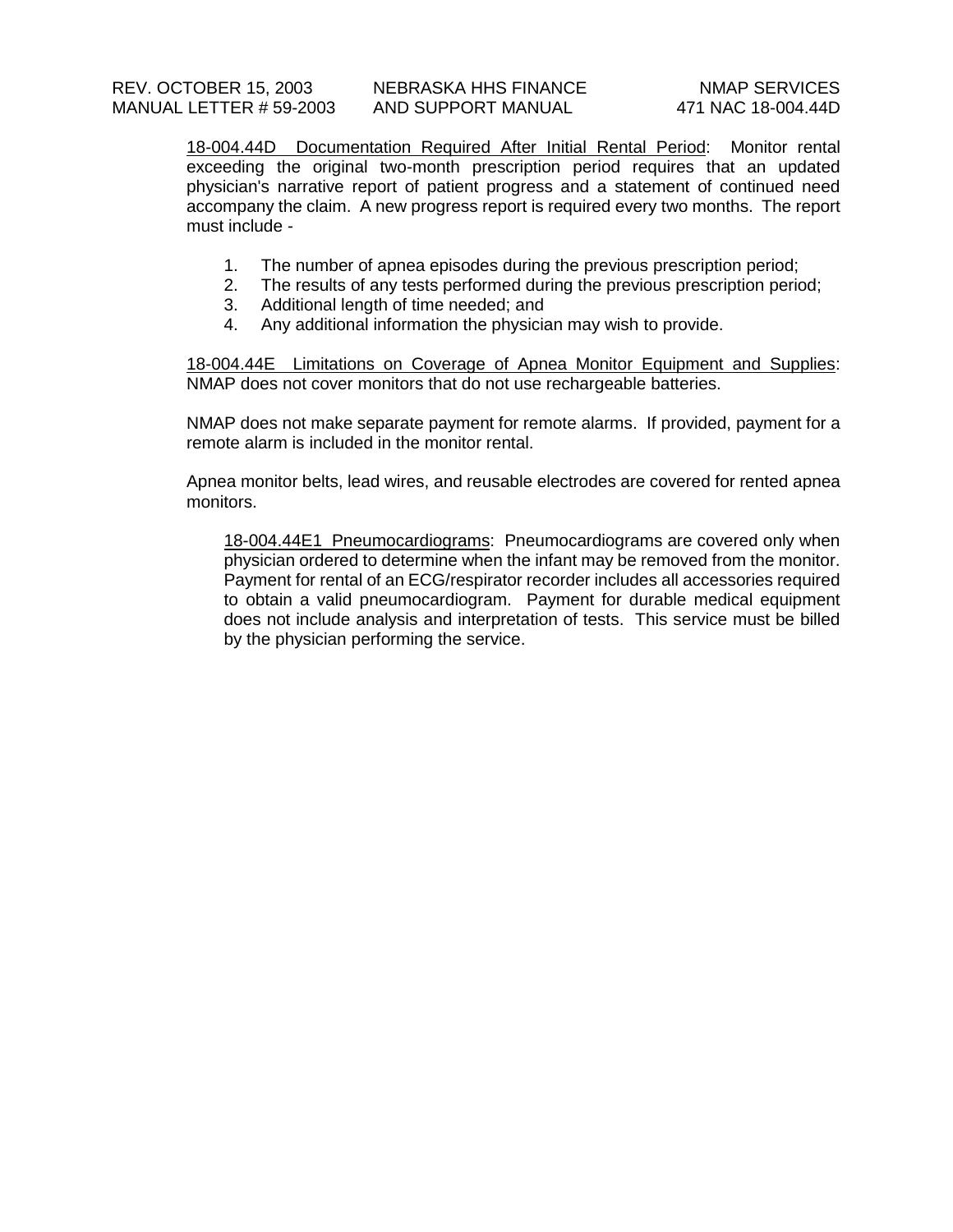<u>18-004.44D Documentation Required After Initial Rental Period</u>: Monitor rental exceeding the original two-month prescription period requires that an updated physician's narrative report of patient progress and a statement of continued need accompany the claim. A new progress report is required every two months. The report must include -

1. The number of apnea episodes during the previous prescription period;
2. The results of any tests performed during the previous prescription period;
3. Additional length of time needed; and
4. Any additional information the physician may wish to provide.

<u>18-004.44E Limitations on Coverage of Apnea Monitor Equipment and Supplies</u>: NMAP does not cover monitors that do not use rechargeable batteries.

NMAP does not make separate payment for remote alarms. If provided, payment for a remote alarm is included in the monitor rental.

Apnea monitor belts, lead wires, and reusable electrodes are covered for rented apnea monitors.

<u>18-004.44E1 Pneumocardiograms</u>: Pneumocardiograms are covered only when physician ordered to determine when the infant may be removed from the monitor. Payment for rental of an ECG/respirator recorder includes all accessories required to obtain a valid pneumocardiogram. Payment for durable medical equipment does not include analysis and interpretation of tests. This service must be billed by the physician performing the service.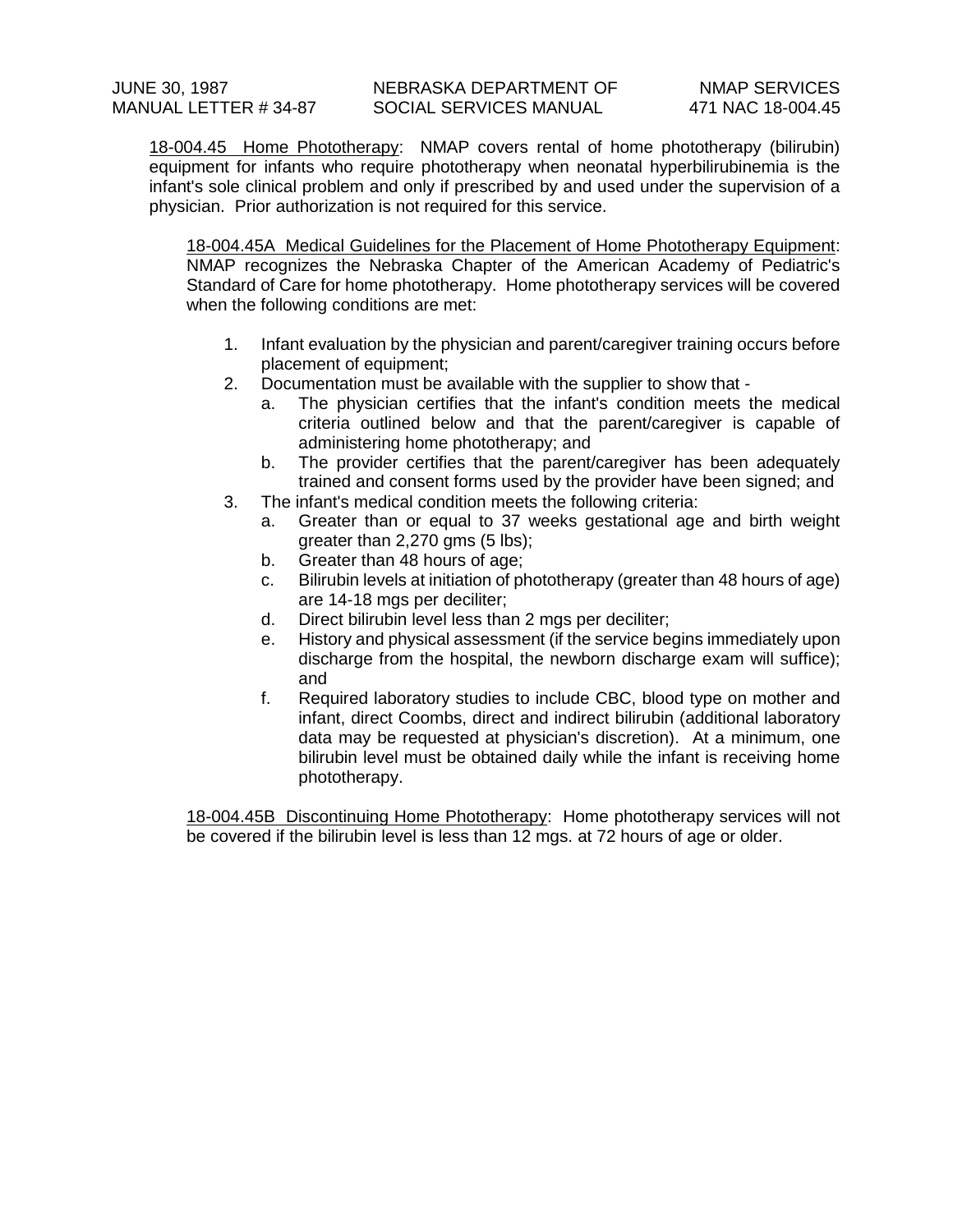18-004.45 Home Phototherapy: NMAP covers rental of home phototherapy (bilirubin) equipment for infants who require phototherapy when neonatal hyperbilirubinemia is the infant's sole clinical problem and only if prescribed by and used under the supervision of a physician. Prior authorization is not required for this service.

18-004.45A Medical Guidelines for the Placement of Home Phototherapy Equipment: NMAP recognizes the Nebraska Chapter of the American Academy of Pediatric's Standard of Care for home phototherapy. Home phototherapy services will be covered when the following conditions are met:

1. Infant evaluation by the physician and parent/caregiver training occurs before placement of equipment;
2. Documentation must be available with the supplier to show that -
   a. The physician certifies that the infant's condition meets the medical criteria outlined below and that the parent/caregiver is capable of administering home phototherapy; and
   b. The provider certifies that the parent/caregiver has been adequately trained and consent forms used by the provider have been signed; and
3. The infant's medical condition meets the following criteria:
   a. Greater than or equal to 37 weeks gestational age and birth weight greater than 2,270 gms (5 lbs);
   b. Greater than 48 hours of age;
   c. Bilirubin levels at initiation of phototherapy (greater than 48 hours of age) are 14-18 mgs per deciliter;
   d. Direct bilirubin level less than 2 mgs per deciliter;
   e. History and physical assessment (if the service begins immediately upon discharge from the hospital, the newborn discharge exam will suffice); and
   f. Required laboratory studies to include CBC, blood type on mother and infant, direct Coombs, direct and indirect bilirubin (additional laboratory data may be requested at physician's discretion). At a minimum, one bilirubin level must be obtained daily while the infant is receiving home phototherapy.

18-004.45B Discontinuing Home Phototherapy: Home phototherapy services will not be covered if the bilirubin level is less than 12 mgs. at 72 hours of age or older.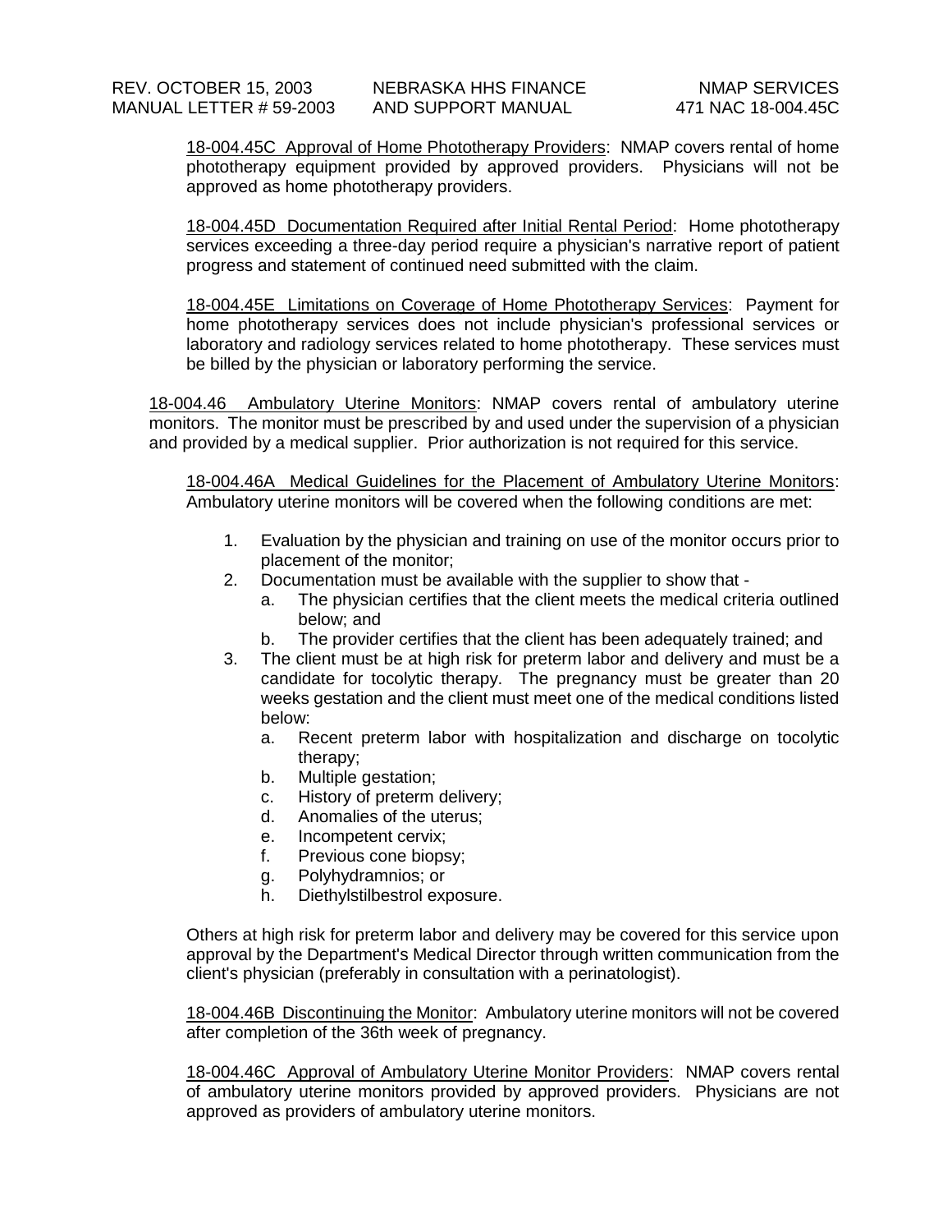18-004.45C Approval of Home Phototherapy Providers: NMAP covers rental of home phototherapy equipment provided by approved providers. Physicians will not be approved as home phototherapy providers.

18-004.45D Documentation Required after Initial Rental Period: Home phototherapy services exceeding a three-day period require a physician's narrative report of patient progress and statement of continued need submitted with the claim.

18-004.45E Limitations on Coverage of Home Phototherapy Services: Payment for home phototherapy services does not include physician's professional services or laboratory and radiology services related to home phototherapy. These services must be billed by the physician or laboratory performing the service.

18-004.46 Ambulatory Uterine Monitors: NMAP covers rental of ambulatory uterine monitors. The monitor must be prescribed by and used under the supervision of a physician and provided by a medical supplier. Prior authorization is not required for this service.

18-004.46A Medical Guidelines for the Placement of Ambulatory Uterine Monitors: Ambulatory uterine monitors will be covered when the following conditions are met:

1. Evaluation by the physician and training on use of the monitor occurs prior to placement of the monitor;
2. Documentation must be available with the supplier to show that -
   a. The physician certifies that the client meets the medical criteria outlined below; and
   b. The provider certifies that the client has been adequately trained; and
3. The client must be at high risk for preterm labor and delivery and must be a candidate for tocolytic therapy. The pregnancy must be greater than 20 weeks gestation and the client must meet one of the medical conditions listed below:
   a. Recent preterm labor with hospitalization and discharge on tocolytic therapy;
   b. Multiple gestation;
   c. History of preterm delivery;
   d. Anomalies of the uterus;
   e. Incompetent cervix;
   f. Previous cone biopsy;
   g. Polyhydramnios; or
   h. Diethylstilbestrol exposure.

Others at high risk for preterm labor and delivery may be covered for this service upon approval by the Department's Medical Director through written communication from the client's physician (preferably in consultation with a perinatologist).

18-004.46B Discontinuing the Monitor: Ambulatory uterine monitors will not be covered after completion of the 36th week of pregnancy.

18-004.46C Approval of Ambulatory Uterine Monitor Providers: NMAP covers rental of ambulatory uterine monitors provided by approved providers. Physicians are not approved as providers of ambulatory uterine monitors.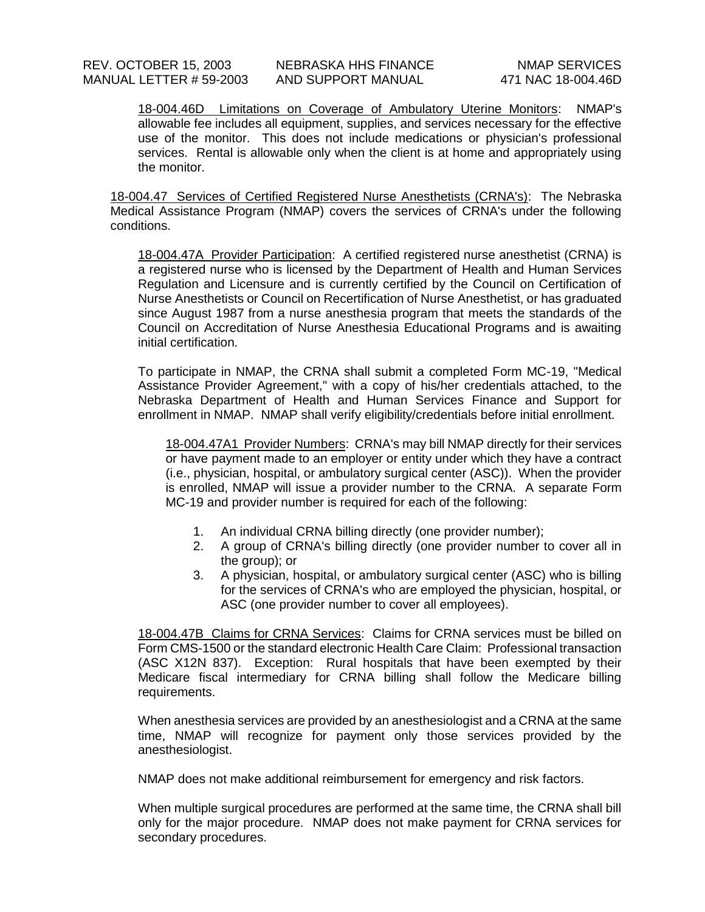18-004.46D Limitations on Coverage of Ambulatory Uterine Monitors: NMAP's allowable fee includes all equipment, supplies, and services necessary for the effective use of the monitor. This does not include medications or physician's professional services. Rental is allowable only when the client is at home and appropriately using the monitor.

18-004.47 Services of Certified Registered Nurse Anesthetists (CRNA's): The Nebraska Medical Assistance Program (NMAP) covers the services of CRNA's under the following conditions.

18-004.47A Provider Participation: A certified registered nurse anesthetist (CRNA) is a registered nurse who is licensed by the Department of Health and Human Services Regulation and Licensure and is currently certified by the Council on Certification of Nurse Anesthetists or Council on Recertification of Nurse Anesthetist, or has graduated since August 1987 from a nurse anesthesia program that meets the standards of the Council on Accreditation of Nurse Anesthesia Educational Programs and is awaiting initial certification.

To participate in NMAP, the CRNA shall submit a completed Form MC-19, "Medical Assistance Provider Agreement," with a copy of his/her credentials attached, to the Nebraska Department of Health and Human Services Finance and Support for enrollment in NMAP. NMAP shall verify eligibility/credentials before initial enrollment.

18-004.47A1 Provider Numbers: CRNA's may bill NMAP directly for their services or have payment made to an employer or entity under which they have a contract (i.e., physician, hospital, or ambulatory surgical center (ASC)). When the provider is enrolled, NMAP will issue a provider number to the CRNA. A separate Form MC-19 and provider number is required for each of the following:

1. An individual CRNA billing directly (one provider number);
2. A group of CRNA's billing directly (one provider number to cover all in the group); or
3. A physician, hospital, or ambulatory surgical center (ASC) who is billing for the services of CRNA's who are employed the physician, hospital, or ASC (one provider number to cover all employees).

18-004.47B Claims for CRNA Services: Claims for CRNA services must be billed on Form CMS-1500 or the standard electronic Health Care Claim: Professional transaction (ASC X12N 837). Exception: Rural hospitals that have been exempted by their Medicare fiscal intermediary for CRNA billing shall follow the Medicare billing requirements.

When anesthesia services are provided by an anesthesiologist and a CRNA at the same time, NMAP will recognize for payment only those services provided by the anesthesiologist.

NMAP does not make additional reimbursement for emergency and risk factors.

When multiple surgical procedures are performed at the same time, the CRNA shall bill only for the major procedure. NMAP does not make payment for CRNA services for secondary procedures.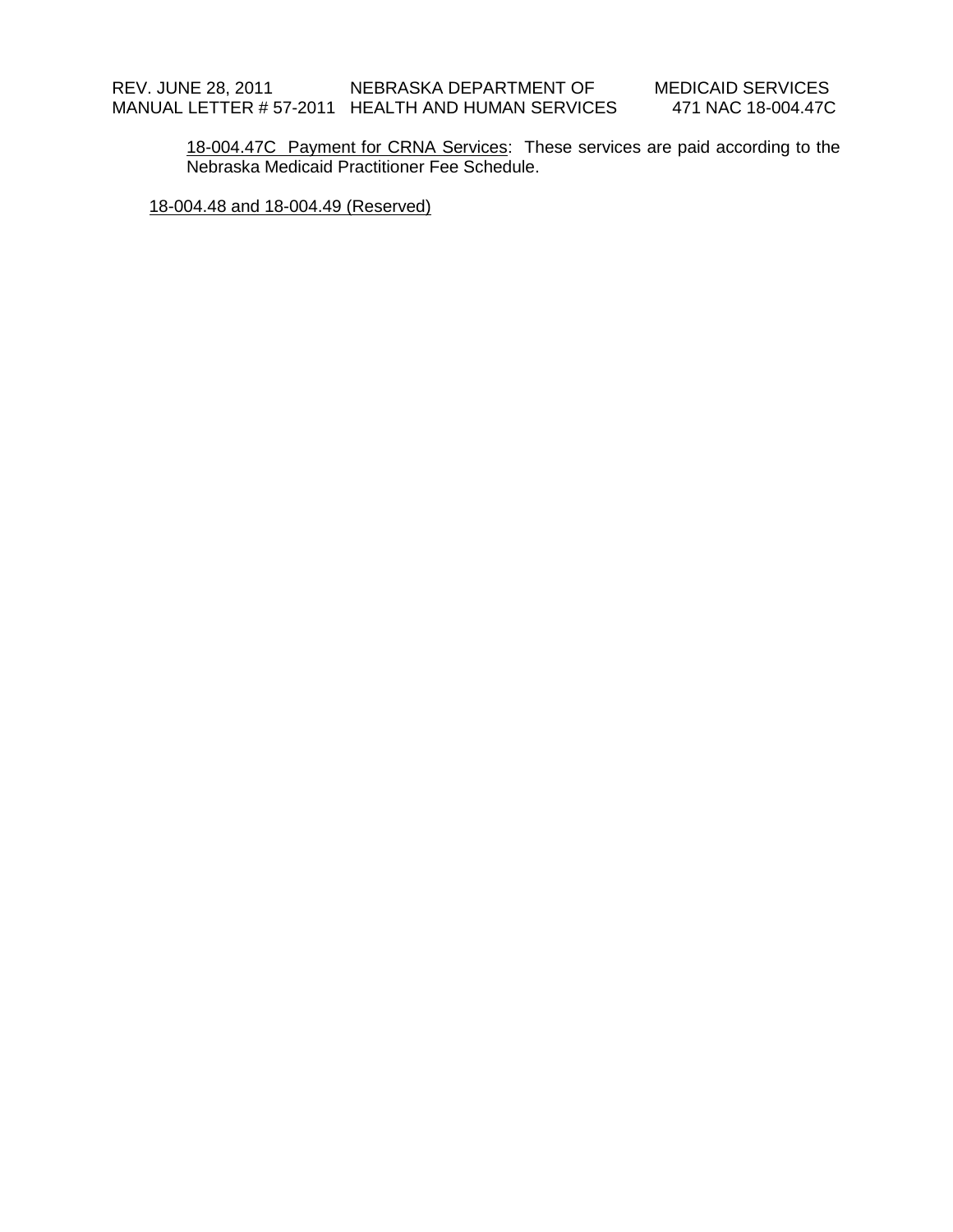18-004.47C Payment for CRNA Services: These services are paid according to the Nebraska Medicaid Practitioner Fee Schedule.

18-004.48 and 18-004.49 (Reserved)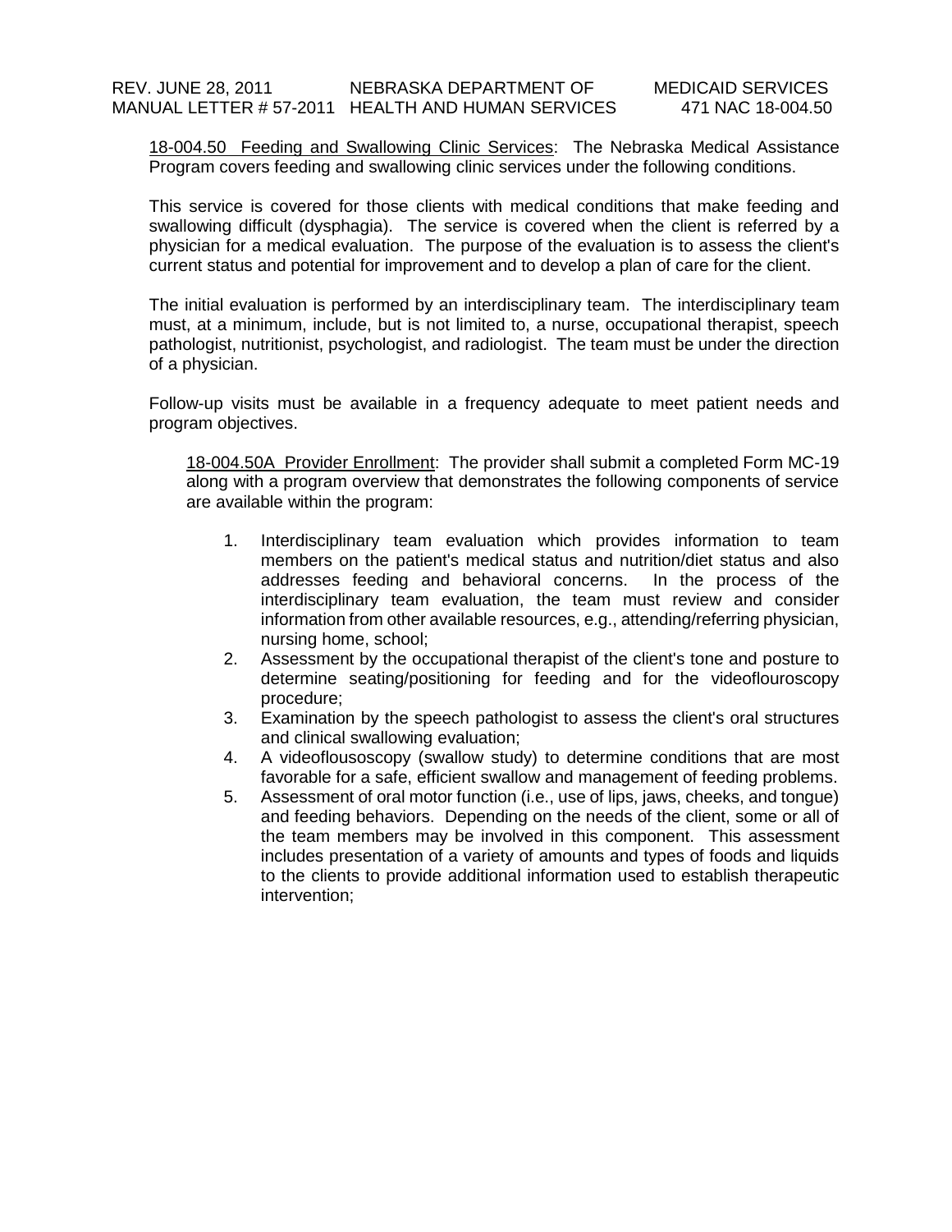18-004.50 Feeding and Swallowing Clinic Services: The Nebraska Medical Assistance Program covers feeding and swallowing clinic services under the following conditions.

This service is covered for those clients with medical conditions that make feeding and swallowing difficult (dysphagia). The service is covered when the client is referred by a physician for a medical evaluation. The purpose of the evaluation is to assess the client's current status and potential for improvement and to develop a plan of care for the client.

The initial evaluation is performed by an interdisciplinary team. The interdisciplinary team must, at a minimum, include, but is not limited to, a nurse, occupational therapist, speech pathologist, nutritionist, psychologist, and radiologist. The team must be under the direction of a physician.

Follow-up visits must be available in a frequency adequate to meet patient needs and program objectives.

18-004.50A Provider Enrollment: The provider shall submit a completed Form MC-19 along with a program overview that demonstrates the following components of service are available within the program:

1. Interdisciplinary team evaluation which provides information to team members on the patient's medical status and nutrition/diet status and also addresses feeding and behavioral concerns. In the process of the interdisciplinary team evaluation, the team must review and consider information from other available resources, e.g., attending/referring physician, nursing home, school;
2. Assessment by the occupational therapist of the client's tone and posture to determine seating/positioning for feeding and for the videoflouroscopy procedure;
3. Examination by the speech pathologist to assess the client's oral structures and clinical swallowing evaluation;
4. A videoflousoscopy (swallow study) to determine conditions that are most favorable for a safe, efficient swallow and management of feeding problems.
5. Assessment of oral motor function (i.e., use of lips, jaws, cheeks, and tongue) and feeding behaviors. Depending on the needs of the client, some or all of the team members may be involved in this component. This assessment includes presentation of a variety of amounts and types of foods and liquids to the clients to provide additional information used to establish therapeutic intervention;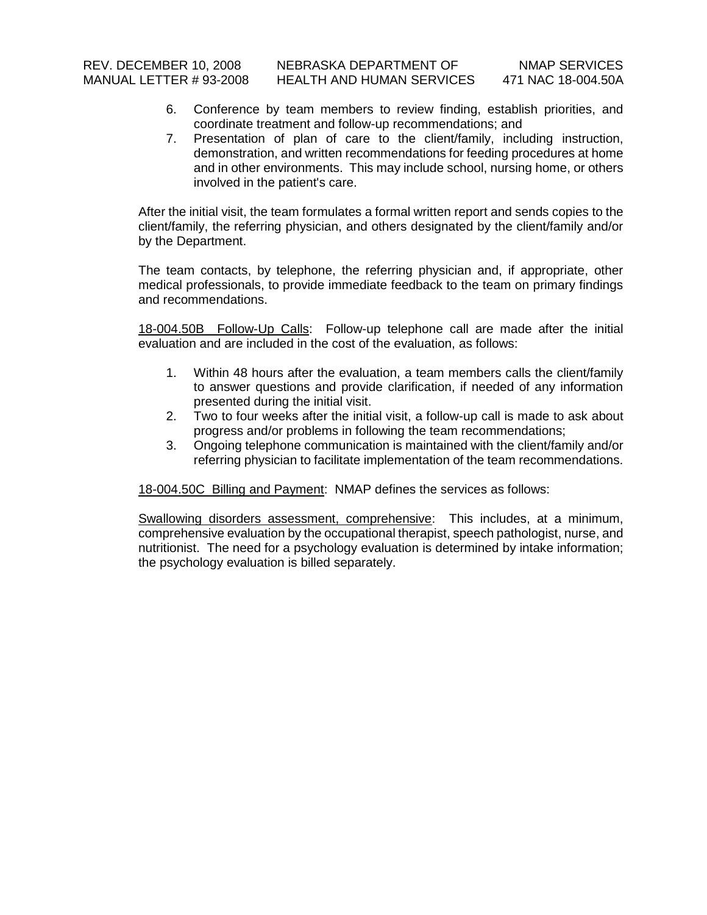6. Conference by team members to review finding, establish priorities, and coordinate treatment and follow-up recommendations; and
7. Presentation of plan of care to the client/family, including instruction, demonstration, and written recommendations for feeding procedures at home and in other environments. This may include school, nursing home, or others involved in the patient's care.

After the initial visit, the team formulates a formal written report and sends copies to the client/family, the referring physician, and others designated by the client/family and/or by the Department.

The team contacts, by telephone, the referring physician and, if appropriate, other medical professionals, to provide immediate feedback to the team on primary findings and recommendations.

<u>18-004.50B Follow-Up Calls</u>: Follow-up telephone call are made after the initial evaluation and are included in the cost of the evaluation, as follows:

1. Within 48 hours after the evaluation, a team members calls the client/family to answer questions and provide clarification, if needed of any information presented during the initial visit.
2. Two to four weeks after the initial visit, a follow-up call is made to ask about progress and/or problems in following the team recommendations;
3. Ongoing telephone communication is maintained with the client/family and/or referring physician to facilitate implementation of the team recommendations.

<u>18-004.50C Billing and Payment</u>: NMAP defines the services as follows:

<u>Swallowing disorders assessment, comprehensive</u>: This includes, at a minimum, comprehensive evaluation by the occupational therapist, speech pathologist, nurse, and nutritionist. The need for a psychology evaluation is determined by intake information; the psychology evaluation is billed separately.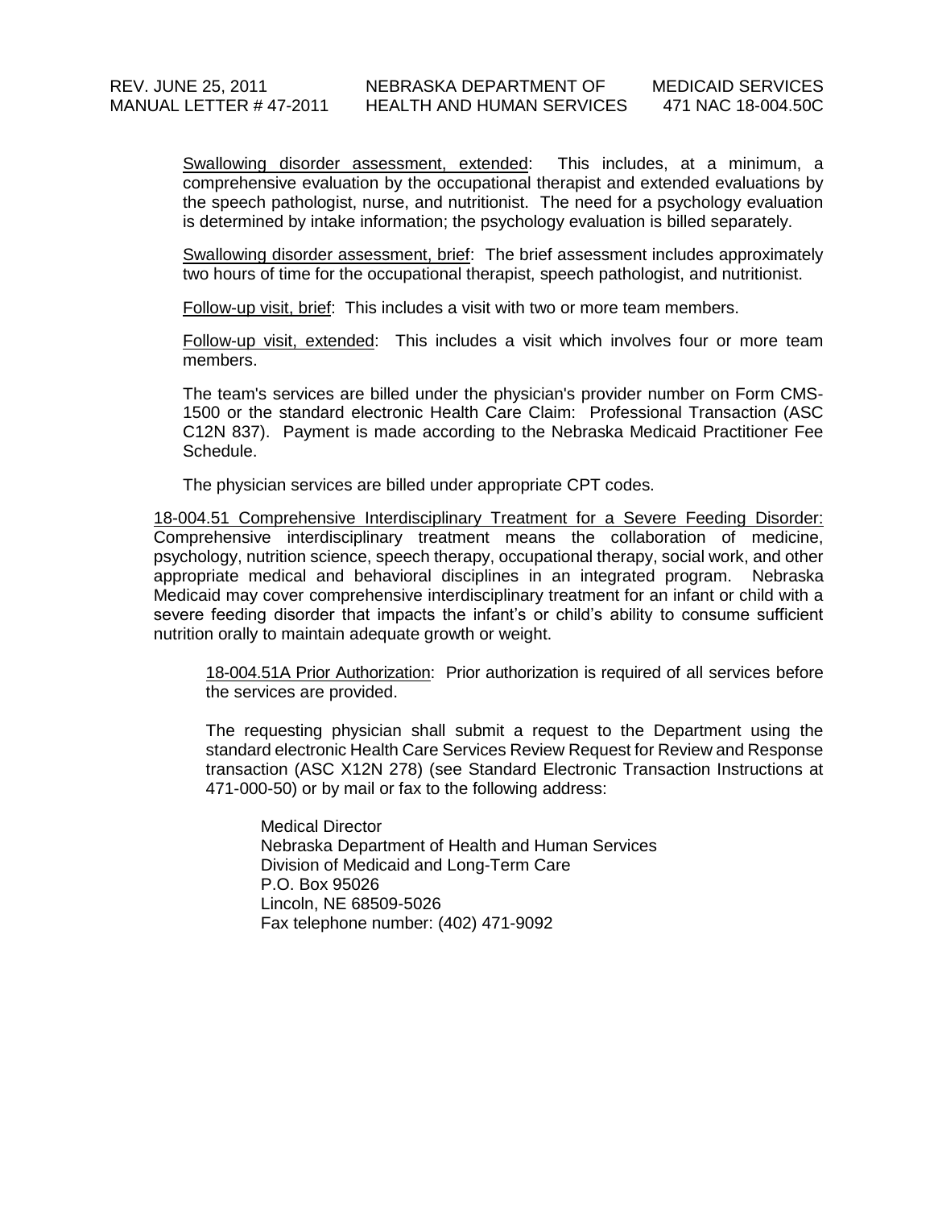Swallowing disorder assessment, extended: This includes, at a minimum, a comprehensive evaluation by the occupational therapist and extended evaluations by the speech pathologist, nurse, and nutritionist. The need for a psychology evaluation is determined by intake information; the psychology evaluation is billed separately.

Swallowing disorder assessment, brief: The brief assessment includes approximately two hours of time for the occupational therapist, speech pathologist, and nutritionist.

Follow-up visit, brief: This includes a visit with two or more team members.

Follow-up visit, extended: This includes a visit which involves four or more team members.

The team's services are billed under the physician's provider number on Form CMS-1500 or the standard electronic Health Care Claim: Professional Transaction (ASC C12N 837). Payment is made according to the Nebraska Medicaid Practitioner Fee Schedule.

The physician services are billed under appropriate CPT codes.

18-004.51 Comprehensive Interdisciplinary Treatment for a Severe Feeding Disorder: Comprehensive interdisciplinary treatment means the collaboration of medicine, psychology, nutrition science, speech therapy, occupational therapy, social work, and other appropriate medical and behavioral disciplines in an integrated program. Nebraska Medicaid may cover comprehensive interdisciplinary treatment for an infant or child with a severe feeding disorder that impacts the infant's or child's ability to consume sufficient nutrition orally to maintain adequate growth or weight.

18-004.51A Prior Authorization: Prior authorization is required of all services before the services are provided.

The requesting physician shall submit a request to the Department using the standard electronic Health Care Services Review Request for Review and Response transaction (ASC X12N 278) (see Standard Electronic Transaction Instructions at 471-000-50) or by mail or fax to the following address:

Medical Director  
Nebraska Department of Health and Human Services  
Division of Medicaid and Long-Term Care  
P.O. Box 95026  
Lincoln, NE 68509-5026  
Fax telephone number: (402) 471-9092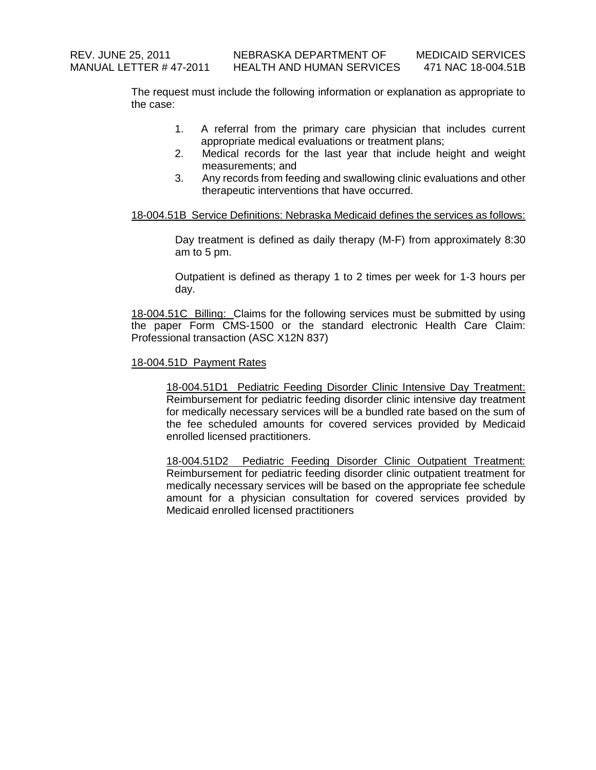The request must include the following information or explanation as appropriate to the case:

1. A referral from the primary care physician that includes current appropriate medical evaluations or treatment plans;
2. Medical records for the last year that include height and weight measurements; and
3. Any records from feeding and swallowing clinic evaluations and other therapeutic interventions that have occurred.

18-004.51B Service Definitions: Nebraska Medicaid defines the services as follows:

Day treatment is defined as daily therapy (M-F) from approximately 8:30 am to 5 pm.

Outpatient is defined as therapy 1 to 2 times per week for 1-3 hours per day.

18-004.51C Billing: Claims for the following services must be submitted by using the paper Form CMS-1500 or the standard electronic Health Care Claim: Professional transaction (ASC X12N 837)

18-004.51D Payment Rates

18-004.51D1 Pediatric Feeding Disorder Clinic Intensive Day Treatment: Reimbursement for pediatric feeding disorder clinic intensive day treatment for medically necessary services will be a bundled rate based on the sum of the fee scheduled amounts for covered services provided by Medicaid enrolled licensed practitioners.

18-004.51D2 Pediatric Feeding Disorder Clinic Outpatient Treatment: Reimbursement for pediatric feeding disorder clinic outpatient treatment for medically necessary services will be based on the appropriate fee schedule amount for a physician consultation for covered services provided by Medicaid enrolled licensed practitioners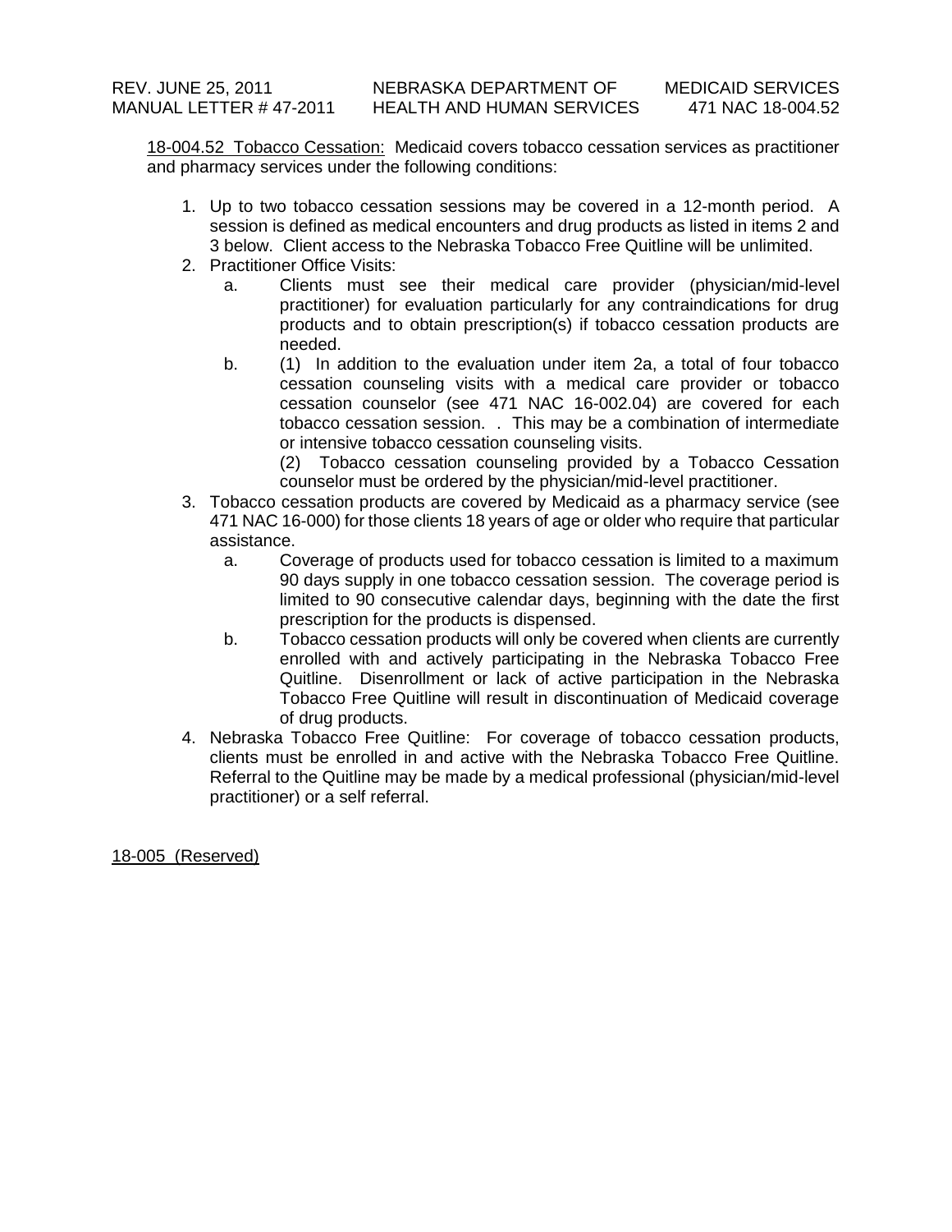18-004.52 Tobacco Cessation: Medicaid covers tobacco cessation services as practitioner and pharmacy services under the following conditions:

1. Up to two tobacco cessation sessions may be covered in a 12-month period. A session is defined as medical encounters and drug products as listed in items 2 and 3 below. Client access to the Nebraska Tobacco Free Quitline will be unlimited.
2. Practitioner Office Visits:
   a. Clients must see their medical care provider (physician/mid-level practitioner) for evaluation particularly for any contraindications for drug products and to obtain prescription(s) if tobacco cessation products are needed.
   b. (1) In addition to the evaluation under item 2a, a total of four tobacco cessation counseling visits with a medical care provider or tobacco cessation counselor (see 471 NAC 16-002.04) are covered for each tobacco cessation session. . This may be a combination of intermediate or intensive tobacco cessation counseling visits.

      (2) Tobacco cessation counseling provided by a Tobacco Cessation counselor must be ordered by the physician/mid-level practitioner.
3. Tobacco cessation products are covered by Medicaid as a pharmacy service (see 471 NAC 16-000) for those clients 18 years of age or older who require that particular assistance.
   a. Coverage of products used for tobacco cessation is limited to a maximum 90 days supply in one tobacco cessation session. The coverage period is limited to 90 consecutive calendar days, beginning with the date the first prescription for the products is dispensed.
   b. Tobacco cessation products will only be covered when clients are currently enrolled with and actively participating in the Nebraska Tobacco Free Quitline. Disenrollment or lack of active participation in the Nebraska Tobacco Free Quitline will result in discontinuation of Medicaid coverage of drug products.
4. Nebraska Tobacco Free Quitline: For coverage of tobacco cessation products, clients must be enrolled in and active with the Nebraska Tobacco Free Quitline. Referral to the Quitline may be made by a medical professional (physician/mid-level practitioner) or a self referral.

18-005 (Reserved)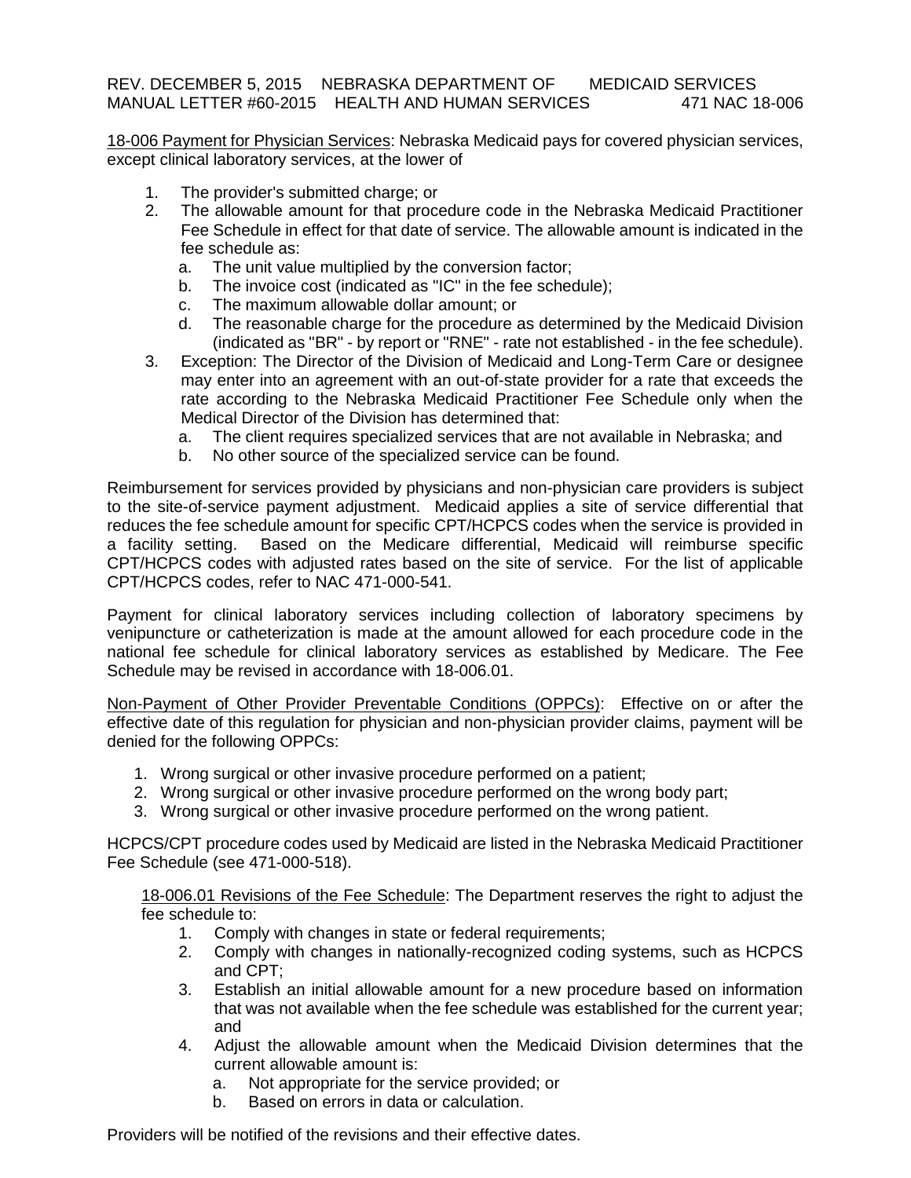18-006 Payment for Physician Services: Nebraska Medicaid pays for covered physician services, except clinical laboratory services, at the lower of

1. The provider's submitted charge; or
2. The allowable amount for that procedure code in the Nebraska Medicaid Practitioner Fee Schedule in effect for that date of service. The allowable amount is indicated in the fee schedule as:
   a. The unit value multiplied by the conversion factor;
   b. The invoice cost (indicated as "IC" in the fee schedule);
   c. The maximum allowable dollar amount; or
   d. The reasonable charge for the procedure as determined by the Medicaid Division (indicated as "BR" - by report or "RNE" - rate not established - in the fee schedule).
3. Exception: The Director of the Division of Medicaid and Long-Term Care or designee may enter into an agreement with an out-of-state provider for a rate that exceeds the rate according to the Nebraska Medicaid Practitioner Fee Schedule only when the Medical Director of the Division has determined that:
   a. The client requires specialized services that are not available in Nebraska; and
   b. No other source of the specialized service can be found.

Reimbursement for services provided by physicians and non-physician care providers is subject to the site-of-service payment adjustment. Medicaid applies a site of service differential that reduces the fee schedule amount for specific CPT/HCPCS codes when the service is provided in a facility setting. Based on the Medicare differential, Medicaid will reimburse specific CPT/HCPCS codes with adjusted rates based on the site of service. For the list of applicable CPT/HCPCS codes, refer to NAC 471-000-541.

Payment for clinical laboratory services including collection of laboratory specimens by venipuncture or catheterization is made at the amount allowed for each procedure code in the national fee schedule for clinical laboratory services as established by Medicare. The Fee Schedule may be revised in accordance with 18-006.01.

Non-Payment of Other Provider Preventable Conditions (OPPCs): Effective on or after the effective date of this regulation for physician and non-physician provider claims, payment will be denied for the following OPPCs:

1. Wrong surgical or other invasive procedure performed on a patient;
2. Wrong surgical or other invasive procedure performed on the wrong body part;
3. Wrong surgical or other invasive procedure performed on the wrong patient.

HCPCS/CPT procedure codes used by Medicaid are listed in the Nebraska Medicaid Practitioner Fee Schedule (see 471-000-518).

18-006.01 Revisions of the Fee Schedule: The Department reserves the right to adjust the fee schedule to:

1. Comply with changes in state or federal requirements;
2. Comply with changes in nationally-recognized coding systems, such as HCPCS and CPT;
3. Establish an initial allowable amount for a new procedure based on information that was not available when the fee schedule was established for the current year; and
4. Adjust the allowable amount when the Medicaid Division determines that the current allowable amount is:
   a. Not appropriate for the service provided; or
   b. Based on errors in data or calculation.

Providers will be notified of the revisions and their effective dates.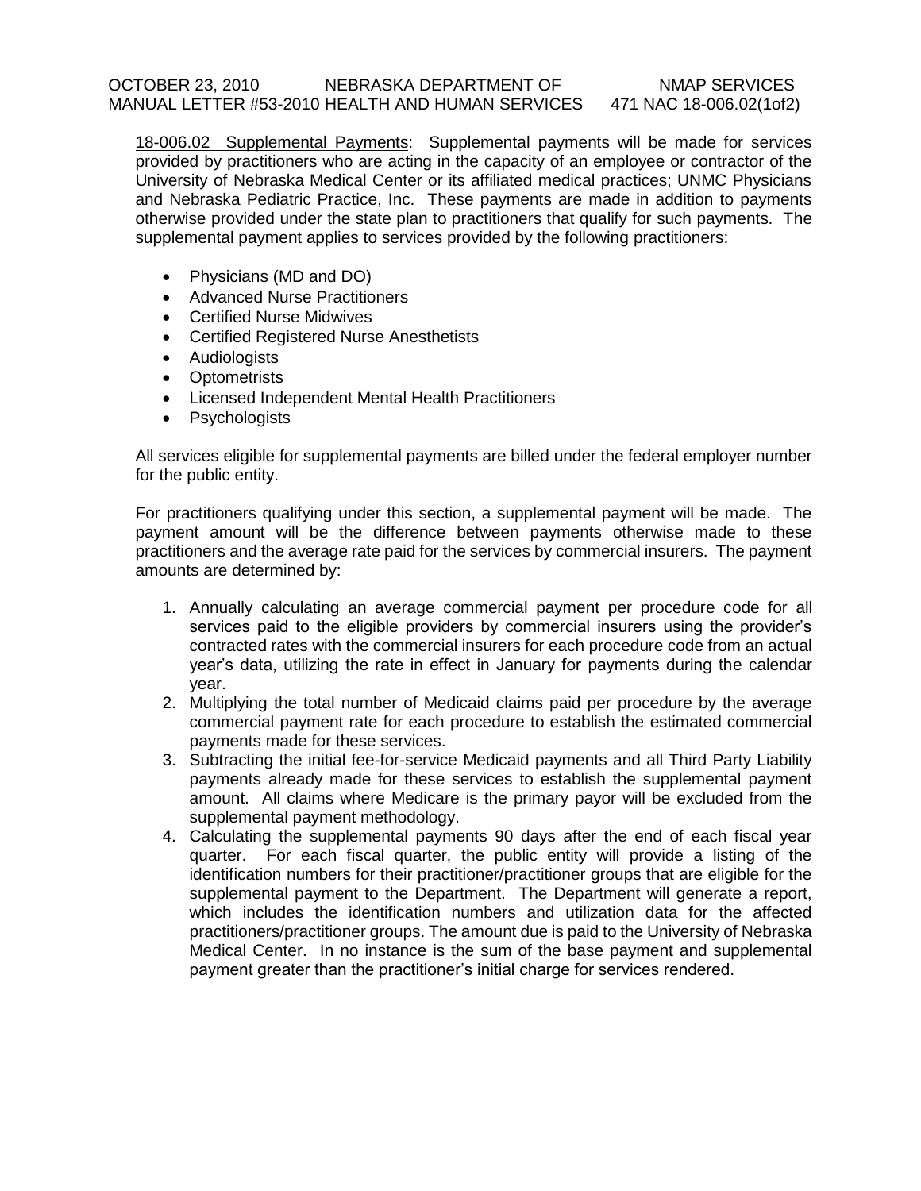18-006.02 Supplemental Payments: Supplemental payments will be made for services provided by practitioners who are acting in the capacity of an employee or contractor of the University of Nebraska Medical Center or its affiliated medical practices; UNMC Physicians and Nebraska Pediatric Practice, Inc. These payments are made in addition to payments otherwise provided under the state plan to practitioners that qualify for such payments. The supplemental payment applies to services provided by the following practitioners:

- Physicians (MD and DO)
- Advanced Nurse Practitioners
- Certified Nurse Midwives
- Certified Registered Nurse Anesthetists
- Audiologists
- Optometrists
- Licensed Independent Mental Health Practitioners
- Psychologists

All services eligible for supplemental payments are billed under the federal employer number for the public entity.

For practitioners qualifying under this section, a supplemental payment will be made. The payment amount will be the difference between payments otherwise made to these practitioners and the average rate paid for the services by commercial insurers. The payment amounts are determined by:

1. Annually calculating an average commercial payment per procedure code for all services paid to the eligible providers by commercial insurers using the provider's contracted rates with the commercial insurers for each procedure code from an actual year's data, utilizing the rate in effect in January for payments during the calendar year.
2. Multiplying the total number of Medicaid claims paid per procedure by the average commercial payment rate for each procedure to establish the estimated commercial payments made for these services.
3. Subtracting the initial fee-for-service Medicaid payments and all Third Party Liability payments already made for these services to establish the supplemental payment amount. All claims where Medicare is the primary payor will be excluded from the supplemental payment methodology.
4. Calculating the supplemental payments 90 days after the end of each fiscal year quarter. For each fiscal quarter, the public entity will provide a listing of the identification numbers for their practitioner/practitioner groups that are eligible for the supplemental payment to the Department. The Department will generate a report, which includes the identification numbers and utilization data for the affected practitioners/practitioner groups. The amount due is paid to the University of Nebraska Medical Center. In no instance is the sum of the base payment and supplemental payment greater than the practitioner's initial charge for services rendered.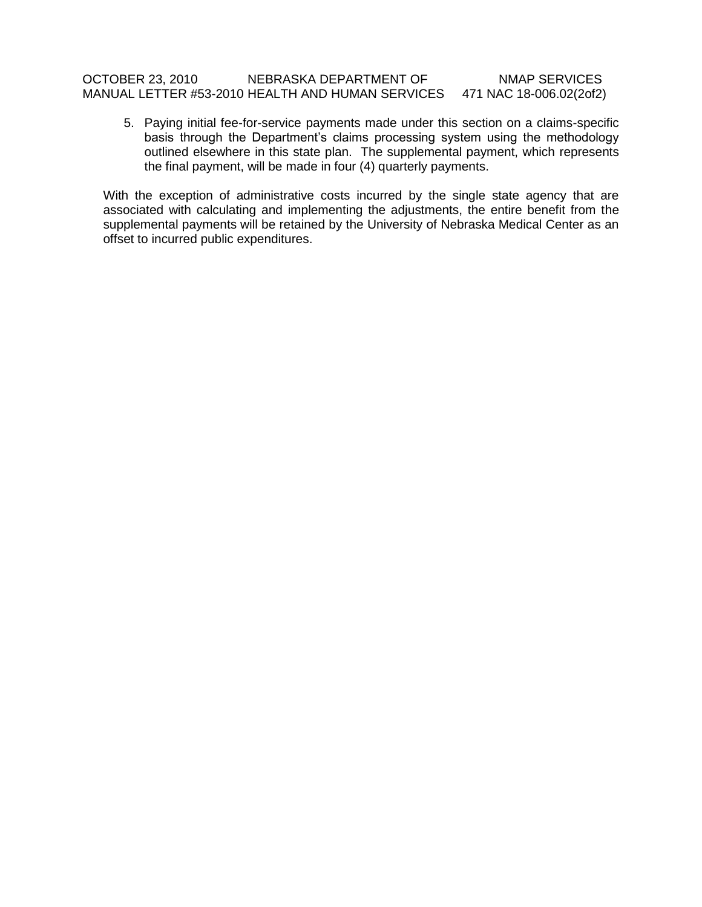5. Paying initial fee-for-service payments made under this section on a claims-specific basis through the Department's claims processing system using the methodology outlined elsewhere in this state plan. The supplemental payment, which represents the final payment, will be made in four (4) quarterly payments.

With the exception of administrative costs incurred by the single state agency that are associated with calculating and implementing the adjustments, the entire benefit from the supplemental payments will be retained by the University of Nebraska Medical Center as an offset to incurred public expenditures.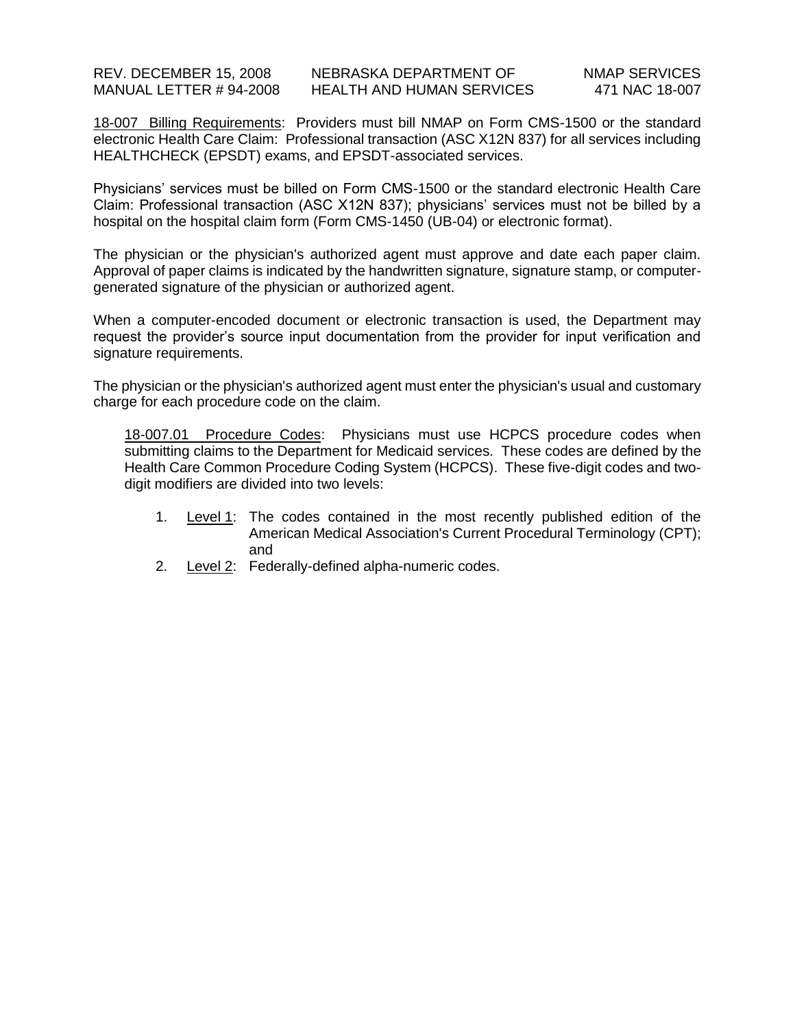18-007 Billing Requirements: Providers must bill NMAP on Form CMS-1500 or the standard electronic Health Care Claim: Professional transaction (ASC X12N 837) for all services including HEALTHCHECK (EPSDT) exams, and EPSDT-associated services.

Physicians' services must be billed on Form CMS-1500 or the standard electronic Health Care Claim: Professional transaction (ASC X12N 837); physicians' services must not be billed by a hospital on the hospital claim form (Form CMS-1450 (UB-04) or electronic format).

The physician or the physician's authorized agent must approve and date each paper claim. Approval of paper claims is indicated by the handwritten signature, signature stamp, or computer-generated signature of the physician or authorized agent.

When a computer-encoded document or electronic transaction is used, the Department may request the provider's source input documentation from the provider for input verification and signature requirements.

The physician or the physician's authorized agent must enter the physician's usual and customary charge for each procedure code on the claim.

18-007.01 Procedure Codes: Physicians must use HCPCS procedure codes when submitting claims to the Department for Medicaid services. These codes are defined by the Health Care Common Procedure Coding System (HCPCS). These five-digit codes and two-digit modifiers are divided into two levels:

1. Level 1: The codes contained in the most recently published edition of the American Medical Association's Current Procedural Terminology (CPT); and
2. Level 2: Federally-defined alpha-numeric codes.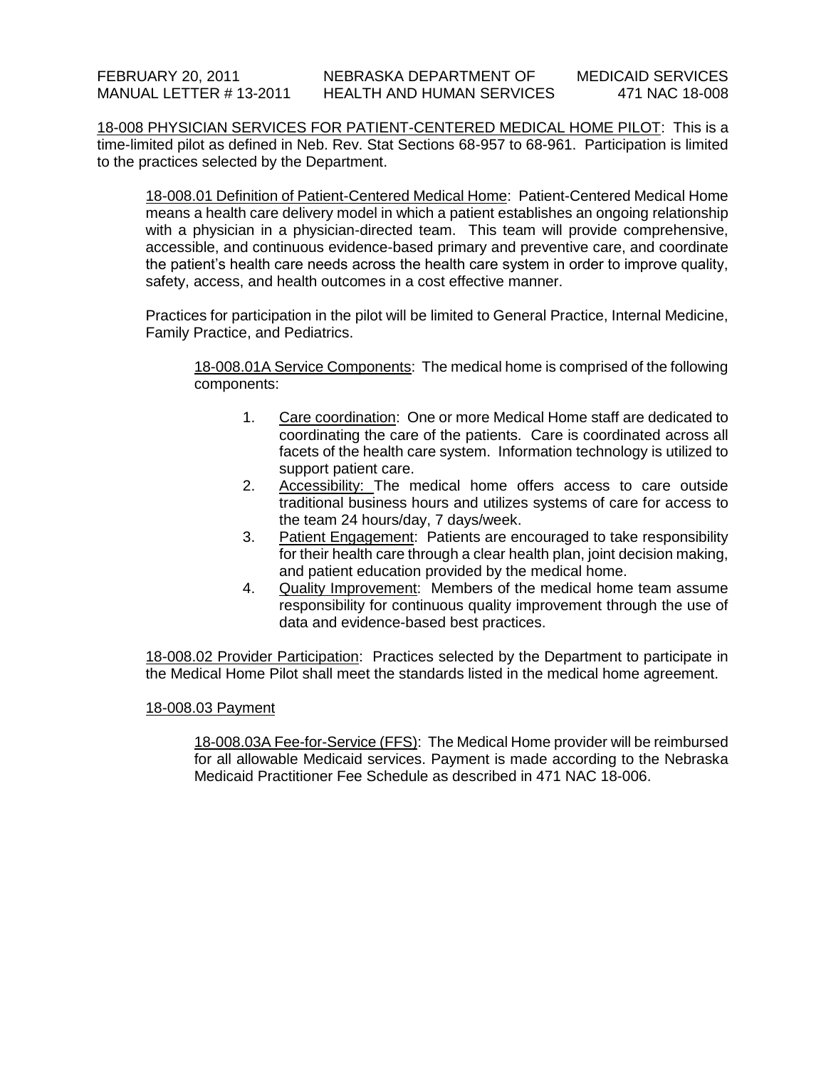18-008 PHYSICIAN SERVICES FOR PATIENT-CENTERED MEDICAL HOME PILOT: This is a time-limited pilot as defined in Neb. Rev. Stat Sections 68-957 to 68-961. Participation is limited to the practices selected by the Department.

18-008.01 Definition of Patient-Centered Medical Home: Patient-Centered Medical Home means a health care delivery model in which a patient establishes an ongoing relationship with a physician in a physician-directed team. This team will provide comprehensive, accessible, and continuous evidence-based primary and preventive care, and coordinate the patient's health care needs across the health care system in order to improve quality, safety, access, and health outcomes in a cost effective manner.

Practices for participation in the pilot will be limited to General Practice, Internal Medicine, Family Practice, and Pediatrics.

18-008.01A Service Components: The medical home is comprised of the following components:

1. Care coordination: One or more Medical Home staff are dedicated to coordinating the care of the patients. Care is coordinated across all facets of the health care system. Information technology is utilized to support patient care.
2. Accessibility: The medical home offers access to care outside traditional business hours and utilizes systems of care for access to the team 24 hours/day, 7 days/week.
3. Patient Engagement: Patients are encouraged to take responsibility for their health care through a clear health plan, joint decision making, and patient education provided by the medical home.
4. Quality Improvement: Members of the medical home team assume responsibility for continuous quality improvement through the use of data and evidence-based best practices.

18-008.02 Provider Participation: Practices selected by the Department to participate in the Medical Home Pilot shall meet the standards listed in the medical home agreement.

18-008.03 Payment

18-008.03A Fee-for-Service (FFS): The Medical Home provider will be reimbursed for all allowable Medicaid services. Payment is made according to the Nebraska Medicaid Practitioner Fee Schedule as described in 471 NAC 18-006.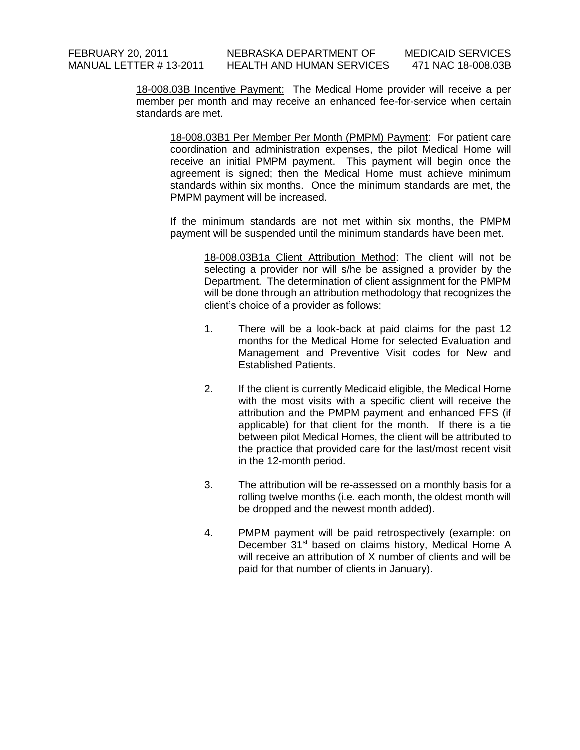18-008.03B Incentive Payment: The Medical Home provider will receive a per member per month and may receive an enhanced fee-for-service when certain standards are met.

18-008.03B1 Per Member Per Month (PMPM) Payment: For patient care coordination and administration expenses, the pilot Medical Home will receive an initial PMPM payment. This payment will begin once the agreement is signed; then the Medical Home must achieve minimum standards within six months. Once the minimum standards are met, the PMPM payment will be increased.

If the minimum standards are not met within six months, the PMPM payment will be suspended until the minimum standards have been met.

18-008.03B1a Client Attribution Method: The client will not be selecting a provider nor will s/he be assigned a provider by the Department. The determination of client assignment for the PMPM will be done through an attribution methodology that recognizes the client's choice of a provider as follows:

1. There will be a look-back at paid claims for the past 12 months for the Medical Home for selected Evaluation and Management and Preventive Visit codes for New and Established Patients.

2. If the client is currently Medicaid eligible, the Medical Home with the most visits with a specific client will receive the attribution and the PMPM payment and enhanced FFS (if applicable) for that client for the month. If there is a tie between pilot Medical Homes, the client will be attributed to the practice that provided care for the last/most recent visit in the 12-month period.

3. The attribution will be re-assessed on a monthly basis for a rolling twelve months (i.e. each month, the oldest month will be dropped and the newest month added).

4. PMPM payment will be paid retrospectively (example: on December 31st based on claims history, Medical Home A will receive an attribution of X number of clients and will be paid for that number of clients in January).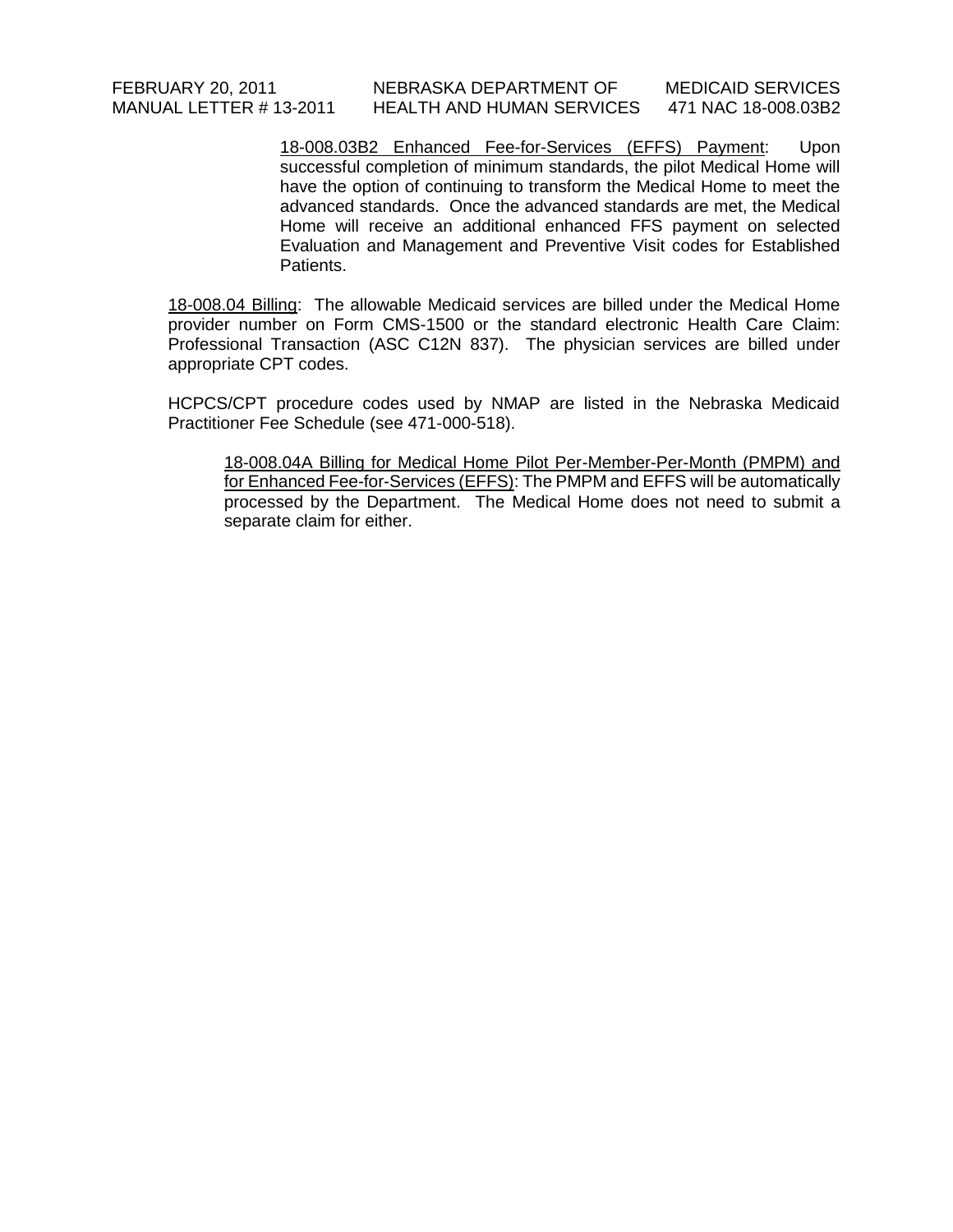18-008.03B2 Enhanced Fee-for-Services (EFFS) Payment: Upon successful completion of minimum standards, the pilot Medical Home will have the option of continuing to transform the Medical Home to meet the advanced standards. Once the advanced standards are met, the Medical Home will receive an additional enhanced FFS payment on selected Evaluation and Management and Preventive Visit codes for Established Patients.

18-008.04 Billing: The allowable Medicaid services are billed under the Medical Home provider number on Form CMS-1500 or the standard electronic Health Care Claim: Professional Transaction (ASC C12N 837). The physician services are billed under appropriate CPT codes.

HCPCS/CPT procedure codes used by NMAP are listed in the Nebraska Medicaid Practitioner Fee Schedule (see 471-000-518).

18-008.04A Billing for Medical Home Pilot Per-Member-Per-Month (PMPM) and for Enhanced Fee-for-Services (EFFS): The PMPM and EFFS will be automatically processed by the Department. The Medical Home does not need to submit a separate claim for either.